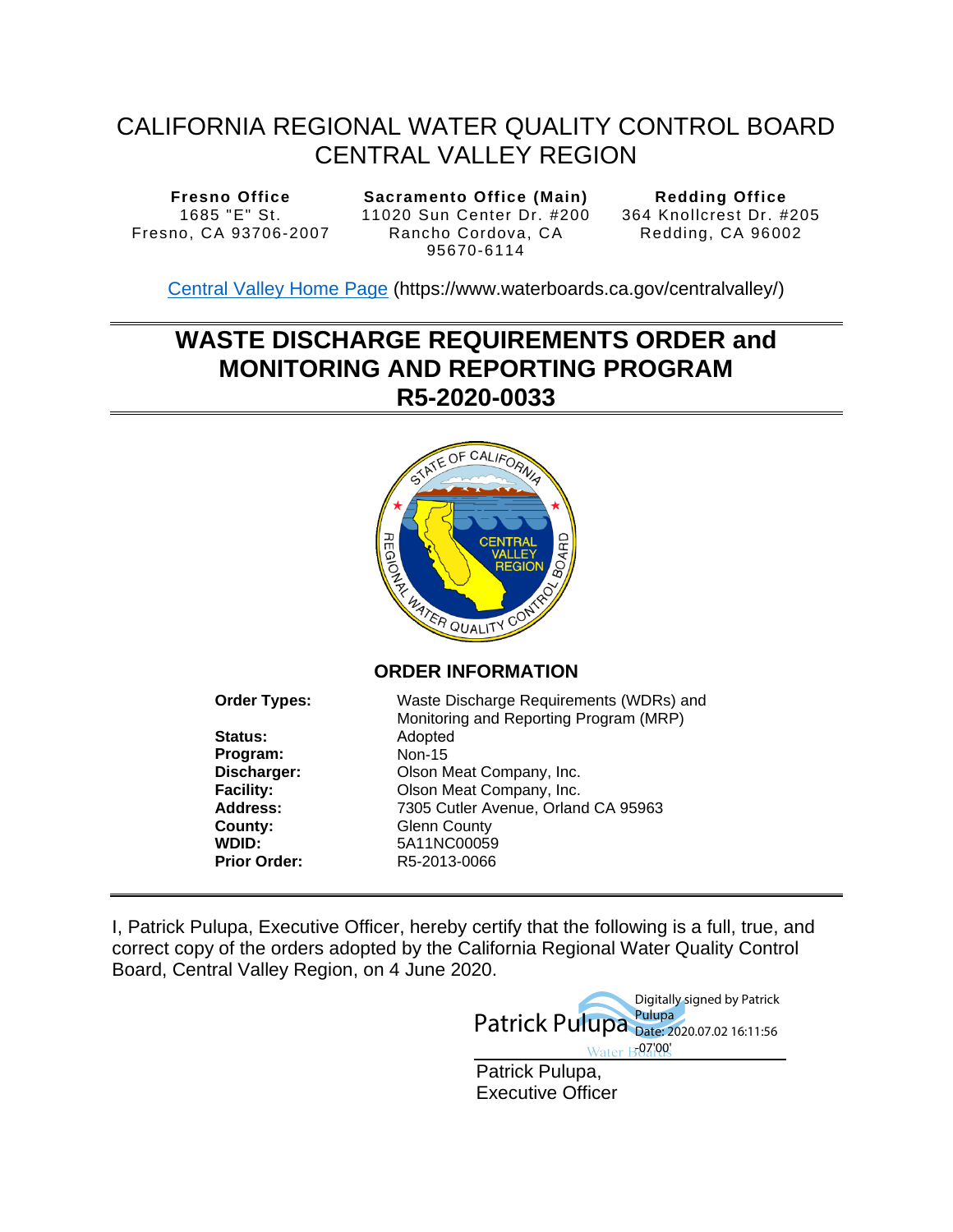# CALIFORNIA REGIONAL WATER QUALITY CONTROL BOARD CENTRAL VALLEY REGION

| **Fresno Office** | **Sacramento Office (Main)** | **Redding Office** |
|---|---|---|
| 1685 "E" St. | 11020 Sun Center Dr. #200 | 364 Knollcrest Dr. #205 |
| Fresno, CA 93706-2007 | Rancho Cordova, CA 95670-6114 | Redding, CA 96002 |

[Central Valley Home Page](https://www.waterboards.ca.gov/centralvalley/) (https://www.waterboards.ca.gov/centralvalley/)

# WASTE DISCHARGE REQUIREMENTS ORDER and MONITORING AND REPORTING PROGRAM R5-2020-0033

## ORDER INFORMATION

| | |
|---|---|
| **Order Types:** | Waste Discharge Requirements (WDRs) and Monitoring and Reporting Program (MRP) |
| **Status:** | Adopted |
| **Program:** | Non-15 |
| **Discharger:** | Olson Meat Company, Inc. |
| **Facility:** | Olson Meat Company, Inc. |
| **Address:** | 7305 Cutler Avenue, Orland CA 95963 |
| **County:** | Glenn County |
| **WDID:** | 5A11NC00059 |
| **Prior Order:** | R5-2013-0066 |

I, Patrick Pulupa, Executive Officer, hereby certify that the following is a full, true, and correct copy of the orders adopted by the California Regional Water Quality Control Board, Central Valley Region, on 4 June 2020.

Patrick Pulupa Digitally signed by Patrick Pulupa Date: 2020.07.02 16:11:56 -07'00'

Patrick Pulupa,
Executive Officer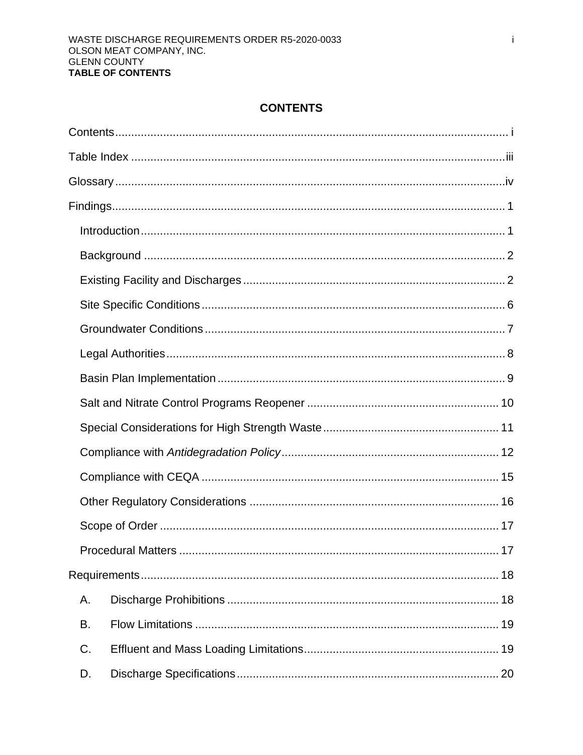# CONTENTS

Contents ........................................................ i

Table Index ........................................................ iii

Glossary ........................................................ iv

Findings ........................................................ 1

- Introduction ........................................................ 1
- Background ........................................................ 2
- Existing Facility and Discharges ........................................................ 2
- Site Specific Conditions ........................................................ 6
- Groundwater Conditions ........................................................ 7
- Legal Authorities ........................................................ 8
- Basin Plan Implementation ........................................................ 9
- Salt and Nitrate Control Programs Reopener ........................................................ 10
- Special Considerations for High Strength Waste ........................................................ 11
- Compliance with *Antidegradation Policy* ........................................................ 12
- Compliance with CEQA ........................................................ 15
- Other Regulatory Considerations ........................................................ 16
- Scope of Order ........................................................ 17
- Procedural Matters ........................................................ 17

Requirements ........................................................ 18

- A. Discharge Prohibitions ........................................................ 18
- B. Flow Limitations ........................................................ 19
- C. Effluent and Mass Loading Limitations ........................................................ 19
- D. Discharge Specifications ........................................................ 20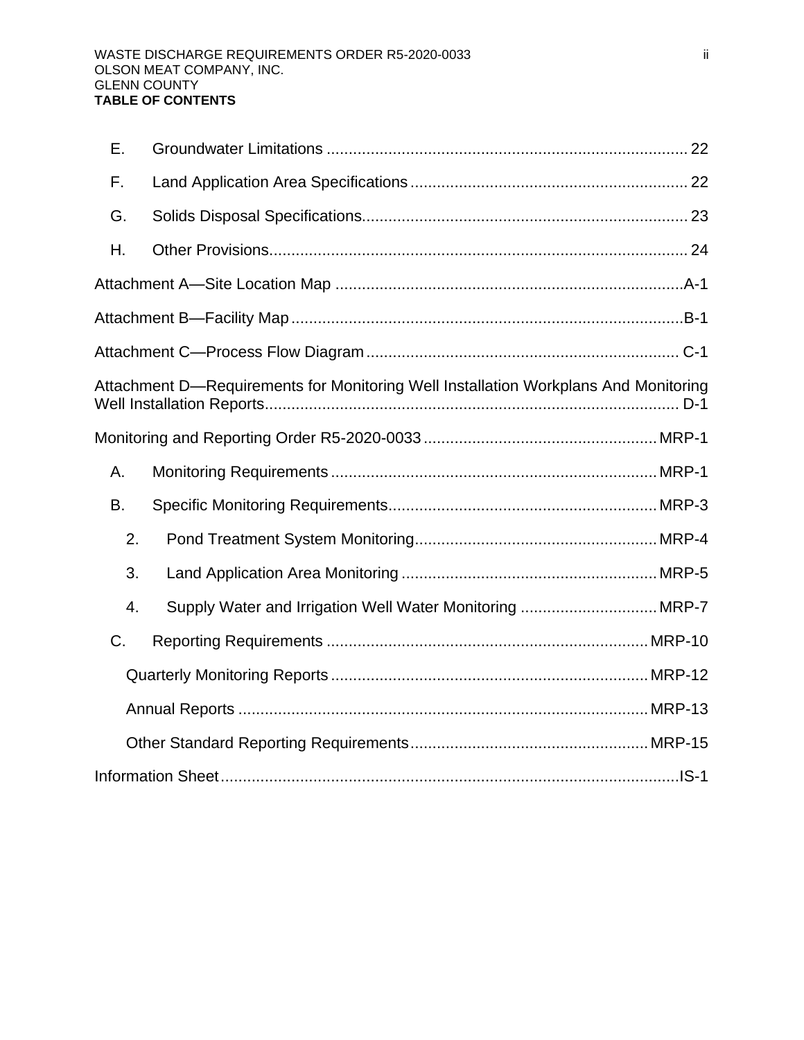E. Groundwater Limitations ................................................................................. 22

F. Land Application Area Specifications .............................................................. 22

G. Solids Disposal Specifications......................................................................... 23

H. Other Provisions.............................................................................................. 24

Attachment A—Site Location Map ..............................................................................A-1

Attachment B—Facility Map........................................................................................B-1

Attachment C—Process Flow Diagram ...................................................................... C-1

Attachment D—Requirements for Monitoring Well Installation Workplans And Monitoring Well Installation Reports............................................................................................. D-1

Monitoring and Reporting Order R5-2020-0033 ....................................................MRP-1

A. Monitoring Requirements .........................................................................MRP-1

B. Specific Monitoring Requirements............................................................MRP-3

2. Pond Treatment System Monitoring......................................................MRP-4

3. Land Application Area Monitoring .........................................................MRP-5

4. Supply Water and Irrigation Well Water Monitoring ...............................MRP-7

C. Reporting Requirements .......................................................................MRP-10

Quarterly Monitoring Reports .......................................................................MRP-12

Annual Reports ............................................................................................MRP-13

Other Standard Reporting Requirements.....................................................MRP-15

Information Sheet.......................................................................................................IS-1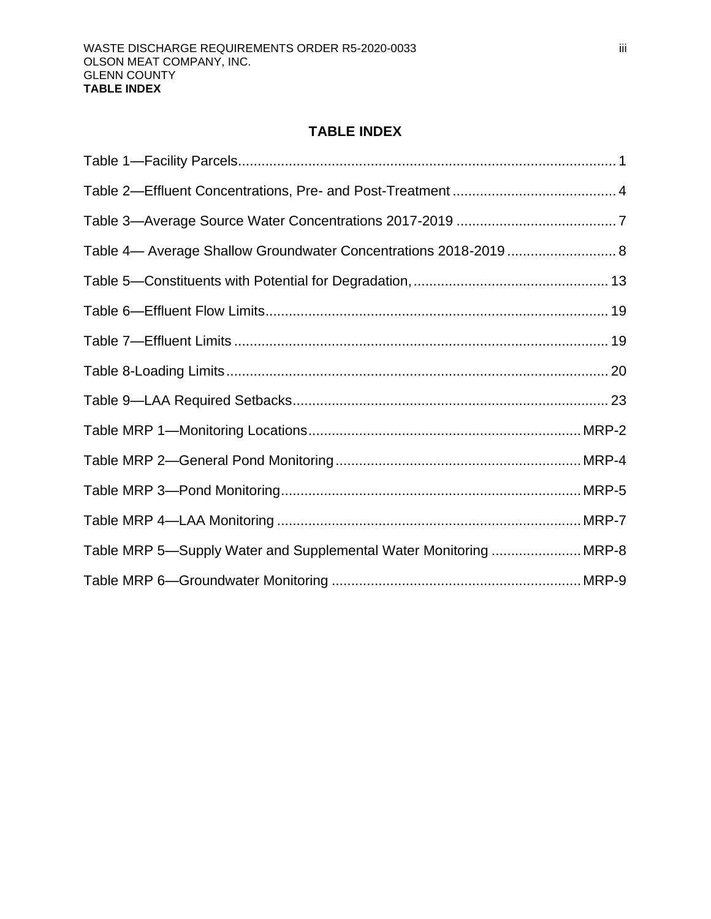# TABLE INDEX

Table 1—Facility Parcels................................................................................................ 1

Table 2—Effluent Concentrations, Pre- and Post-Treatment .......................................... 4

Table 3—Average Source Water Concentrations 2017-2019 ......................................... 7

Table 4— Average Shallow Groundwater Concentrations 2018-2019 ............................ 8

Table 5—Constituents with Potential for Degradation, ................................................. 13

Table 6—Effluent Flow Limits........................................................................................ 19

Table 7—Effluent Limits ................................................................................................ 19

Table 8-Loading Limits.................................................................................................. 20

Table 9—LAA Required Setbacks................................................................................. 23

Table MRP 1—Monitoring Locations...................................................................... MRP-2

Table MRP 2—General Pond Monitoring............................................................... MRP-4

Table MRP 3—Pond Monitoring............................................................................. MRP-5

Table MRP 4—LAA Monitoring .............................................................................. MRP-7

Table MRP 5—Supply Water and Supplemental Water Monitoring ....................... MRP-8

Table MRP 6—Groundwater Monitoring ................................................................ MRP-9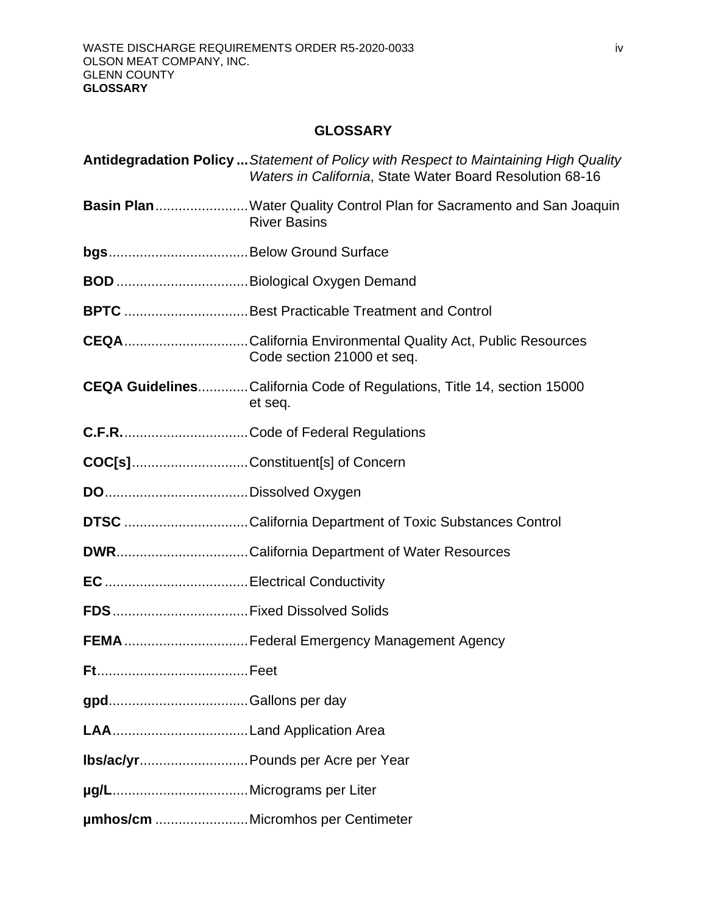# GLOSSARY

**Antidegradation Policy** ... *Statement of Policy with Respect to Maintaining High Quality Waters in California*, State Water Board Resolution 68-16

**Basin Plan** ... Water Quality Control Plan for Sacramento and San Joaquin River Basins

**bgs** ... Below Ground Surface

**BOD** ... Biological Oxygen Demand

**BPTC** ... Best Practicable Treatment and Control

**CEQA** ... California Environmental Quality Act, Public Resources Code section 21000 et seq.

**CEQA Guidelines** ... California Code of Regulations, Title 14, section 15000 et seq.

**C.F.R.** ... Code of Federal Regulations

**COC[s]** ... Constituent[s] of Concern

**DO** ... Dissolved Oxygen

**DTSC** ... California Department of Toxic Substances Control

**DWR** ... California Department of Water Resources

**EC** ... Electrical Conductivity

**FDS** ... Fixed Dissolved Solids

**FEMA** ... Federal Emergency Management Agency

**Ft** ... Feet

**gpd** ... Gallons per day

**LAA** ... Land Application Area

**lbs/ac/yr** ... Pounds per Acre per Year

**µg/L** ... Micrograms per Liter

**µmhos/cm** ... Micromhos per Centimeter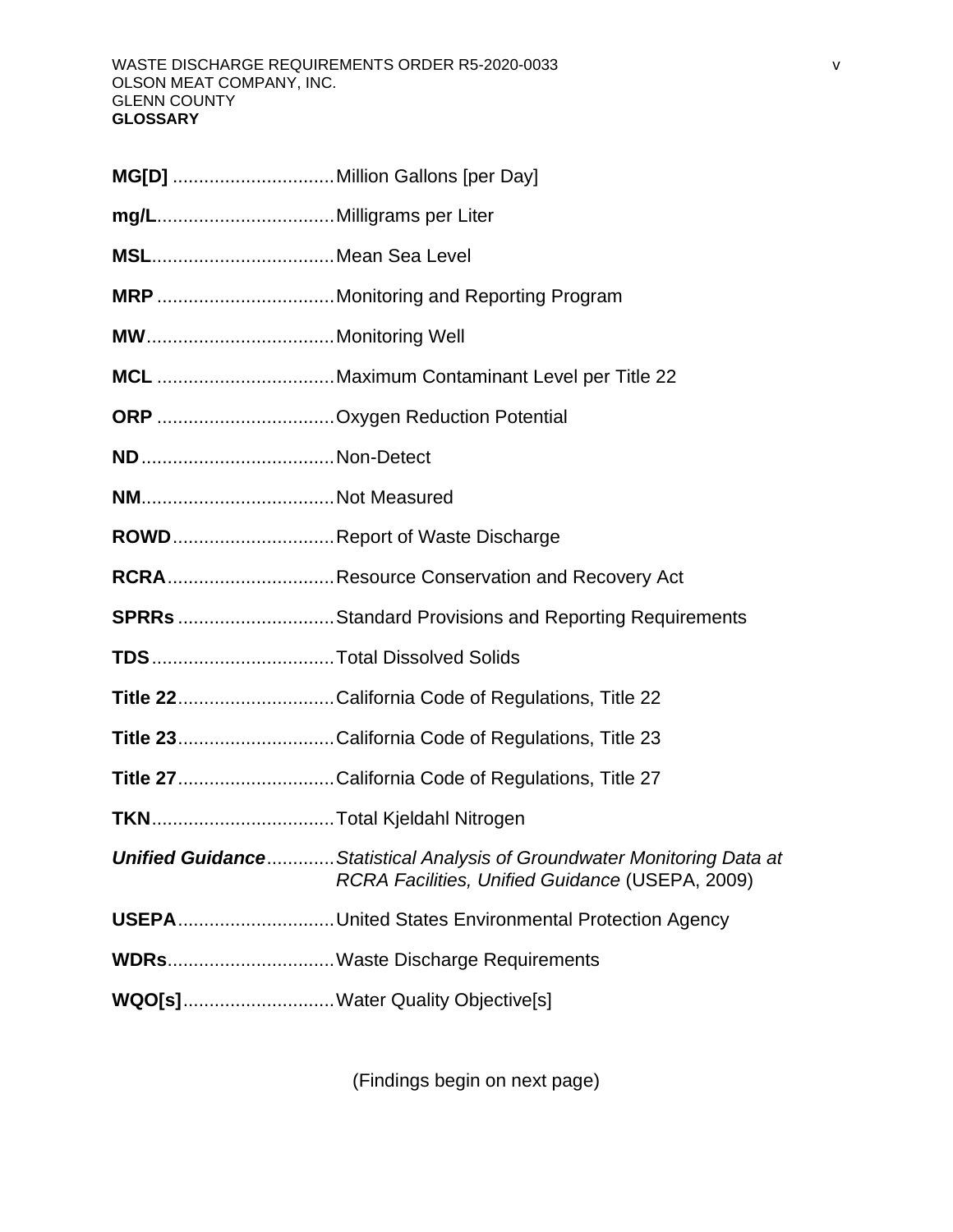**MG[D]** ...............................Million Gallons [per Day]

**mg/L**..................................Milligrams per Liter

**MSL**...................................Mean Sea Level

**MRP** ..................................Monitoring and Reporting Program

**MW**....................................Monitoring Well

**MCL** ..................................Maximum Contaminant Level per Title 22

**ORP** ..................................Oxygen Reduction Potential

**ND**.....................................Non-Detect

**NM**.....................................Not Measured

**ROWD**...............................Report of Waste Discharge

**RCRA**................................Resource Conservation and Recovery Act

**SPRRs** ..............................Standard Provisions and Reporting Requirements

**TDS**...................................Total Dissolved Solids

**Title 22**..............................California Code of Regulations, Title 22

**Title 23**..............................California Code of Regulations, Title 23

**Title 27**..............................California Code of Regulations, Title 27

**TKN**...................................Total Kjeldahl Nitrogen

***Unified Guidance***.............*Statistical Analysis of Groundwater Monitoring Data at RCRA Facilities, Unified Guidance* (USEPA, 2009)

**USEPA**..............................United States Environmental Protection Agency

**WDRs**................................Waste Discharge Requirements

**WQO[s]**.............................Water Quality Objective[s]

(Findings begin on next page)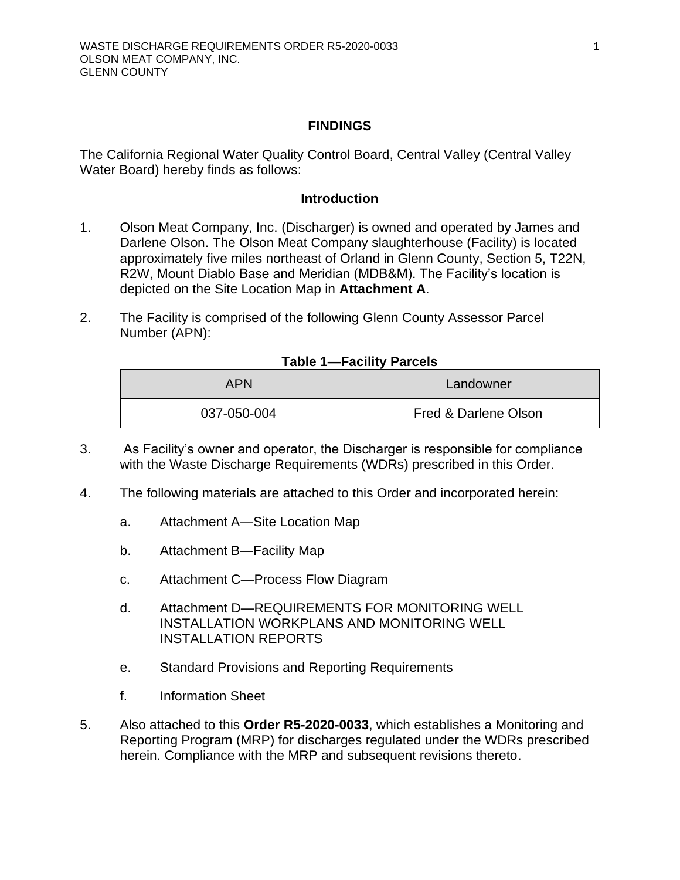## FINDINGS

The California Regional Water Quality Control Board, Central Valley (Central Valley Water Board) hereby finds as follows:

### Introduction

1. Olson Meat Company, Inc. (Discharger) is owned and operated by James and Darlene Olson. The Olson Meat Company slaughterhouse (Facility) is located approximately five miles northeast of Orland in Glenn County, Section 5, T22N, R2W, Mount Diablo Base and Meridian (MDB&M). The Facility's location is depicted on the Site Location Map in **Attachment A**.

2. The Facility is comprised of the following Glenn County Assessor Parcel Number (APN):

**Table 1—Facility Parcels**

| APN | Landowner |
|---|---|
| 037-050-004 | Fred & Darlene Olson |

3. As Facility's owner and operator, the Discharger is responsible for compliance with the Waste Discharge Requirements (WDRs) prescribed in this Order.

4. The following materials are attached to this Order and incorporated herein:

   a. Attachment A—Site Location Map

   b. Attachment B—Facility Map

   c. Attachment C—Process Flow Diagram

   d. Attachment D—REQUIREMENTS FOR MONITORING WELL INSTALLATION WORKPLANS AND MONITORING WELL INSTALLATION REPORTS

   e. Standard Provisions and Reporting Requirements

   f. Information Sheet

5. Also attached to this **Order R5-2020-0033**, which establishes a Monitoring and Reporting Program (MRP) for discharges regulated under the WDRs prescribed herein. Compliance with the MRP and subsequent revisions thereto.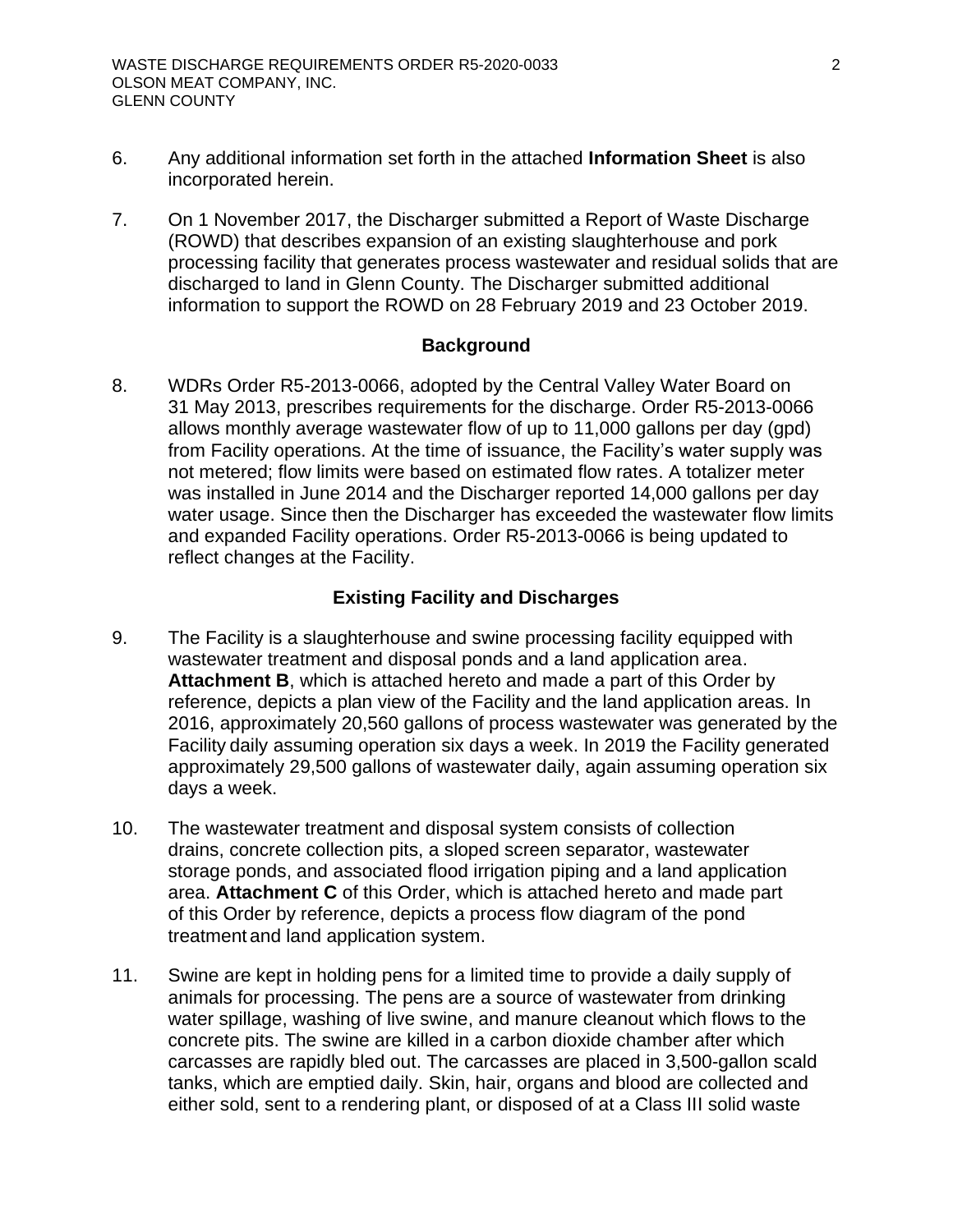6. Any additional information set forth in the attached **Information Sheet** is also incorporated herein.

7. On 1 November 2017, the Discharger submitted a Report of Waste Discharge (ROWD) that describes expansion of an existing slaughterhouse and pork processing facility that generates process wastewater and residual solids that are discharged to land in Glenn County. The Discharger submitted additional information to support the ROWD on 28 February 2019 and 23 October 2019.

## Background

8. WDRs Order R5-2013-0066, adopted by the Central Valley Water Board on 31 May 2013, prescribes requirements for the discharge. Order R5-2013-0066 allows monthly average wastewater flow of up to 11,000 gallons per day (gpd) from Facility operations. At the time of issuance, the Facility's water supply was not metered; flow limits were based on estimated flow rates. A totalizer meter was installed in June 2014 and the Discharger reported 14,000 gallons per day water usage. Since then the Discharger has exceeded the wastewater flow limits and expanded Facility operations. Order R5-2013-0066 is being updated to reflect changes at the Facility.

## Existing Facility and Discharges

9. The Facility is a slaughterhouse and swine processing facility equipped with wastewater treatment and disposal ponds and a land application area. **Attachment B**, which is attached hereto and made a part of this Order by reference, depicts a plan view of the Facility and the land application areas. In 2016, approximately 20,560 gallons of process wastewater was generated by the Facility daily assuming operation six days a week. In 2019 the Facility generated approximately 29,500 gallons of wastewater daily, again assuming operation six days a week.

10. The wastewater treatment and disposal system consists of collection drains, concrete collection pits, a sloped screen separator, wastewater storage ponds, and associated flood irrigation piping and a land application area. **Attachment C** of this Order, which is attached hereto and made part of this Order by reference, depicts a process flow diagram of the pond treatment and land application system.

11. Swine are kept in holding pens for a limited time to provide a daily supply of animals for processing. The pens are a source of wastewater from drinking water spillage, washing of live swine, and manure cleanout which flows to the concrete pits. The swine are killed in a carbon dioxide chamber after which carcasses are rapidly bled out. The carcasses are placed in 3,500-gallon scald tanks, which are emptied daily. Skin, hair, organs and blood are collected and either sold, sent to a rendering plant, or disposed of at a Class III solid waste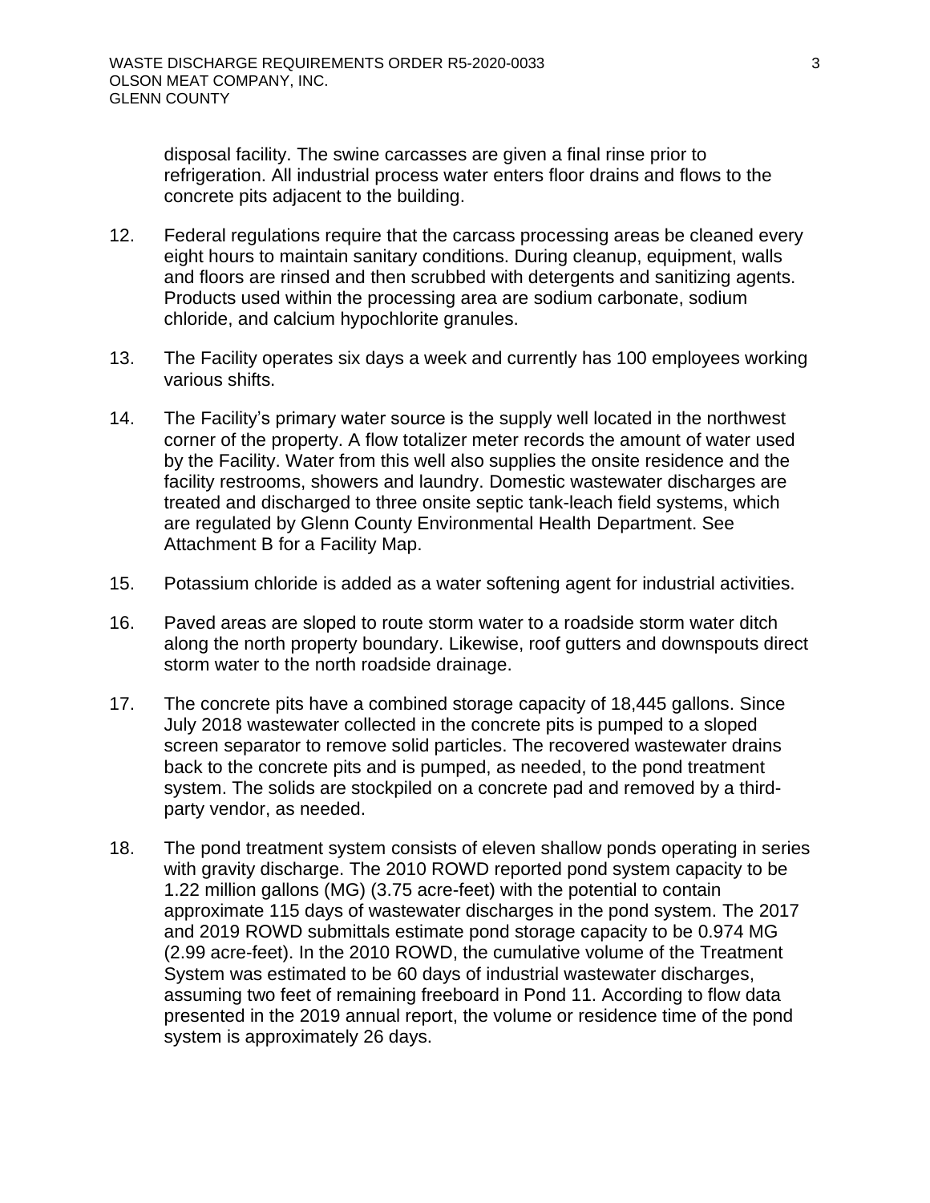disposal facility. The swine carcasses are given a final rinse prior to refrigeration. All industrial process water enters floor drains and flows to the concrete pits adjacent to the building.

12. Federal regulations require that the carcass processing areas be cleaned every eight hours to maintain sanitary conditions. During cleanup, equipment, walls and floors are rinsed and then scrubbed with detergents and sanitizing agents. Products used within the processing area are sodium carbonate, sodium chloride, and calcium hypochlorite granules.

13. The Facility operates six days a week and currently has 100 employees working various shifts.

14. The Facility's primary water source is the supply well located in the northwest corner of the property. A flow totalizer meter records the amount of water used by the Facility. Water from this well also supplies the onsite residence and the facility restrooms, showers and laundry. Domestic wastewater discharges are treated and discharged to three onsite septic tank-leach field systems, which are regulated by Glenn County Environmental Health Department. See Attachment B for a Facility Map.

15. Potassium chloride is added as a water softening agent for industrial activities.

16. Paved areas are sloped to route storm water to a roadside storm water ditch along the north property boundary. Likewise, roof gutters and downspouts direct storm water to the north roadside drainage.

17. The concrete pits have a combined storage capacity of 18,445 gallons. Since July 2018 wastewater collected in the concrete pits is pumped to a sloped screen separator to remove solid particles. The recovered wastewater drains back to the concrete pits and is pumped, as needed, to the pond treatment system. The solids are stockpiled on a concrete pad and removed by a third-party vendor, as needed.

18. The pond treatment system consists of eleven shallow ponds operating in series with gravity discharge. The 2010 ROWD reported pond system capacity to be 1.22 million gallons (MG) (3.75 acre-feet) with the potential to contain approximate 115 days of wastewater discharges in the pond system. The 2017 and 2019 ROWD submittals estimate pond storage capacity to be 0.974 MG (2.99 acre-feet). In the 2010 ROWD, the cumulative volume of the Treatment System was estimated to be 60 days of industrial wastewater discharges, assuming two feet of remaining freeboard in Pond 11. According to flow data presented in the 2019 annual report, the volume or residence time of the pond system is approximately 26 days.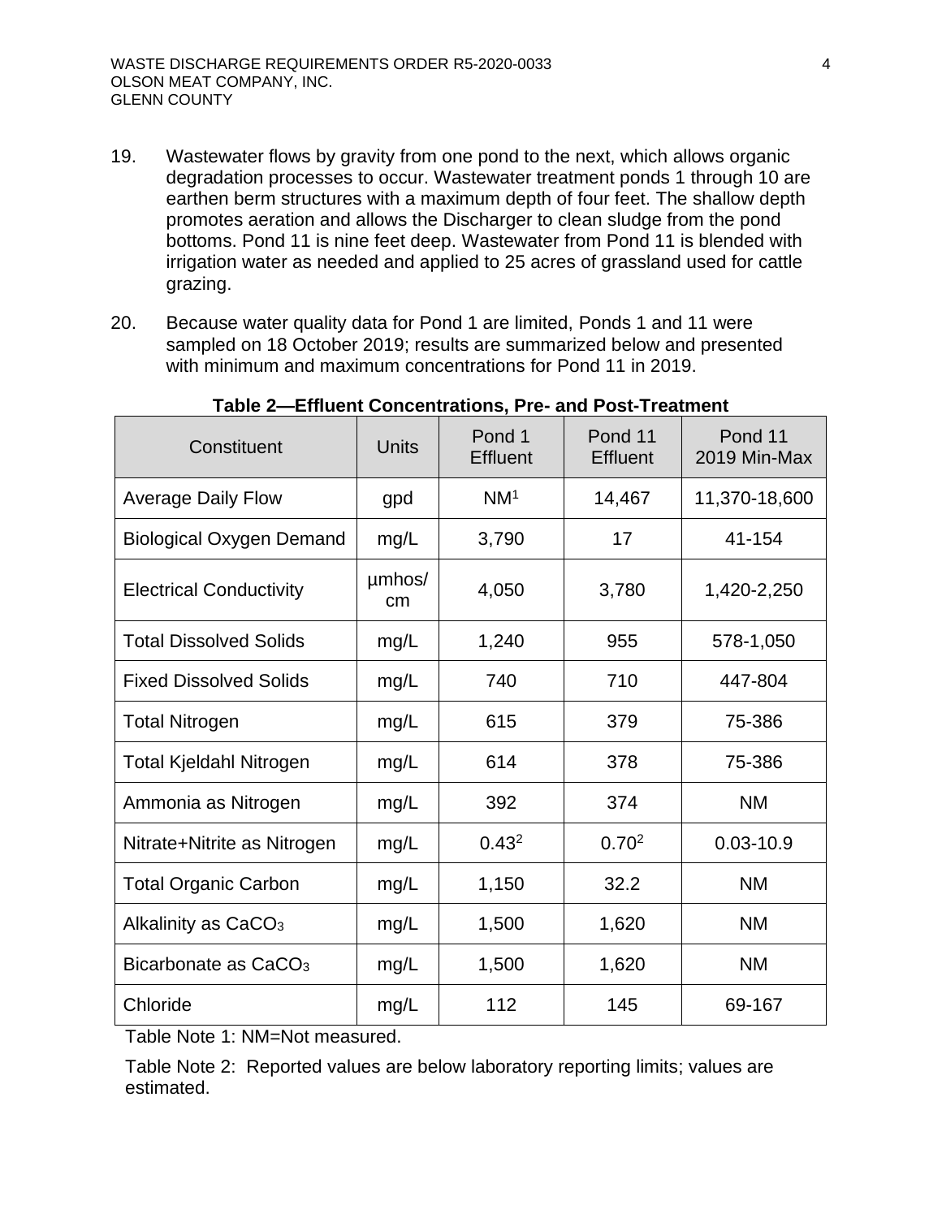19. Wastewater flows by gravity from one pond to the next, which allows organic degradation processes to occur. Wastewater treatment ponds 1 through 10 are earthen berm structures with a maximum depth of four feet. The shallow depth promotes aeration and allows the Discharger to clean sludge from the pond bottoms. Pond 11 is nine feet deep. Wastewater from Pond 11 is blended with irrigation water as needed and applied to 25 acres of grassland used for cattle grazing.

20. Because water quality data for Pond 1 are limited, Ponds 1 and 11 were sampled on 18 October 2019; results are summarized below and presented with minimum and maximum concentrations for Pond 11 in 2019.

**Table 2—Effluent Concentrations, Pre- and Post-Treatment**

| Constituent | Units | Pond 1 Effluent | Pond 11 Effluent | Pond 11 2019 Min-Max |
|---|---|---|---|---|
| Average Daily Flow | gpd | NM[1] | 14,467 | 11,370-18,600 |
| Biological Oxygen Demand | mg/L | 3,790 | 17 | 41-154 |
| Electrical Conductivity | µmhos/cm | 4,050 | 3,780 | 1,420-2,250 |
| Total Dissolved Solids | mg/L | 1,240 | 955 | 578-1,050 |
| Fixed Dissolved Solids | mg/L | 740 | 710 | 447-804 |
| Total Nitrogen | mg/L | 615 | 379 | 75-386 |
| Total Kjeldahl Nitrogen | mg/L | 614 | 378 | 75-386 |
| Ammonia as Nitrogen | mg/L | 392 | 374 | NM |
| Nitrate+Nitrite as Nitrogen | mg/L | 0.43[2] | 0.70[2] | 0.03-10.9 |
| Total Organic Carbon | mg/L | 1,150 | 32.2 | NM |
| Alkalinity as $CaCO_3$ | mg/L | 1,500 | 1,620 | NM |
| Bicarbonate as $CaCO_3$ | mg/L | 1,500 | 1,620 | NM |
| Chloride | mg/L | 112 | 145 | 69-167 |

Table Note 1: NM=Not measured.

Table Note 2: Reported values are below laboratory reporting limits; values are estimated.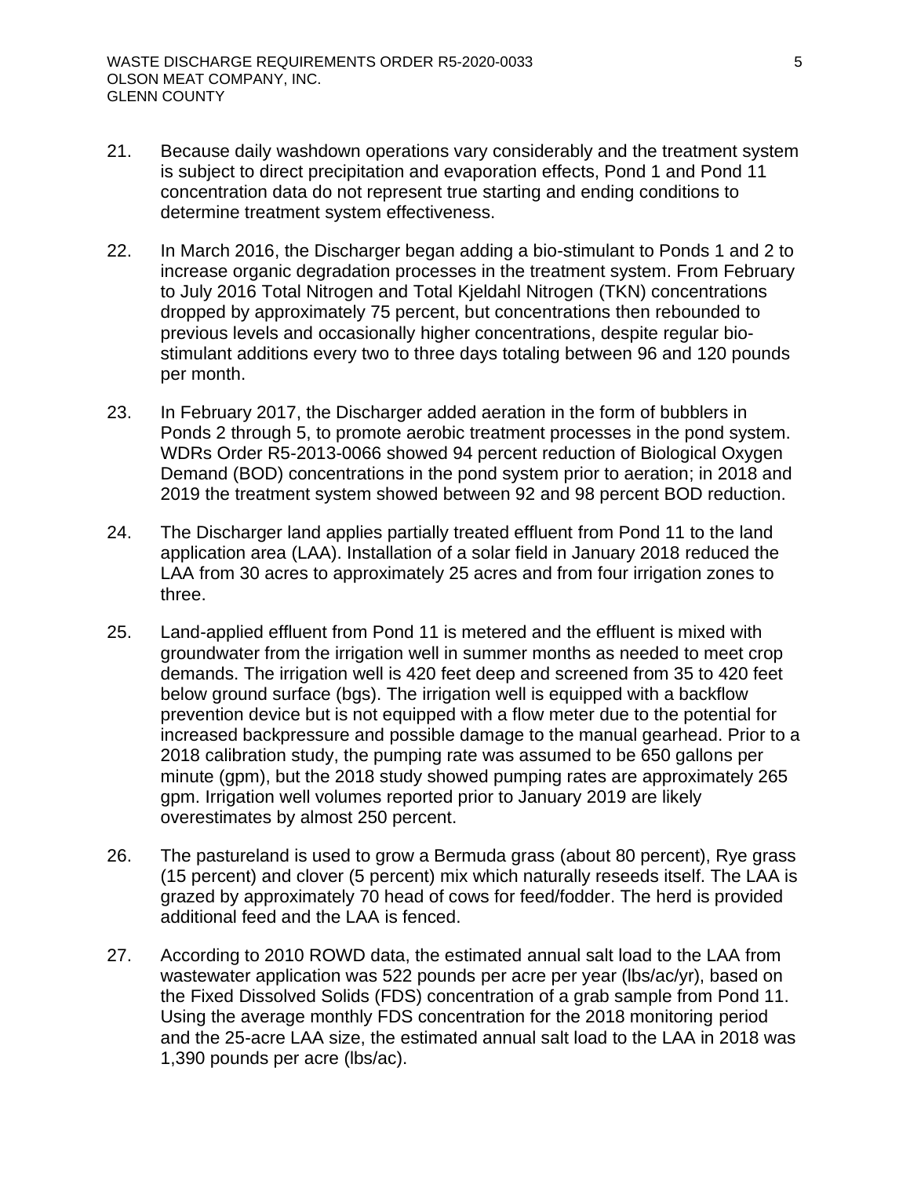21. Because daily washdown operations vary considerably and the treatment system is subject to direct precipitation and evaporation effects, Pond 1 and Pond 11 concentration data do not represent true starting and ending conditions to determine treatment system effectiveness.

22. In March 2016, the Discharger began adding a bio-stimulant to Ponds 1 and 2 to increase organic degradation processes in the treatment system. From February to July 2016 Total Nitrogen and Total Kjeldahl Nitrogen (TKN) concentrations dropped by approximately 75 percent, but concentrations then rebounded to previous levels and occasionally higher concentrations, despite regular bio-stimulant additions every two to three days totaling between 96 and 120 pounds per month.

23. In February 2017, the Discharger added aeration in the form of bubblers in Ponds 2 through 5, to promote aerobic treatment processes in the pond system. WDRs Order R5-2013-0066 showed 94 percent reduction of Biological Oxygen Demand (BOD) concentrations in the pond system prior to aeration; in 2018 and 2019 the treatment system showed between 92 and 98 percent BOD reduction.

24. The Discharger land applies partially treated effluent from Pond 11 to the land application area (LAA). Installation of a solar field in January 2018 reduced the LAA from 30 acres to approximately 25 acres and from four irrigation zones to three.

25. Land-applied effluent from Pond 11 is metered and the effluent is mixed with groundwater from the irrigation well in summer months as needed to meet crop demands. The irrigation well is 420 feet deep and screened from 35 to 420 feet below ground surface (bgs). The irrigation well is equipped with a backflow prevention device but is not equipped with a flow meter due to the potential for increased backpressure and possible damage to the manual gearhead. Prior to a 2018 calibration study, the pumping rate was assumed to be 650 gallons per minute (gpm), but the 2018 study showed pumping rates are approximately 265 gpm. Irrigation well volumes reported prior to January 2019 are likely overestimates by almost 250 percent.

26. The pastureland is used to grow a Bermuda grass (about 80 percent), Rye grass (15 percent) and clover (5 percent) mix which naturally reseeds itself. The LAA is grazed by approximately 70 head of cows for feed/fodder. The herd is provided additional feed and the LAA is fenced.

27. According to 2010 ROWD data, the estimated annual salt load to the LAA from wastewater application was 522 pounds per acre per year (lbs/ac/yr), based on the Fixed Dissolved Solids (FDS) concentration of a grab sample from Pond 11. Using the average monthly FDS concentration for the 2018 monitoring period and the 25-acre LAA size, the estimated annual salt load to the LAA in 2018 was 1,390 pounds per acre (lbs/ac).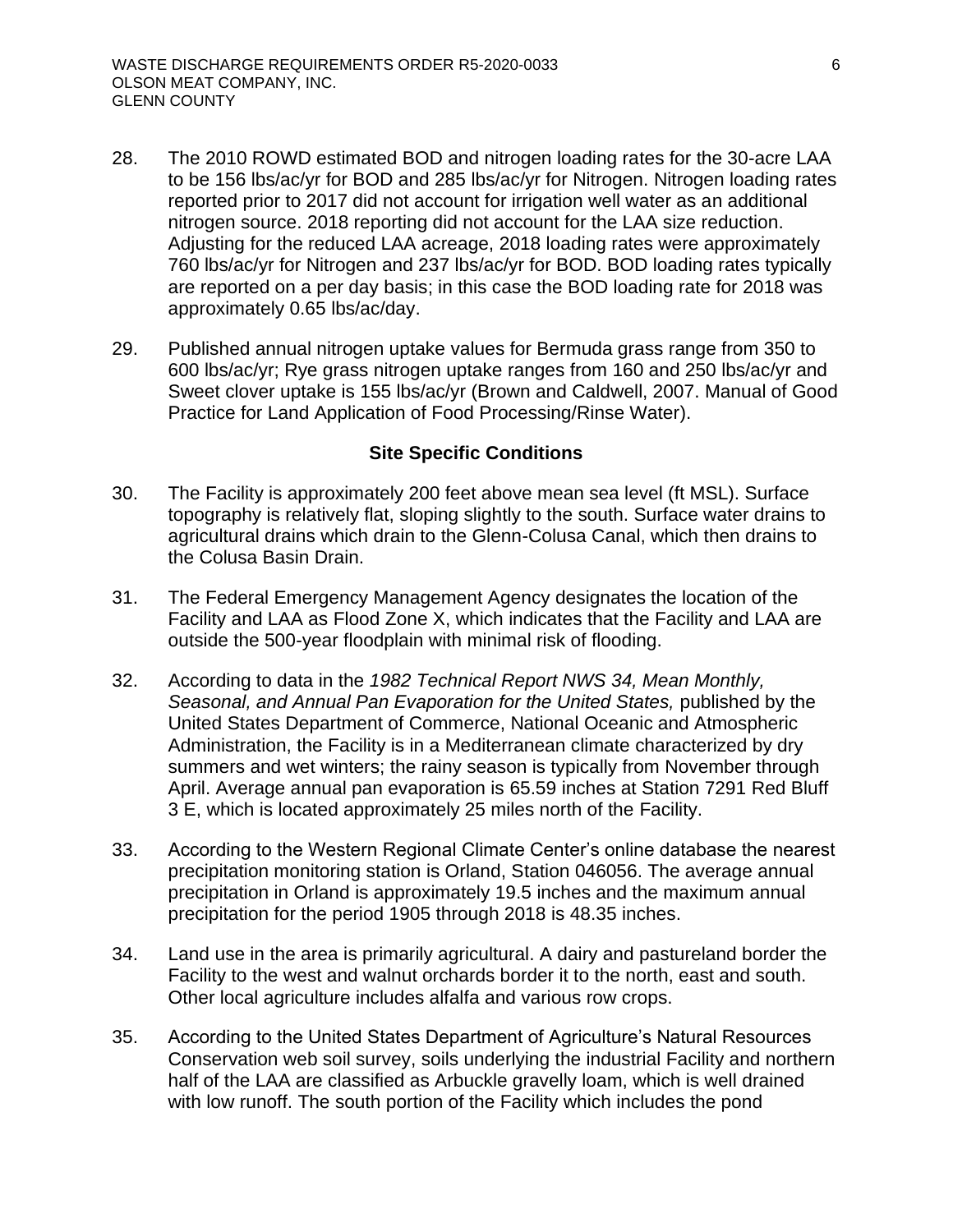28. The 2010 ROWD estimated BOD and nitrogen loading rates for the 30-acre LAA to be 156 lbs/ac/yr for BOD and 285 lbs/ac/yr for Nitrogen. Nitrogen loading rates reported prior to 2017 did not account for irrigation well water as an additional nitrogen source. 2018 reporting did not account for the LAA size reduction. Adjusting for the reduced LAA acreage, 2018 loading rates were approximately 760 lbs/ac/yr for Nitrogen and 237 lbs/ac/yr for BOD. BOD loading rates typically are reported on a per day basis; in this case the BOD loading rate for 2018 was approximately 0.65 lbs/ac/day.

29. Published annual nitrogen uptake values for Bermuda grass range from 350 to 600 lbs/ac/yr; Rye grass nitrogen uptake ranges from 160 and 250 lbs/ac/yr and Sweet clover uptake is 155 lbs/ac/yr (Brown and Caldwell, 2007. Manual of Good Practice for Land Application of Food Processing/Rinse Water).

**Site Specific Conditions**

30. The Facility is approximately 200 feet above mean sea level (ft MSL). Surface topography is relatively flat, sloping slightly to the south. Surface water drains to agricultural drains which drain to the Glenn-Colusa Canal, which then drains to the Colusa Basin Drain.

31. The Federal Emergency Management Agency designates the location of the Facility and LAA as Flood Zone X, which indicates that the Facility and LAA are outside the 500-year floodplain with minimal risk of flooding.

32. According to data in the *1982 Technical Report NWS 34, Mean Monthly, Seasonal, and Annual Pan Evaporation for the United States,* published by the United States Department of Commerce, National Oceanic and Atmospheric Administration, the Facility is in a Mediterranean climate characterized by dry summers and wet winters; the rainy season is typically from November through April. Average annual pan evaporation is 65.59 inches at Station 7291 Red Bluff 3 E, which is located approximately 25 miles north of the Facility.

33. According to the Western Regional Climate Center's online database the nearest precipitation monitoring station is Orland, Station 046056. The average annual precipitation in Orland is approximately 19.5 inches and the maximum annual precipitation for the period 1905 through 2018 is 48.35 inches.

34. Land use in the area is primarily agricultural. A dairy and pastureland border the Facility to the west and walnut orchards border it to the north, east and south. Other local agriculture includes alfalfa and various row crops.

35. According to the United States Department of Agriculture's Natural Resources Conservation web soil survey, soils underlying the industrial Facility and northern half of the LAA are classified as Arbuckle gravelly loam, which is well drained with low runoff. The south portion of the Facility which includes the pond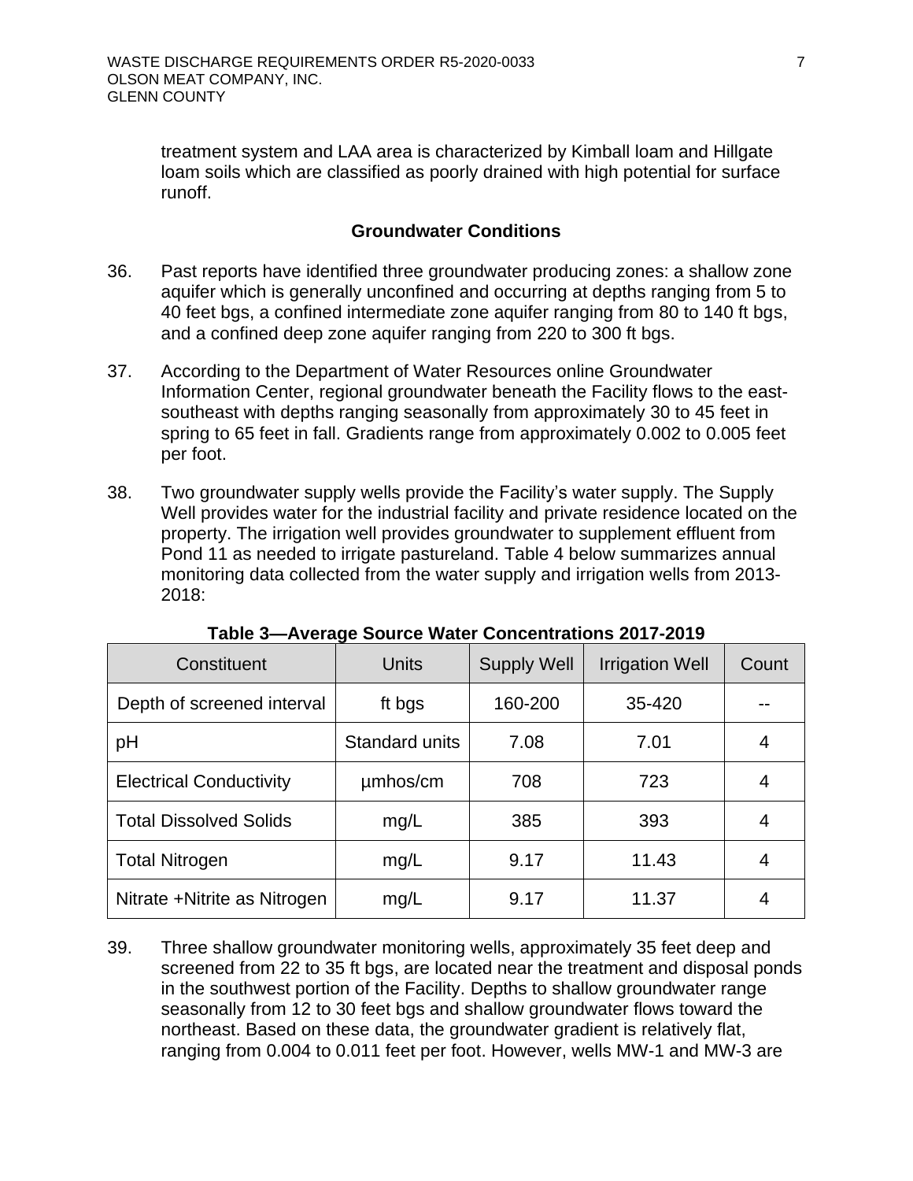treatment system and LAA area is characterized by Kimball loam and Hillgate loam soils which are classified as poorly drained with high potential for surface runoff.

### Groundwater Conditions

36. Past reports have identified three groundwater producing zones: a shallow zone aquifer which is generally unconfined and occurring at depths ranging from 5 to 40 feet bgs, a confined intermediate zone aquifer ranging from 80 to 140 ft bgs, and a confined deep zone aquifer ranging from 220 to 300 ft bgs.

37. According to the Department of Water Resources online Groundwater Information Center, regional groundwater beneath the Facility flows to the east-southeast with depths ranging seasonally from approximately 30 to 45 feet in spring to 65 feet in fall. Gradients range from approximately 0.002 to 0.005 feet per foot.

38. Two groundwater supply wells provide the Facility's water supply. The Supply Well provides water for the industrial facility and private residence located on the property. The irrigation well provides groundwater to supplement effluent from Pond 11 as needed to irrigate pastureland. Table 4 below summarizes annual monitoring data collected from the water supply and irrigation wells from 2013-2018:

**Table 3—Average Source Water Concentrations 2017-2019**

| Constituent | Units | Supply Well | Irrigation Well | Count |
|---|---|---|---|---|
| Depth of screened interval | ft bgs | 160-200 | 35-420 | -- |
| pH | Standard units | 7.08 | 7.01 | 4 |
| Electrical Conductivity | µmhos/cm | 708 | 723 | 4 |
| Total Dissolved Solids | mg/L | 385 | 393 | 4 |
| Total Nitrogen | mg/L | 9.17 | 11.43 | 4 |
| Nitrate +Nitrite as Nitrogen | mg/L | 9.17 | 11.37 | 4 |

39. Three shallow groundwater monitoring wells, approximately 35 feet deep and screened from 22 to 35 ft bgs, are located near the treatment and disposal ponds in the southwest portion of the Facility. Depths to shallow groundwater range seasonally from 12 to 30 feet bgs and shallow groundwater flows toward the northeast. Based on these data, the groundwater gradient is relatively flat, ranging from 0.004 to 0.011 feet per foot. However, wells MW-1 and MW-3 are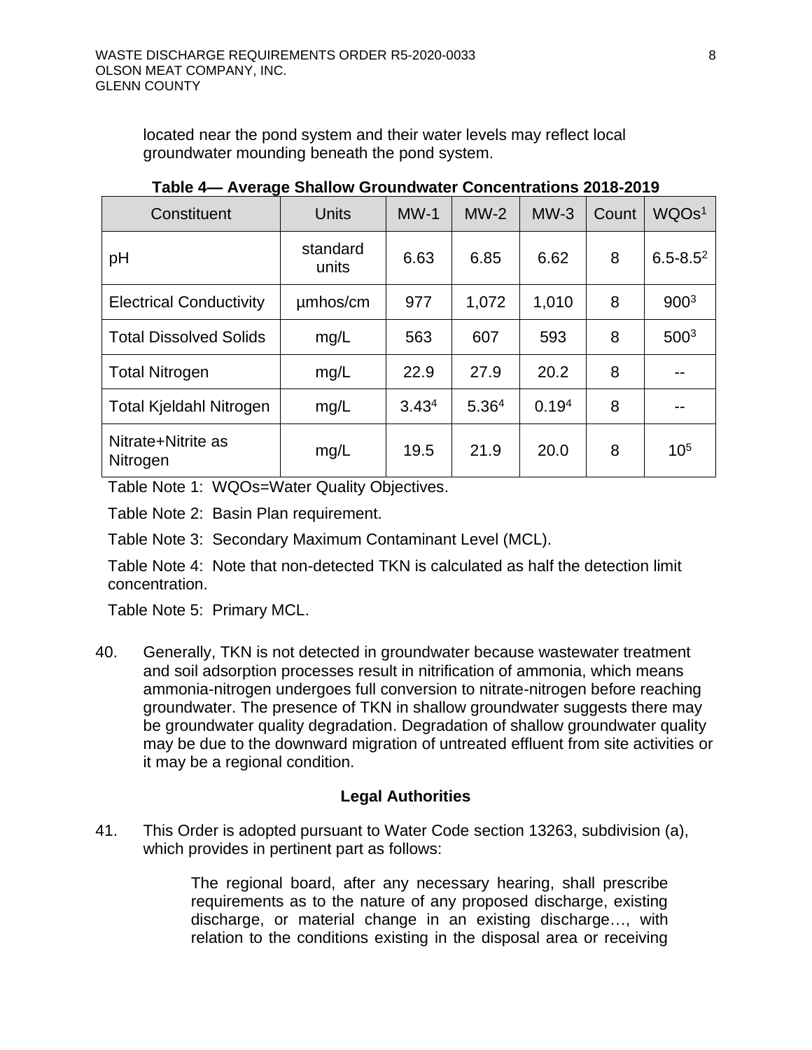located near the pond system and their water levels may reflect local groundwater mounding beneath the pond system.

**Table 4— Average Shallow Groundwater Concentrations 2018-2019**

| Constituent | Units | MW-1 | MW-2 | MW-3 | Count | WQOs[1] |
|---|---|---|---|---|---|---|
| pH | standard units | 6.63 | 6.85 | 6.62 | 8 | 6.5-8.5[2] |
| Electrical Conductivity | µmhos/cm | 977 | 1,072 | 1,010 | 8 | 900[3] |
| Total Dissolved Solids | mg/L | 563 | 607 | 593 | 8 | 500[3] |
| Total Nitrogen | mg/L | 22.9 | 27.9 | 20.2 | 8 | -- |
| Total Kjeldahl Nitrogen | mg/L | 3.43[4] | 5.36[4] | 0.19[4] | 8 | -- |
| Nitrate+Nitrite as Nitrogen | mg/L | 19.5 | 21.9 | 20.0 | 8 | 10[5] |

Table Note 1: WQOs=Water Quality Objectives.

Table Note 2: Basin Plan requirement.

Table Note 3: Secondary Maximum Contaminant Level (MCL).

Table Note 4: Note that non-detected TKN is calculated as half the detection limit concentration.

Table Note 5: Primary MCL.

40. Generally, TKN is not detected in groundwater because wastewater treatment and soil adsorption processes result in nitrification of ammonia, which means ammonia-nitrogen undergoes full conversion to nitrate-nitrogen before reaching groundwater. The presence of TKN in shallow groundwater suggests there may be groundwater quality degradation. Degradation of shallow groundwater quality may be due to the downward migration of untreated effluent from site activities or it may be a regional condition.

### Legal Authorities

41. This Order is adopted pursuant to Water Code section 13263, subdivision (a), which provides in pertinent part as follows:

> The regional board, after any necessary hearing, shall prescribe requirements as to the nature of any proposed discharge, existing discharge, or material change in an existing discharge…, with relation to the conditions existing in the disposal area or receiving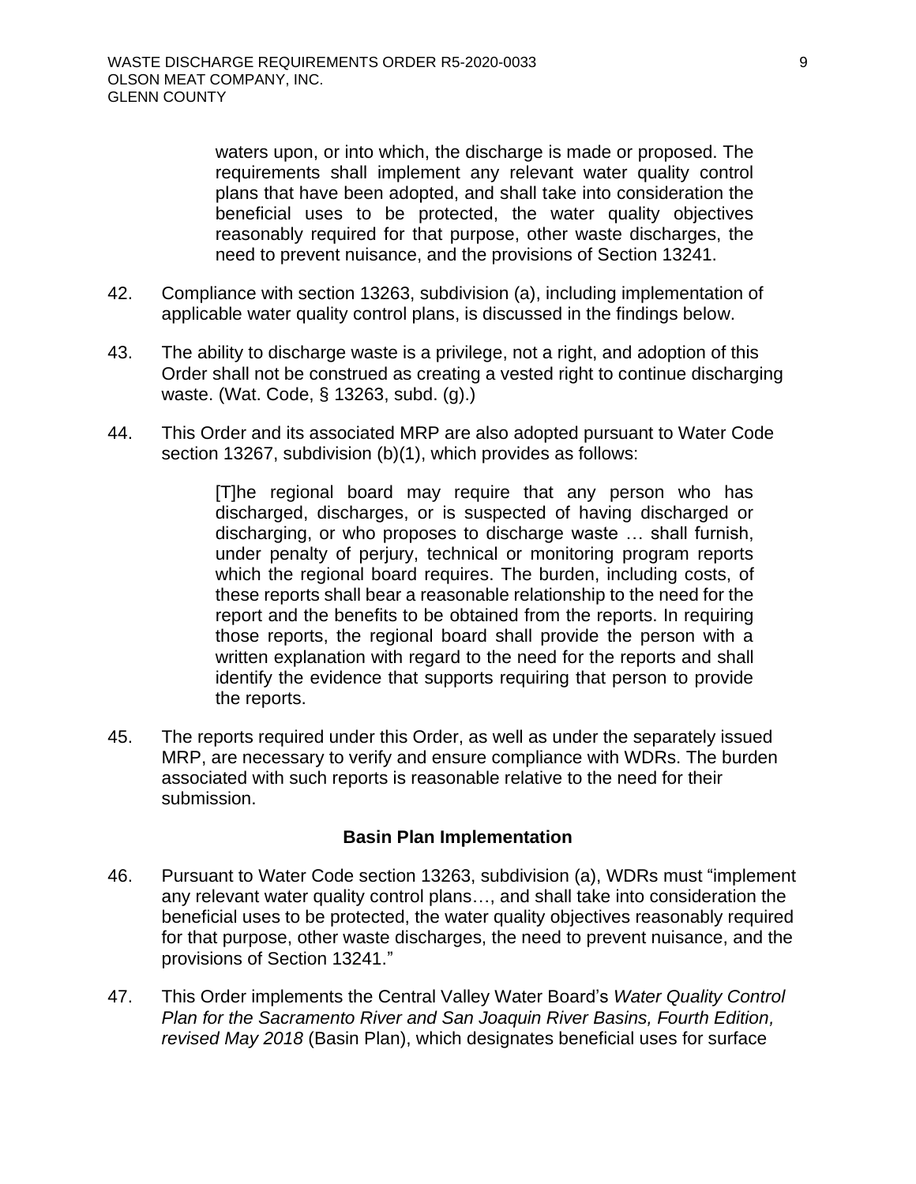> waters upon, or into which, the discharge is made or proposed. The requirements shall implement any relevant water quality control plans that have been adopted, and shall take into consideration the beneficial uses to be protected, the water quality objectives reasonably required for that purpose, other waste discharges, the need to prevent nuisance, and the provisions of Section 13241.

42. Compliance with section 13263, subdivision (a), including implementation of applicable water quality control plans, is discussed in the findings below.

43. The ability to discharge waste is a privilege, not a right, and adoption of this Order shall not be construed as creating a vested right to continue discharging waste. (Wat. Code, § 13263, subd. (g).)

44. This Order and its associated MRP are also adopted pursuant to Water Code section 13267, subdivision (b)(1), which provides as follows:

> [T]he regional board may require that any person who has discharged, discharges, or is suspected of having discharged or discharging, or who proposes to discharge waste … shall furnish, under penalty of perjury, technical or monitoring program reports which the regional board requires. The burden, including costs, of these reports shall bear a reasonable relationship to the need for the report and the benefits to be obtained from the reports. In requiring those reports, the regional board shall provide the person with a written explanation with regard to the need for the reports and shall identify the evidence that supports requiring that person to provide the reports.

45. The reports required under this Order, as well as under the separately issued MRP, are necessary to verify and ensure compliance with WDRs. The burden associated with such reports is reasonable relative to the need for their submission.

## Basin Plan Implementation

46. Pursuant to Water Code section 13263, subdivision (a), WDRs must "implement any relevant water quality control plans…, and shall take into consideration the beneficial uses to be protected, the water quality objectives reasonably required for that purpose, other waste discharges, the need to prevent nuisance, and the provisions of Section 13241."

47. This Order implements the Central Valley Water Board's *Water Quality Control Plan for the Sacramento River and San Joaquin River Basins, Fourth Edition, revised May 2018* (Basin Plan), which designates beneficial uses for surface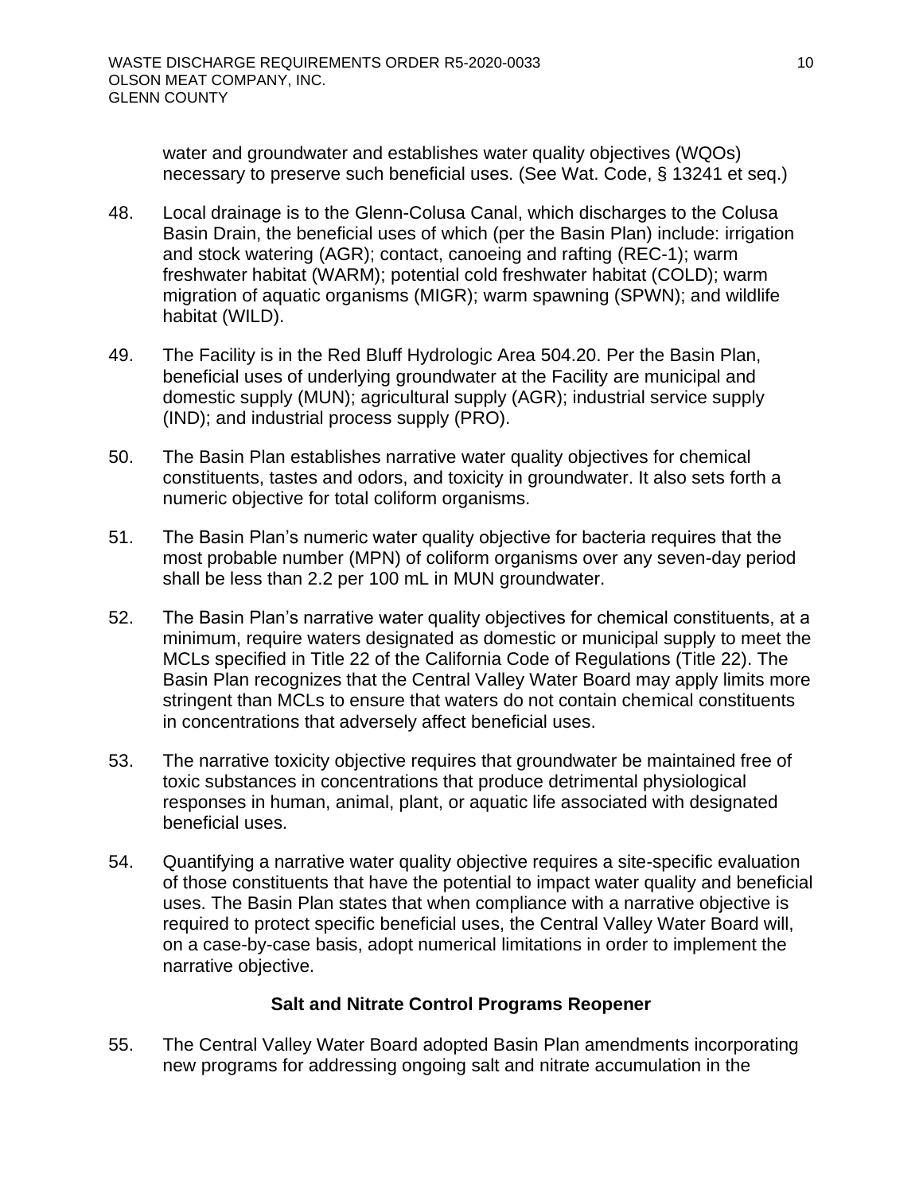water and groundwater and establishes water quality objectives (WQOs) necessary to preserve such beneficial uses. (See Wat. Code, § 13241 et seq.)

48. Local drainage is to the Glenn-Colusa Canal, which discharges to the Colusa Basin Drain, the beneficial uses of which (per the Basin Plan) include: irrigation and stock watering (AGR); contact, canoeing and rafting (REC-1); warm freshwater habitat (WARM); potential cold freshwater habitat (COLD); warm migration of aquatic organisms (MIGR); warm spawning (SPWN); and wildlife habitat (WILD).

49. The Facility is in the Red Bluff Hydrologic Area 504.20. Per the Basin Plan, beneficial uses of underlying groundwater at the Facility are municipal and domestic supply (MUN); agricultural supply (AGR); industrial service supply (IND); and industrial process supply (PRO).

50. The Basin Plan establishes narrative water quality objectives for chemical constituents, tastes and odors, and toxicity in groundwater. It also sets forth a numeric objective for total coliform organisms.

51. The Basin Plan's numeric water quality objective for bacteria requires that the most probable number (MPN) of coliform organisms over any seven-day period shall be less than 2.2 per 100 mL in MUN groundwater.

52. The Basin Plan's narrative water quality objectives for chemical constituents, at a minimum, require waters designated as domestic or municipal supply to meet the MCLs specified in Title 22 of the California Code of Regulations (Title 22). The Basin Plan recognizes that the Central Valley Water Board may apply limits more stringent than MCLs to ensure that waters do not contain chemical constituents in concentrations that adversely affect beneficial uses.

53. The narrative toxicity objective requires that groundwater be maintained free of toxic substances in concentrations that produce detrimental physiological responses in human, animal, plant, or aquatic life associated with designated beneficial uses.

54. Quantifying a narrative water quality objective requires a site-specific evaluation of those constituents that have the potential to impact water quality and beneficial uses. The Basin Plan states that when compliance with a narrative objective is required to protect specific beneficial uses, the Central Valley Water Board will, on a case-by-case basis, adopt numerical limitations in order to implement the narrative objective.

### Salt and Nitrate Control Programs Reopener

55. The Central Valley Water Board adopted Basin Plan amendments incorporating new programs for addressing ongoing salt and nitrate accumulation in the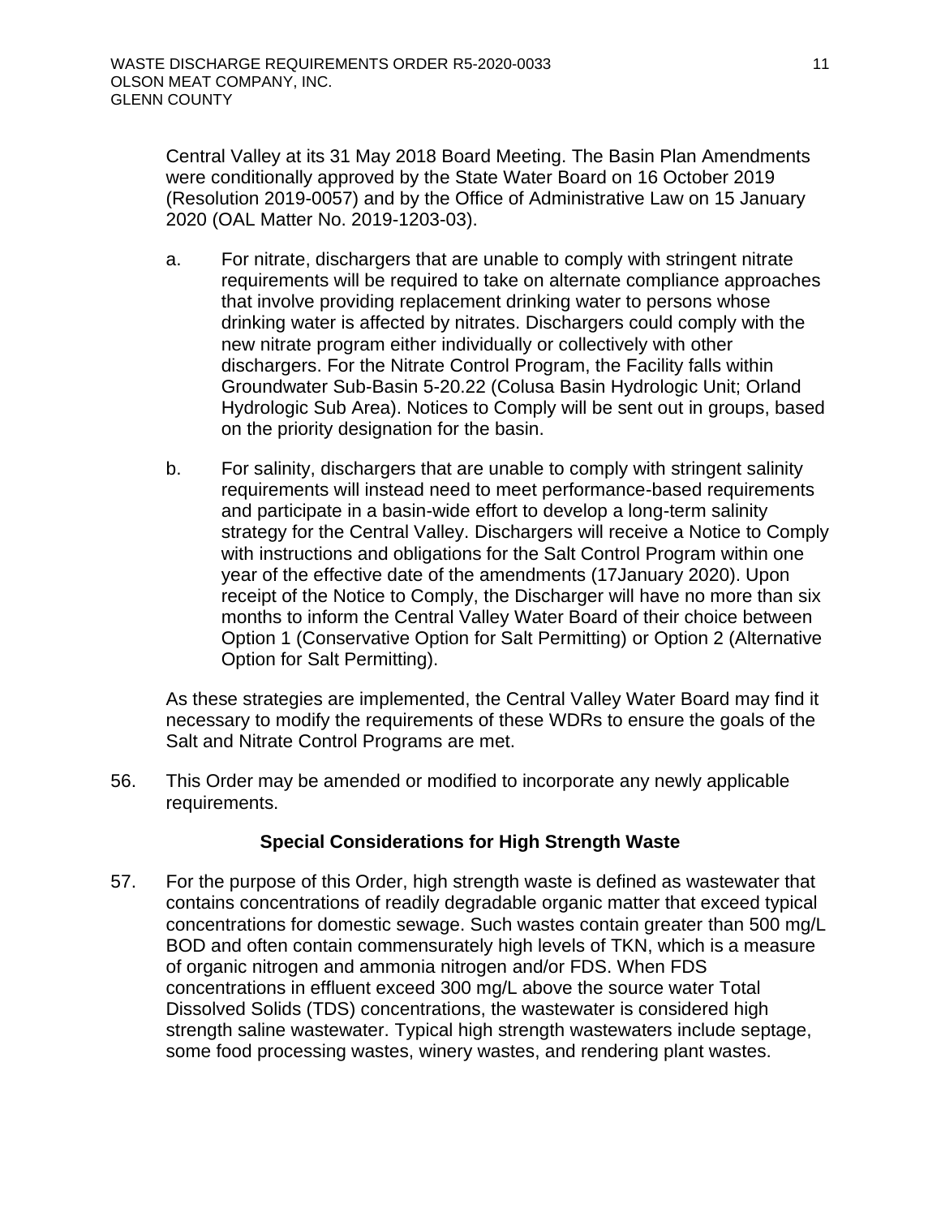Central Valley at its 31 May 2018 Board Meeting. The Basin Plan Amendments were conditionally approved by the State Water Board on 16 October 2019 (Resolution 2019-0057) and by the Office of Administrative Law on 15 January 2020 (OAL Matter No. 2019-1203-03).

a. For nitrate, dischargers that are unable to comply with stringent nitrate requirements will be required to take on alternate compliance approaches that involve providing replacement drinking water to persons whose drinking water is affected by nitrates. Dischargers could comply with the new nitrate program either individually or collectively with other dischargers. For the Nitrate Control Program, the Facility falls within Groundwater Sub-Basin 5-20.22 (Colusa Basin Hydrologic Unit; Orland Hydrologic Sub Area). Notices to Comply will be sent out in groups, based on the priority designation for the basin.

b. For salinity, dischargers that are unable to comply with stringent salinity requirements will instead need to meet performance-based requirements and participate in a basin-wide effort to develop a long-term salinity strategy for the Central Valley. Dischargers will receive a Notice to Comply with instructions and obligations for the Salt Control Program within one year of the effective date of the amendments (17January 2020). Upon receipt of the Notice to Comply, the Discharger will have no more than six months to inform the Central Valley Water Board of their choice between Option 1 (Conservative Option for Salt Permitting) or Option 2 (Alternative Option for Salt Permitting).

As these strategies are implemented, the Central Valley Water Board may find it necessary to modify the requirements of these WDRs to ensure the goals of the Salt and Nitrate Control Programs are met.

56. This Order may be amended or modified to incorporate any newly applicable requirements.

### Special Considerations for High Strength Waste

57. For the purpose of this Order, high strength waste is defined as wastewater that contains concentrations of readily degradable organic matter that exceed typical concentrations for domestic sewage. Such wastes contain greater than 500 mg/L BOD and often contain commensurately high levels of TKN, which is a measure of organic nitrogen and ammonia nitrogen and/or FDS. When FDS concentrations in effluent exceed 300 mg/L above the source water Total Dissolved Solids (TDS) concentrations, the wastewater is considered high strength saline wastewater. Typical high strength wastewaters include septage, some food processing wastes, winery wastes, and rendering plant wastes.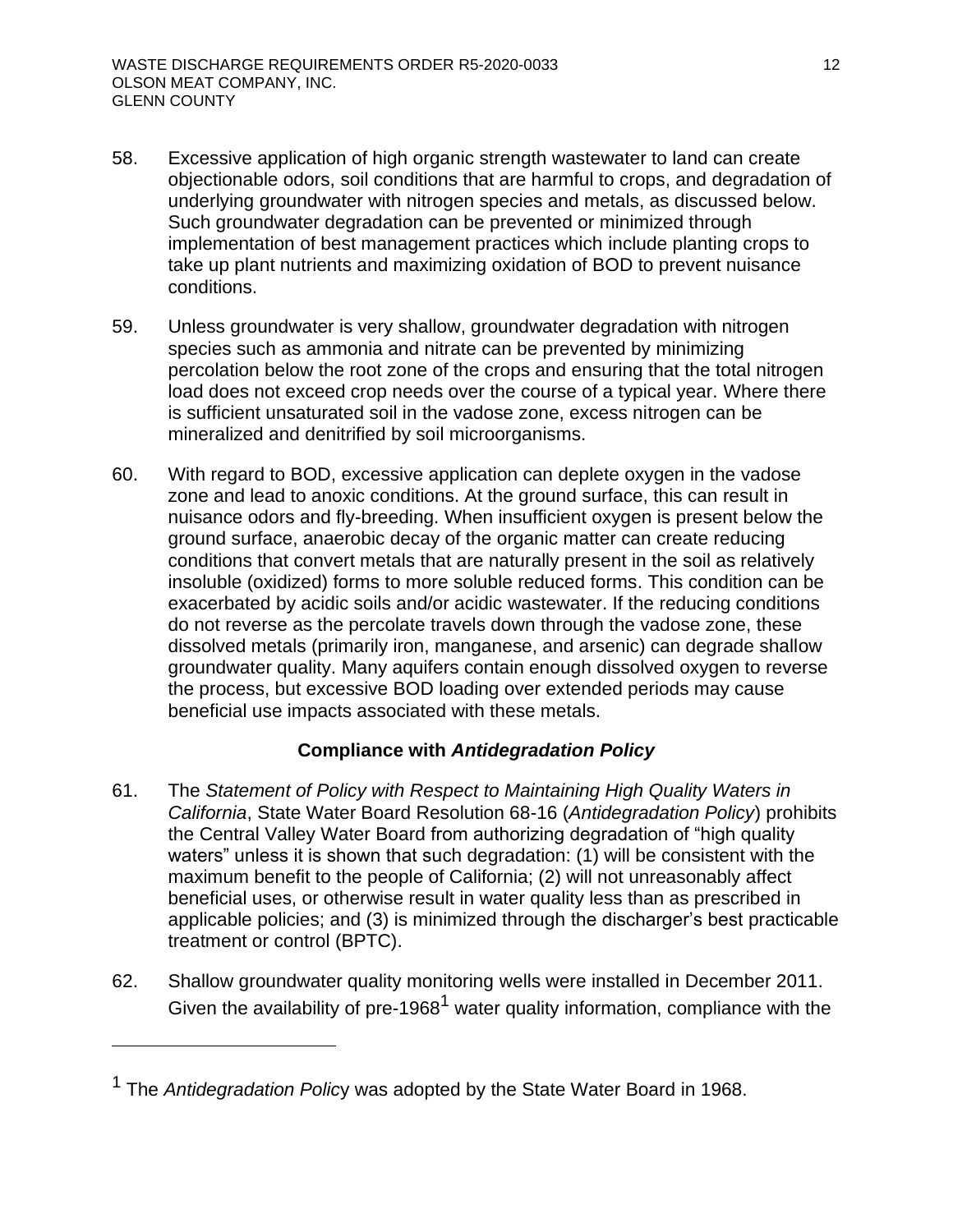58. Excessive application of high organic strength wastewater to land can create objectionable odors, soil conditions that are harmful to crops, and degradation of underlying groundwater with nitrogen species and metals, as discussed below. Such groundwater degradation can be prevented or minimized through implementation of best management practices which include planting crops to take up plant nutrients and maximizing oxidation of BOD to prevent nuisance conditions.

59. Unless groundwater is very shallow, groundwater degradation with nitrogen species such as ammonia and nitrate can be prevented by minimizing percolation below the root zone of the crops and ensuring that the total nitrogen load does not exceed crop needs over the course of a typical year. Where there is sufficient unsaturated soil in the vadose zone, excess nitrogen can be mineralized and denitrified by soil microorganisms.

60. With regard to BOD, excessive application can deplete oxygen in the vadose zone and lead to anoxic conditions. At the ground surface, this can result in nuisance odors and fly-breeding. When insufficient oxygen is present below the ground surface, anaerobic decay of the organic matter can create reducing conditions that convert metals that are naturally present in the soil as relatively insoluble (oxidized) forms to more soluble reduced forms. This condition can be exacerbated by acidic soils and/or acidic wastewater. If the reducing conditions do not reverse as the percolate travels down through the vadose zone, these dissolved metals (primarily iron, manganese, and arsenic) can degrade shallow groundwater quality. Many aquifers contain enough dissolved oxygen to reverse the process, but excessive BOD loading over extended periods may cause beneficial use impacts associated with these metals.

### Compliance with *Antidegradation Policy*

61. The *Statement of Policy with Respect to Maintaining High Quality Waters in California*, State Water Board Resolution 68-16 (*Antidegradation Policy*) prohibits the Central Valley Water Board from authorizing degradation of "high quality waters" unless it is shown that such degradation: (1) will be consistent with the maximum benefit to the people of California; (2) will not unreasonably affect beneficial uses, or otherwise result in water quality less than as prescribed in applicable policies; and (3) is minimized through the discharger's best practicable treatment or control (BPTC).

62. Shallow groundwater quality monitoring wells were installed in December 2011. Given the availability of pre-1968[1] water quality information, compliance with the

---

[1] The *Antidegradation Policy* was adopted by the State Water Board in 1968.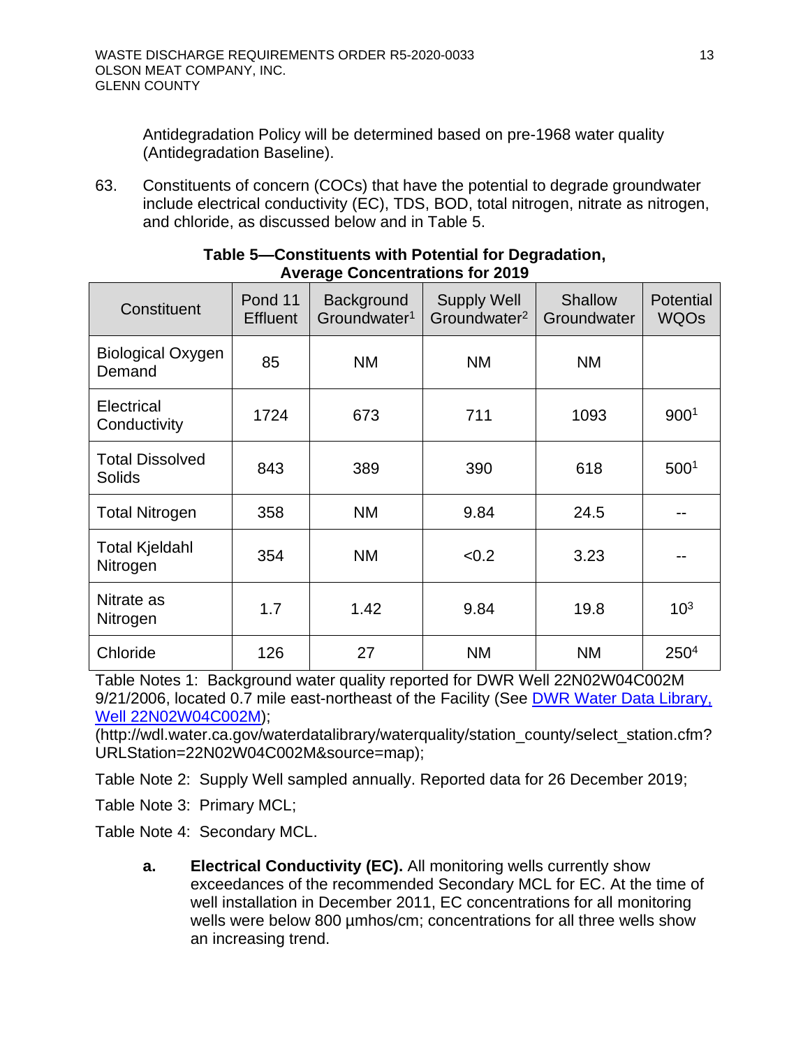Antidegradation Policy will be determined based on pre-1968 water quality (Antidegradation Baseline).

63. Constituents of concern (COCs) that have the potential to degrade groundwater include electrical conductivity (EC), TDS, BOD, total nitrogen, nitrate as nitrogen, and chloride, as discussed below and in Table 5.

**Table 5—Constituents with Potential for Degradation, Average Concentrations for 2019**

| Constituent | Pond 11 Effluent | Background Groundwater[1] | Supply Well Groundwater[2] | Shallow Groundwater | Potential WQOs |
|---|---|---|---|---|---|
| Biological Oxygen Demand | 85 | NM | NM | NM | |
| Electrical Conductivity | 1724 | 673 | 711 | 1093 | 900[1] |
| Total Dissolved Solids | 843 | 389 | 390 | 618 | 500[1] |
| Total Nitrogen | 358 | NM | 9.84 | 24.5 | -- |
| Total Kjeldahl Nitrogen | 354 | NM | <0.2 | 3.23 | -- |
| Nitrate as Nitrogen | 1.7 | 1.42 | 9.84 | 19.8 | 10[3] |
| Chloride | 126 | 27 | NM | NM | 250[4] |

Table Notes 1: Background water quality reported for DWR Well 22N02W04C002M 9/21/2006, located 0.7 mile east-northeast of the Facility (See DWR Water Data Library, Well 22N02W04C002M);
(http://wdl.water.ca.gov/waterdatalibrary/waterquality/station_county/select_station.cfm?URLStation=22N02W04C002M&source=map);

Table Note 2: Supply Well sampled annually. Reported data for 26 December 2019;

Table Note 3: Primary MCL;

Table Note 4: Secondary MCL.

a. **Electrical Conductivity (EC).** All monitoring wells currently show exceedances of the recommended Secondary MCL for EC. At the time of well installation in December 2011, EC concentrations for all monitoring wells were below 800 µmhos/cm; concentrations for all three wells show an increasing trend.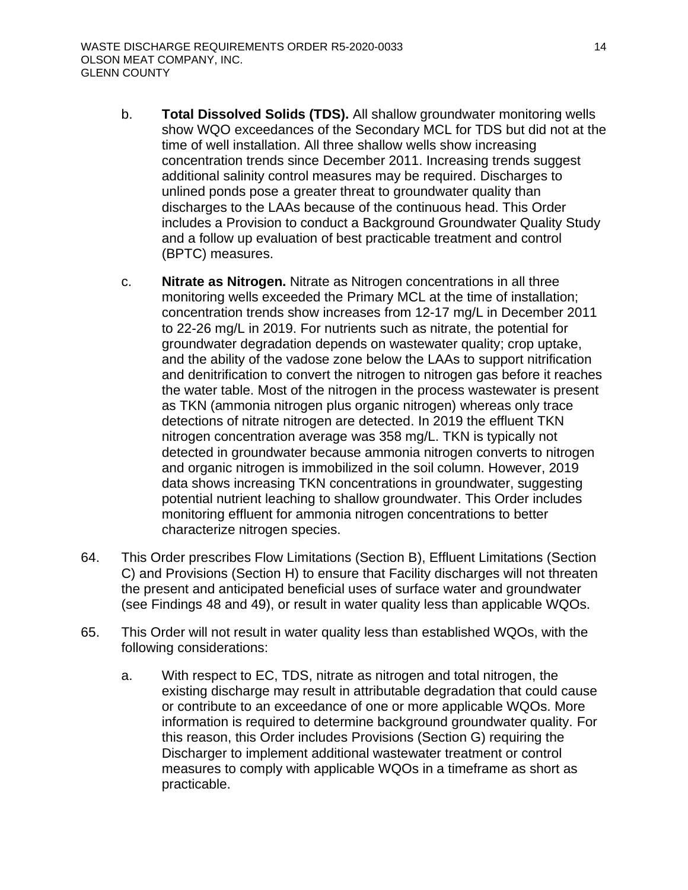b. **Total Dissolved Solids (TDS).** All shallow groundwater monitoring wells show WQO exceedances of the Secondary MCL for TDS but did not at the time of well installation. All three shallow wells show increasing concentration trends since December 2011. Increasing trends suggest additional salinity control measures may be required. Discharges to unlined ponds pose a greater threat to groundwater quality than discharges to the LAAs because of the continuous head. This Order includes a Provision to conduct a Background Groundwater Quality Study and a follow up evaluation of best practicable treatment and control (BPTC) measures.

c. **Nitrate as Nitrogen.** Nitrate as Nitrogen concentrations in all three monitoring wells exceeded the Primary MCL at the time of installation; concentration trends show increases from 12-17 mg/L in December 2011 to 22-26 mg/L in 2019. For nutrients such as nitrate, the potential for groundwater degradation depends on wastewater quality; crop uptake, and the ability of the vadose zone below the LAAs to support nitrification and denitrification to convert the nitrogen to nitrogen gas before it reaches the water table. Most of the nitrogen in the process wastewater is present as TKN (ammonia nitrogen plus organic nitrogen) whereas only trace detections of nitrate nitrogen are detected. In 2019 the effluent TKN nitrogen concentration average was 358 mg/L. TKN is typically not detected in groundwater because ammonia nitrogen converts to nitrogen and organic nitrogen is immobilized in the soil column. However, 2019 data shows increasing TKN concentrations in groundwater, suggesting potential nutrient leaching to shallow groundwater. This Order includes monitoring effluent for ammonia nitrogen concentrations to better characterize nitrogen species.

64. This Order prescribes Flow Limitations (Section B), Effluent Limitations (Section C) and Provisions (Section H) to ensure that Facility discharges will not threaten the present and anticipated beneficial uses of surface water and groundwater (see Findings 48 and 49), or result in water quality less than applicable WQOs.

65. This Order will not result in water quality less than established WQOs, with the following considerations:

    a. With respect to EC, TDS, nitrate as nitrogen and total nitrogen, the existing discharge may result in attributable degradation that could cause or contribute to an exceedance of one or more applicable WQOs. More information is required to determine background groundwater quality. For this reason, this Order includes Provisions (Section G) requiring the Discharger to implement additional wastewater treatment or control measures to comply with applicable WQOs in a timeframe as short as practicable.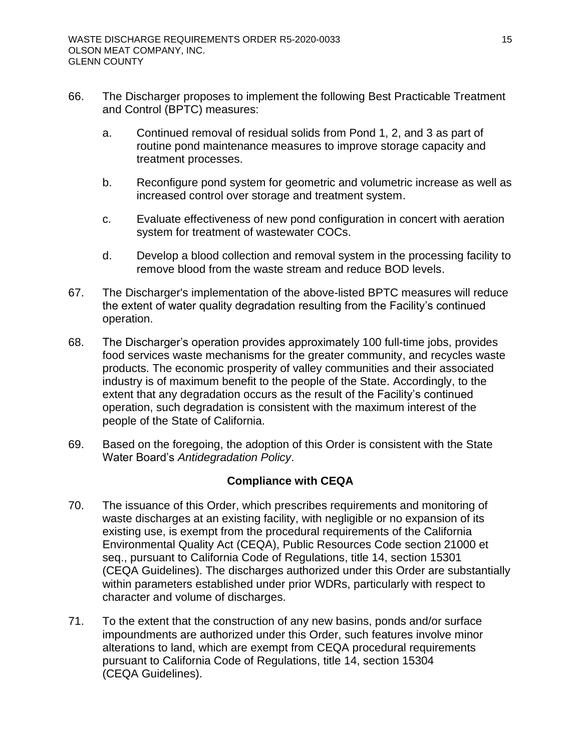66. The Discharger proposes to implement the following Best Practicable Treatment and Control (BPTC) measures:

    a. Continued removal of residual solids from Pond 1, 2, and 3 as part of routine pond maintenance measures to improve storage capacity and treatment processes.

    b. Reconfigure pond system for geometric and volumetric increase as well as increased control over storage and treatment system.

    c. Evaluate effectiveness of new pond configuration in concert with aeration system for treatment of wastewater COCs.

    d. Develop a blood collection and removal system in the processing facility to remove blood from the waste stream and reduce BOD levels.

67. The Discharger's implementation of the above-listed BPTC measures will reduce the extent of water quality degradation resulting from the Facility's continued operation.

68. The Discharger's operation provides approximately 100 full-time jobs, provides food services waste mechanisms for the greater community, and recycles waste products. The economic prosperity of valley communities and their associated industry is of maximum benefit to the people of the State. Accordingly, to the extent that any degradation occurs as the result of the Facility's continued operation, such degradation is consistent with the maximum interest of the people of the State of California.

69. Based on the foregoing, the adoption of this Order is consistent with the State Water Board's *Antidegradation Policy*.

## Compliance with CEQA

70. The issuance of this Order, which prescribes requirements and monitoring of waste discharges at an existing facility, with negligible or no expansion of its existing use, is exempt from the procedural requirements of the California Environmental Quality Act (CEQA), Public Resources Code section 21000 et seq., pursuant to California Code of Regulations, title 14, section 15301 (CEQA Guidelines). The discharges authorized under this Order are substantially within parameters established under prior WDRs, particularly with respect to character and volume of discharges.

71. To the extent that the construction of any new basins, ponds and/or surface impoundments are authorized under this Order, such features involve minor alterations to land, which are exempt from CEQA procedural requirements pursuant to California Code of Regulations, title 14, section 15304 (CEQA Guidelines).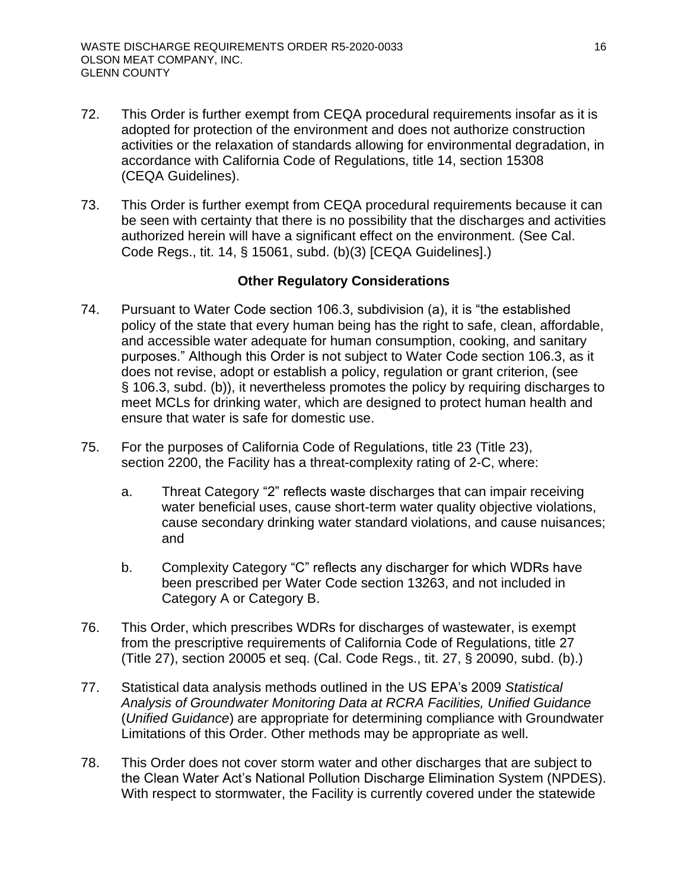72. This Order is further exempt from CEQA procedural requirements insofar as it is adopted for protection of the environment and does not authorize construction activities or the relaxation of standards allowing for environmental degradation, in accordance with California Code of Regulations, title 14, section 15308 (CEQA Guidelines).

73. This Order is further exempt from CEQA procedural requirements because it can be seen with certainty that there is no possibility that the discharges and activities authorized herein will have a significant effect on the environment. (See Cal. Code Regs., tit. 14, § 15061, subd. (b)(3) [CEQA Guidelines].)

### Other Regulatory Considerations

74. Pursuant to Water Code section 106.3, subdivision (a), it is "the established policy of the state that every human being has the right to safe, clean, affordable, and accessible water adequate for human consumption, cooking, and sanitary purposes." Although this Order is not subject to Water Code section 106.3, as it does not revise, adopt or establish a policy, regulation or grant criterion, (see § 106.3, subd. (b)), it nevertheless promotes the policy by requiring discharges to meet MCLs for drinking water, which are designed to protect human health and ensure that water is safe for domestic use.

75. For the purposes of California Code of Regulations, title 23 (Title 23), section 2200, the Facility has a threat-complexity rating of 2-C, where:

    a. Threat Category "2" reflects waste discharges that can impair receiving water beneficial uses, cause short-term water quality objective violations, cause secondary drinking water standard violations, and cause nuisances; and

    b. Complexity Category "C" reflects any discharger for which WDRs have been prescribed per Water Code section 13263, and not included in Category A or Category B.

76. This Order, which prescribes WDRs for discharges of wastewater, is exempt from the prescriptive requirements of California Code of Regulations, title 27 (Title 27), section 20005 et seq. (Cal. Code Regs., tit. 27, § 20090, subd. (b).)

77. Statistical data analysis methods outlined in the US EPA's 2009 *Statistical Analysis of Groundwater Monitoring Data at RCRA Facilities, Unified Guidance* (*Unified Guidance*) are appropriate for determining compliance with Groundwater Limitations of this Order. Other methods may be appropriate as well.

78. This Order does not cover storm water and other discharges that are subject to the Clean Water Act's National Pollution Discharge Elimination System (NPDES). With respect to stormwater, the Facility is currently covered under the statewide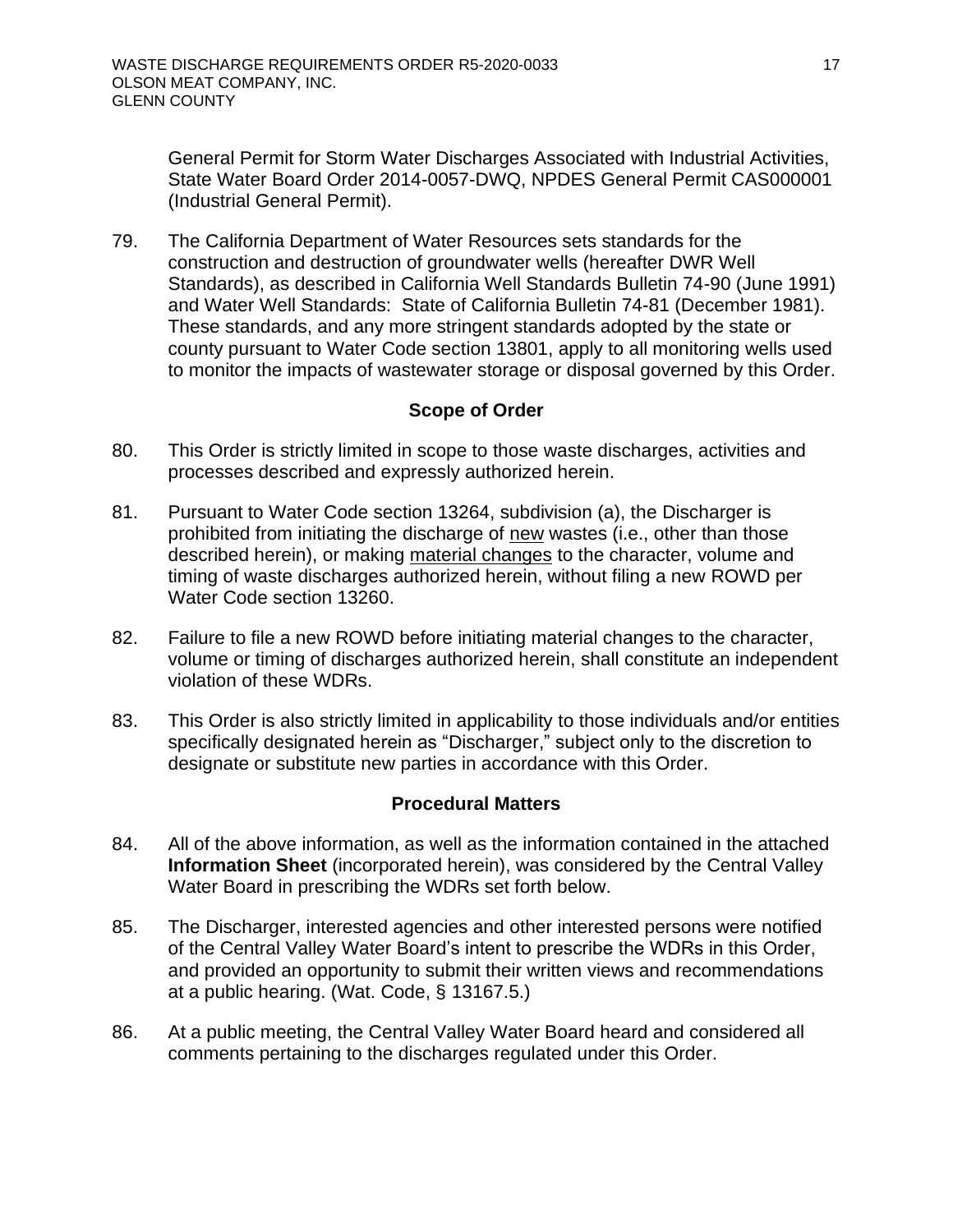General Permit for Storm Water Discharges Associated with Industrial Activities, State Water Board Order 2014-0057-DWQ, NPDES General Permit CAS000001 (Industrial General Permit).

79. The California Department of Water Resources sets standards for the construction and destruction of groundwater wells (hereafter DWR Well Standards), as described in California Well Standards Bulletin 74-90 (June 1991) and Water Well Standards: State of California Bulletin 74-81 (December 1981). These standards, and any more stringent standards adopted by the state or county pursuant to Water Code section 13801, apply to all monitoring wells used to monitor the impacts of wastewater storage or disposal governed by this Order.

## Scope of Order

80. This Order is strictly limited in scope to those waste discharges, activities and processes described and expressly authorized herein.

81. Pursuant to Water Code section 13264, subdivision (a), the Discharger is prohibited from initiating the discharge of new wastes (i.e., other than those described herein), or making material changes to the character, volume and timing of waste discharges authorized herein, without filing a new ROWD per Water Code section 13260.

82. Failure to file a new ROWD before initiating material changes to the character, volume or timing of discharges authorized herein, shall constitute an independent violation of these WDRs.

83. This Order is also strictly limited in applicability to those individuals and/or entities specifically designated herein as "Discharger," subject only to the discretion to designate or substitute new parties in accordance with this Order.

## Procedural Matters

84. All of the above information, as well as the information contained in the attached **Information Sheet** (incorporated herein), was considered by the Central Valley Water Board in prescribing the WDRs set forth below.

85. The Discharger, interested agencies and other interested persons were notified of the Central Valley Water Board's intent to prescribe the WDRs in this Order, and provided an opportunity to submit their written views and recommendations at a public hearing. (Wat. Code, § 13167.5.)

86. At a public meeting, the Central Valley Water Board heard and considered all comments pertaining to the discharges regulated under this Order.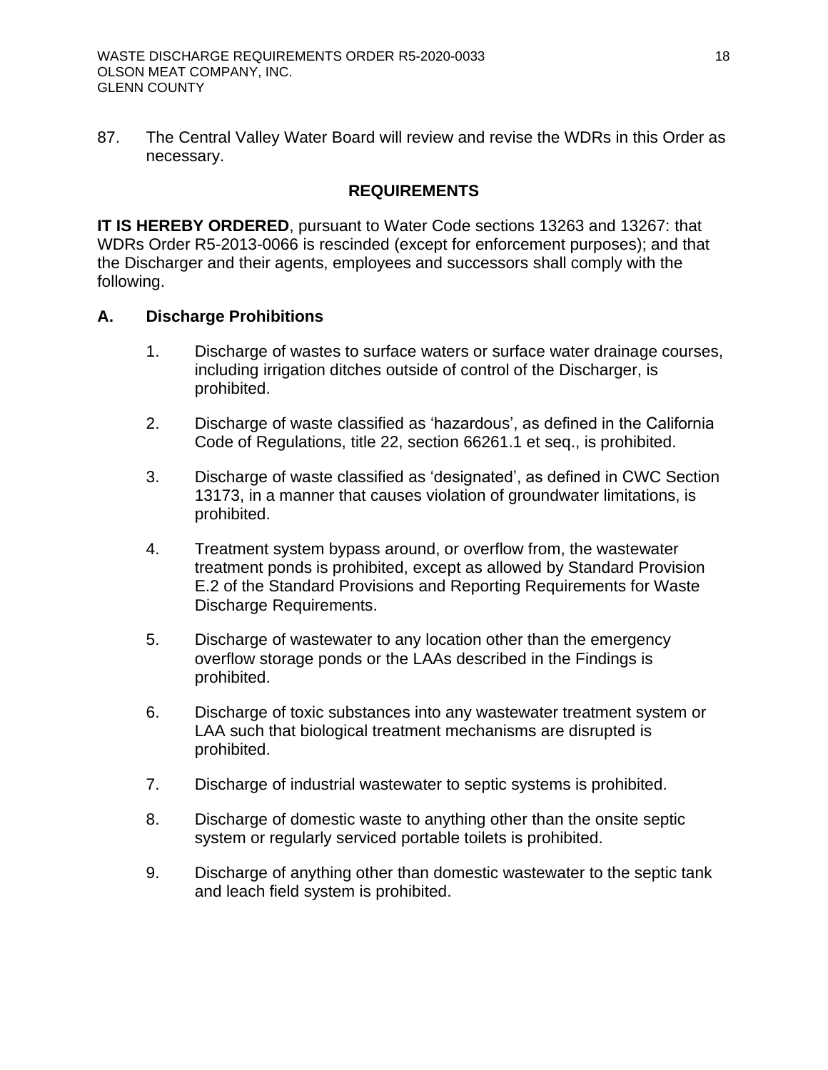87. The Central Valley Water Board will review and revise the WDRs in this Order as necessary.

## REQUIREMENTS

**IT IS HEREBY ORDERED**, pursuant to Water Code sections 13263 and 13267: that WDRs Order R5-2013-0066 is rescinded (except for enforcement purposes); and that the Discharger and their agents, employees and successors shall comply with the following.

### A. Discharge Prohibitions

1. Discharge of wastes to surface waters or surface water drainage courses, including irrigation ditches outside of control of the Discharger, is prohibited.
2. Discharge of waste classified as 'hazardous', as defined in the California Code of Regulations, title 22, section 66261.1 et seq., is prohibited.
3. Discharge of waste classified as 'designated', as defined in CWC Section 13173, in a manner that causes violation of groundwater limitations, is prohibited.
4. Treatment system bypass around, or overflow from, the wastewater treatment ponds is prohibited, except as allowed by Standard Provision E.2 of the Standard Provisions and Reporting Requirements for Waste Discharge Requirements.
5. Discharge of wastewater to any location other than the emergency overflow storage ponds or the LAAs described in the Findings is prohibited.
6. Discharge of toxic substances into any wastewater treatment system or LAA such that biological treatment mechanisms are disrupted is prohibited.
7. Discharge of industrial wastewater to septic systems is prohibited.
8. Discharge of domestic waste to anything other than the onsite septic system or regularly serviced portable toilets is prohibited.
9. Discharge of anything other than domestic wastewater to the septic tank and leach field system is prohibited.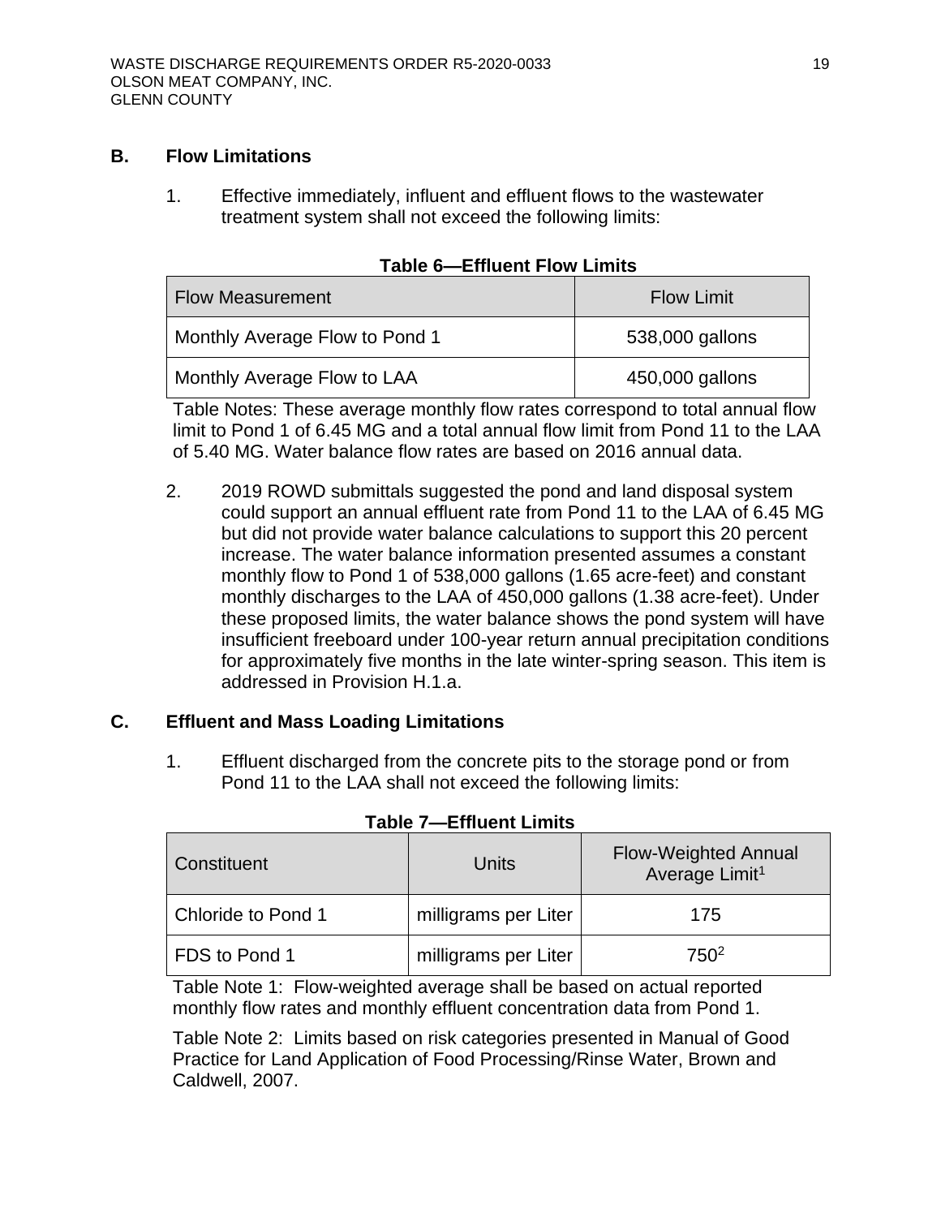## B. Flow Limitations

1. Effective immediately, influent and effluent flows to the wastewater treatment system shall not exceed the following limits:

**Table 6—Effluent Flow Limits**

| Flow Measurement | Flow Limit |
|---|---|
| Monthly Average Flow to Pond 1 | 538,000 gallons |
| Monthly Average Flow to LAA | 450,000 gallons |

Table Notes: These average monthly flow rates correspond to total annual flow limit to Pond 1 of 6.45 MG and a total annual flow limit from Pond 11 to the LAA of 5.40 MG. Water balance flow rates are based on 2016 annual data.

2. 2019 ROWD submittals suggested the pond and land disposal system could support an annual effluent rate from Pond 11 to the LAA of 6.45 MG but did not provide water balance calculations to support this 20 percent increase. The water balance information presented assumes a constant monthly flow to Pond 1 of 538,000 gallons (1.65 acre-feet) and constant monthly discharges to the LAA of 450,000 gallons (1.38 acre-feet). Under these proposed limits, the water balance shows the pond system will have insufficient freeboard under 100-year return annual precipitation conditions for approximately five months in the late winter-spring season. This item is addressed in Provision H.1.a.

## C. Effluent and Mass Loading Limitations

1. Effluent discharged from the concrete pits to the storage pond or from Pond 11 to the LAA shall not exceed the following limits:

**Table 7—Effluent Limits**

| Constituent | Units | Flow-Weighted Annual Average Limit[1] |
|---|---|---|
| Chloride to Pond 1 | milligrams per Liter | 175 |
| FDS to Pond 1 | milligrams per Liter | 750[2] |

Table Note 1: Flow-weighted average shall be based on actual reported monthly flow rates and monthly effluent concentration data from Pond 1.

Table Note 2: Limits based on risk categories presented in Manual of Good Practice for Land Application of Food Processing/Rinse Water, Brown and Caldwell, 2007.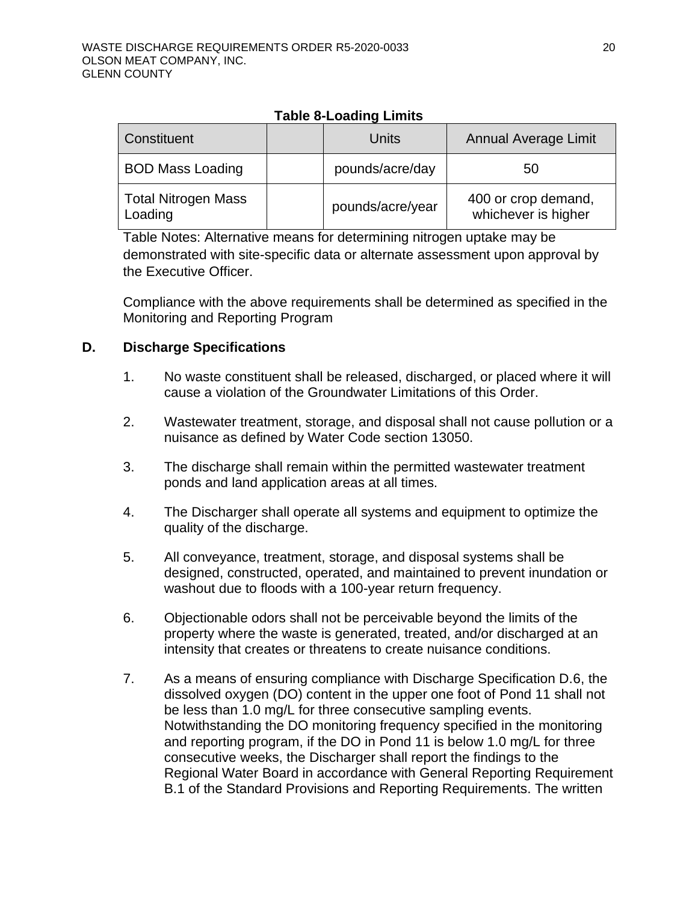**Table 8-Loading Limits**

| Constituent | | Units | Annual Average Limit |
|---|---|---|---|
| BOD Mass Loading | | pounds/acre/day | 50 |
| Total Nitrogen Mass Loading | | pounds/acre/year | 400 or crop demand, whichever is higher |

Table Notes: Alternative means for determining nitrogen uptake may be demonstrated with site-specific data or alternate assessment upon approval by the Executive Officer.

Compliance with the above requirements shall be determined as specified in the Monitoring and Reporting Program

## D. Discharge Specifications

1. No waste constituent shall be released, discharged, or placed where it will cause a violation of the Groundwater Limitations of this Order.

2. Wastewater treatment, storage, and disposal shall not cause pollution or a nuisance as defined by Water Code section 13050.

3. The discharge shall remain within the permitted wastewater treatment ponds and land application areas at all times.

4. The Discharger shall operate all systems and equipment to optimize the quality of the discharge.

5. All conveyance, treatment, storage, and disposal systems shall be designed, constructed, operated, and maintained to prevent inundation or washout due to floods with a 100-year return frequency.

6. Objectionable odors shall not be perceivable beyond the limits of the property where the waste is generated, treated, and/or discharged at an intensity that creates or threatens to create nuisance conditions.

7. As a means of ensuring compliance with Discharge Specification D.6, the dissolved oxygen (DO) content in the upper one foot of Pond 11 shall not be less than 1.0 mg/L for three consecutive sampling events. Notwithstanding the DO monitoring frequency specified in the monitoring and reporting program, if the DO in Pond 11 is below 1.0 mg/L for three consecutive weeks, the Discharger shall report the findings to the Regional Water Board in accordance with General Reporting Requirement B.1 of the Standard Provisions and Reporting Requirements. The written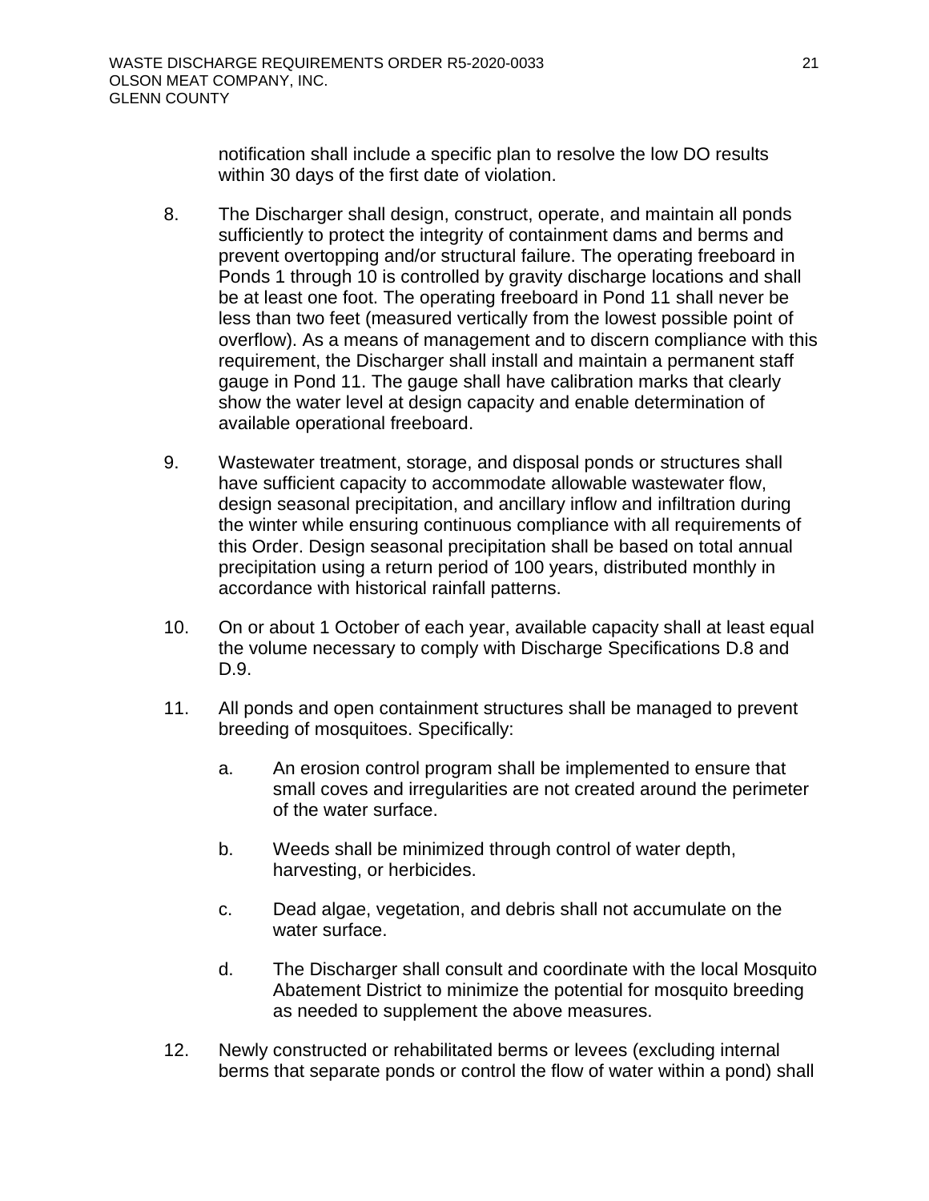notification shall include a specific plan to resolve the low DO results within 30 days of the first date of violation.

8. The Discharger shall design, construct, operate, and maintain all ponds sufficiently to protect the integrity of containment dams and berms and prevent overtopping and/or structural failure. The operating freeboard in Ponds 1 through 10 is controlled by gravity discharge locations and shall be at least one foot. The operating freeboard in Pond 11 shall never be less than two feet (measured vertically from the lowest possible point of overflow). As a means of management and to discern compliance with this requirement, the Discharger shall install and maintain a permanent staff gauge in Pond 11. The gauge shall have calibration marks that clearly show the water level at design capacity and enable determination of available operational freeboard.

9. Wastewater treatment, storage, and disposal ponds or structures shall have sufficient capacity to accommodate allowable wastewater flow, design seasonal precipitation, and ancillary inflow and infiltration during the winter while ensuring continuous compliance with all requirements of this Order. Design seasonal precipitation shall be based on total annual precipitation using a return period of 100 years, distributed monthly in accordance with historical rainfall patterns.

10. On or about 1 October of each year, available capacity shall at least equal the volume necessary to comply with Discharge Specifications D.8 and D.9.

11. All ponds and open containment structures shall be managed to prevent breeding of mosquitoes. Specifically:

    a. An erosion control program shall be implemented to ensure that small coves and irregularities are not created around the perimeter of the water surface.

    b. Weeds shall be minimized through control of water depth, harvesting, or herbicides.

    c. Dead algae, vegetation, and debris shall not accumulate on the water surface.

    d. The Discharger shall consult and coordinate with the local Mosquito Abatement District to minimize the potential for mosquito breeding as needed to supplement the above measures.

12. Newly constructed or rehabilitated berms or levees (excluding internal berms that separate ponds or control the flow of water within a pond) shall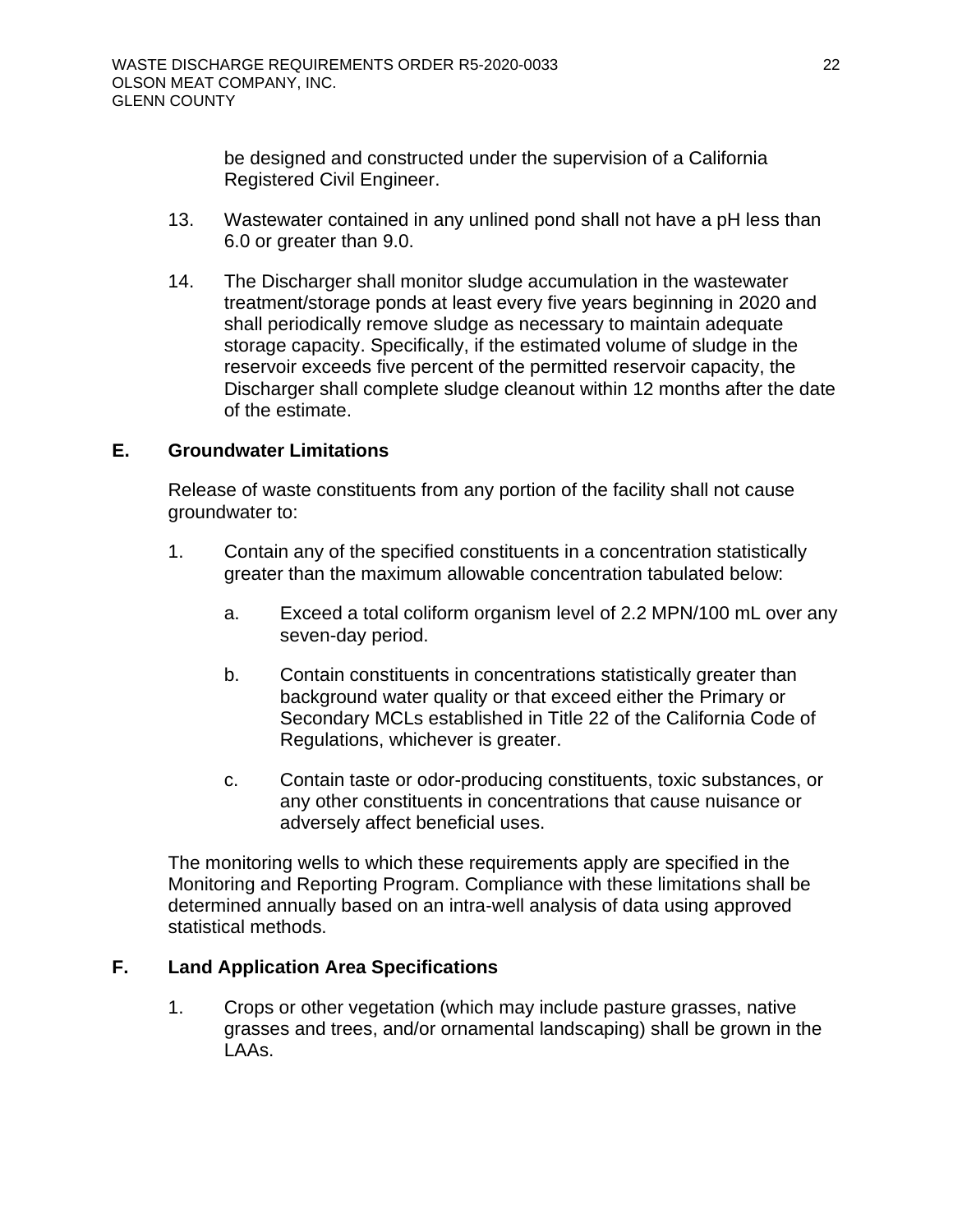be designed and constructed under the supervision of a California Registered Civil Engineer.

13. Wastewater contained in any unlined pond shall not have a pH less than 6.0 or greater than 9.0.

14. The Discharger shall monitor sludge accumulation in the wastewater treatment/storage ponds at least every five years beginning in 2020 and shall periodically remove sludge as necessary to maintain adequate storage capacity. Specifically, if the estimated volume of sludge in the reservoir exceeds five percent of the permitted reservoir capacity, the Discharger shall complete sludge cleanout within 12 months after the date of the estimate.

## E. Groundwater Limitations

Release of waste constituents from any portion of the facility shall not cause groundwater to:

1. Contain any of the specified constituents in a concentration statistically greater than the maximum allowable concentration tabulated below:

   a. Exceed a total coliform organism level of 2.2 MPN/100 mL over any seven-day period.

   b. Contain constituents in concentrations statistically greater than background water quality or that exceed either the Primary or Secondary MCLs established in Title 22 of the California Code of Regulations, whichever is greater.

   c. Contain taste or odor-producing constituents, toxic substances, or any other constituents in concentrations that cause nuisance or adversely affect beneficial uses.

The monitoring wells to which these requirements apply are specified in the Monitoring and Reporting Program. Compliance with these limitations shall be determined annually based on an intra-well analysis of data using approved statistical methods.

## F. Land Application Area Specifications

1. Crops or other vegetation (which may include pasture grasses, native grasses and trees, and/or ornamental landscaping) shall be grown in the LAAs.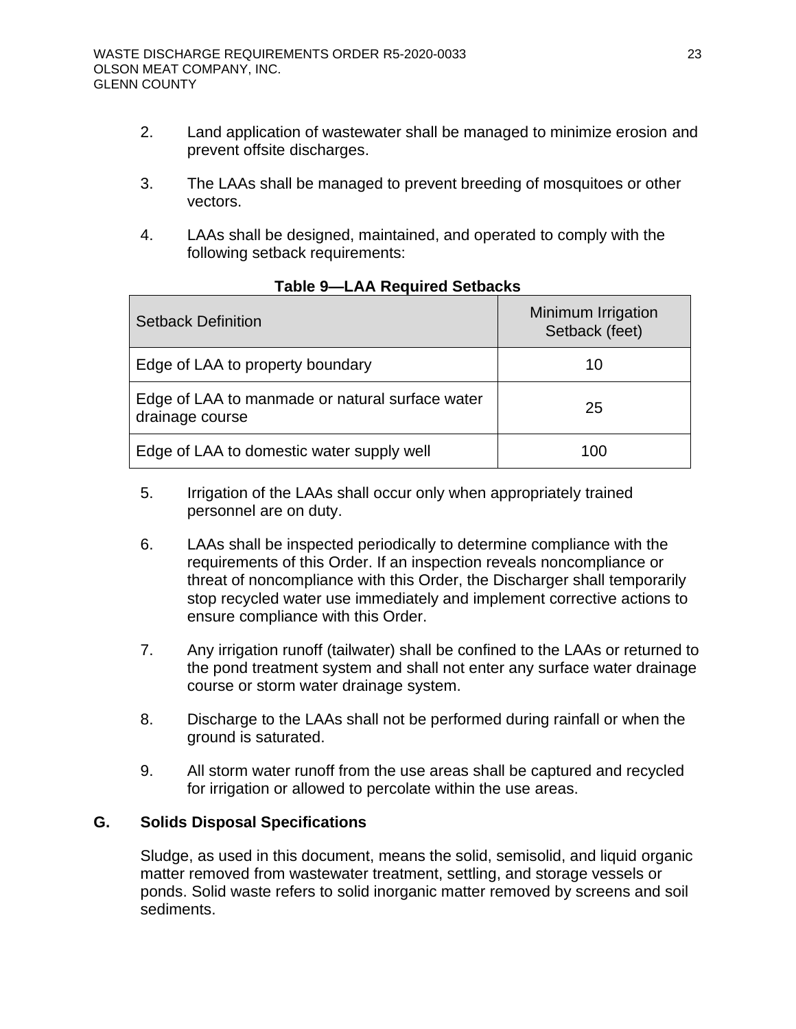2. Land application of wastewater shall be managed to minimize erosion and prevent offsite discharges.

3. The LAAs shall be managed to prevent breeding of mosquitoes or other vectors.

4. LAAs shall be designed, maintained, and operated to comply with the following setback requirements:

**Table 9—LAA Required Setbacks**

| Setback Definition | Minimum Irrigation Setback (feet) |
|---|---|
| Edge of LAA to property boundary | 10 |
| Edge of LAA to manmade or natural surface water drainage course | 25 |
| Edge of LAA to domestic water supply well | 100 |

5. Irrigation of the LAAs shall occur only when appropriately trained personnel are on duty.

6. LAAs shall be inspected periodically to determine compliance with the requirements of this Order. If an inspection reveals noncompliance or threat of noncompliance with this Order, the Discharger shall temporarily stop recycled water use immediately and implement corrective actions to ensure compliance with this Order.

7. Any irrigation runoff (tailwater) shall be confined to the LAAs or returned to the pond treatment system and shall not enter any surface water drainage course or storm water drainage system.

8. Discharge to the LAAs shall not be performed during rainfall or when the ground is saturated.

9. All storm water runoff from the use areas shall be captured and recycled for irrigation or allowed to percolate within the use areas.

## G. Solids Disposal Specifications

Sludge, as used in this document, means the solid, semisolid, and liquid organic matter removed from wastewater treatment, settling, and storage vessels or ponds. Solid waste refers to solid inorganic matter removed by screens and soil sediments.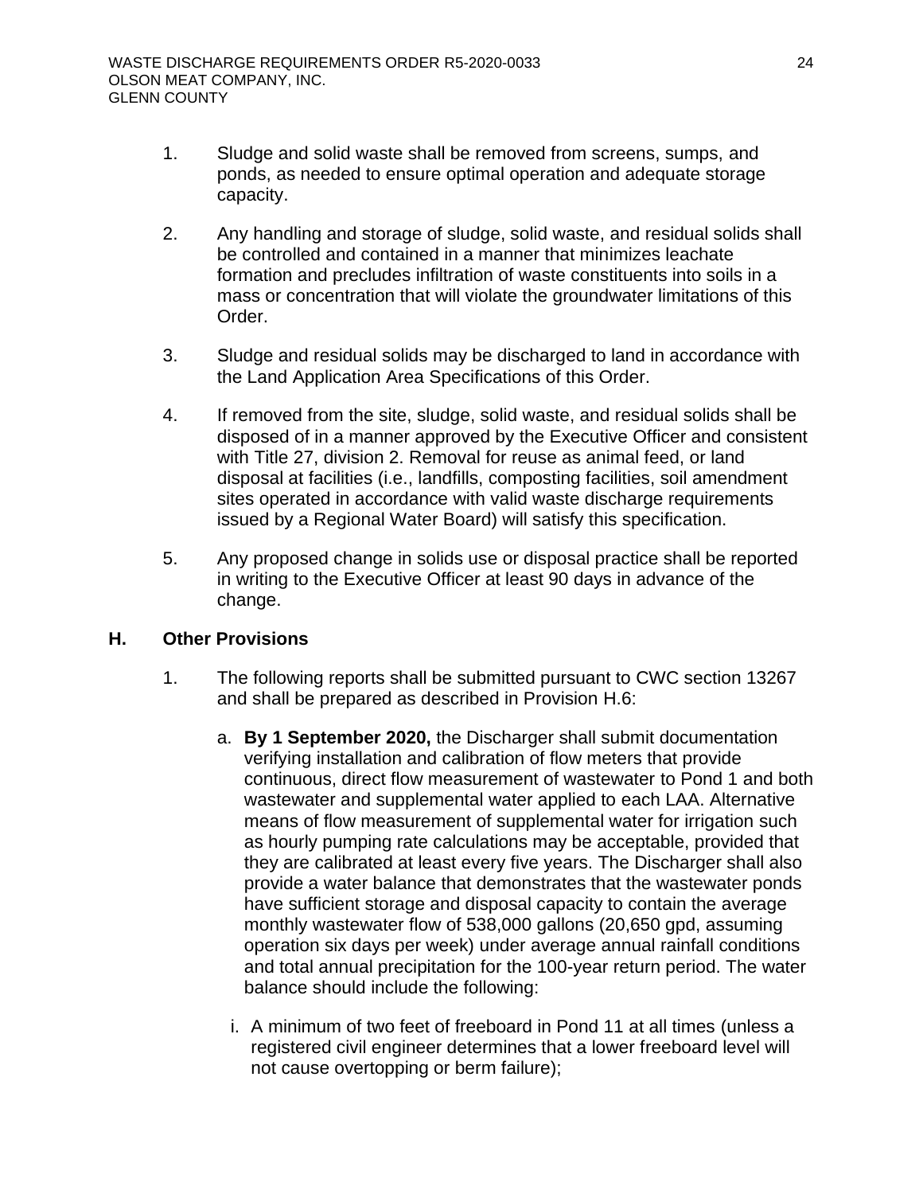1. Sludge and solid waste shall be removed from screens, sumps, and ponds, as needed to ensure optimal operation and adequate storage capacity.

2. Any handling and storage of sludge, solid waste, and residual solids shall be controlled and contained in a manner that minimizes leachate formation and precludes infiltration of waste constituents into soils in a mass or concentration that will violate the groundwater limitations of this Order.

3. Sludge and residual solids may be discharged to land in accordance with the Land Application Area Specifications of this Order.

4. If removed from the site, sludge, solid waste, and residual solids shall be disposed of in a manner approved by the Executive Officer and consistent with Title 27, division 2. Removal for reuse as animal feed, or land disposal at facilities (i.e., landfills, composting facilities, soil amendment sites operated in accordance with valid waste discharge requirements issued by a Regional Water Board) will satisfy this specification.

5. Any proposed change in solids use or disposal practice shall be reported in writing to the Executive Officer at least 90 days in advance of the change.

## H. Other Provisions

1. The following reports shall be submitted pursuant to CWC section 13267 and shall be prepared as described in Provision H.6:

   a. **By 1 September 2020,** the Discharger shall submit documentation verifying installation and calibration of flow meters that provide continuous, direct flow measurement of wastewater to Pond 1 and both wastewater and supplemental water applied to each LAA. Alternative means of flow measurement of supplemental water for irrigation such as hourly pumping rate calculations may be acceptable, provided that they are calibrated at least every five years. The Discharger shall also provide a water balance that demonstrates that the wastewater ponds have sufficient storage and disposal capacity to contain the average monthly wastewater flow of 538,000 gallons (20,650 gpd, assuming operation six days per week) under average annual rainfall conditions and total annual precipitation for the 100-year return period. The water balance should include the following:

      i. A minimum of two feet of freeboard in Pond 11 at all times (unless a registered civil engineer determines that a lower freeboard level will not cause overtopping or berm failure);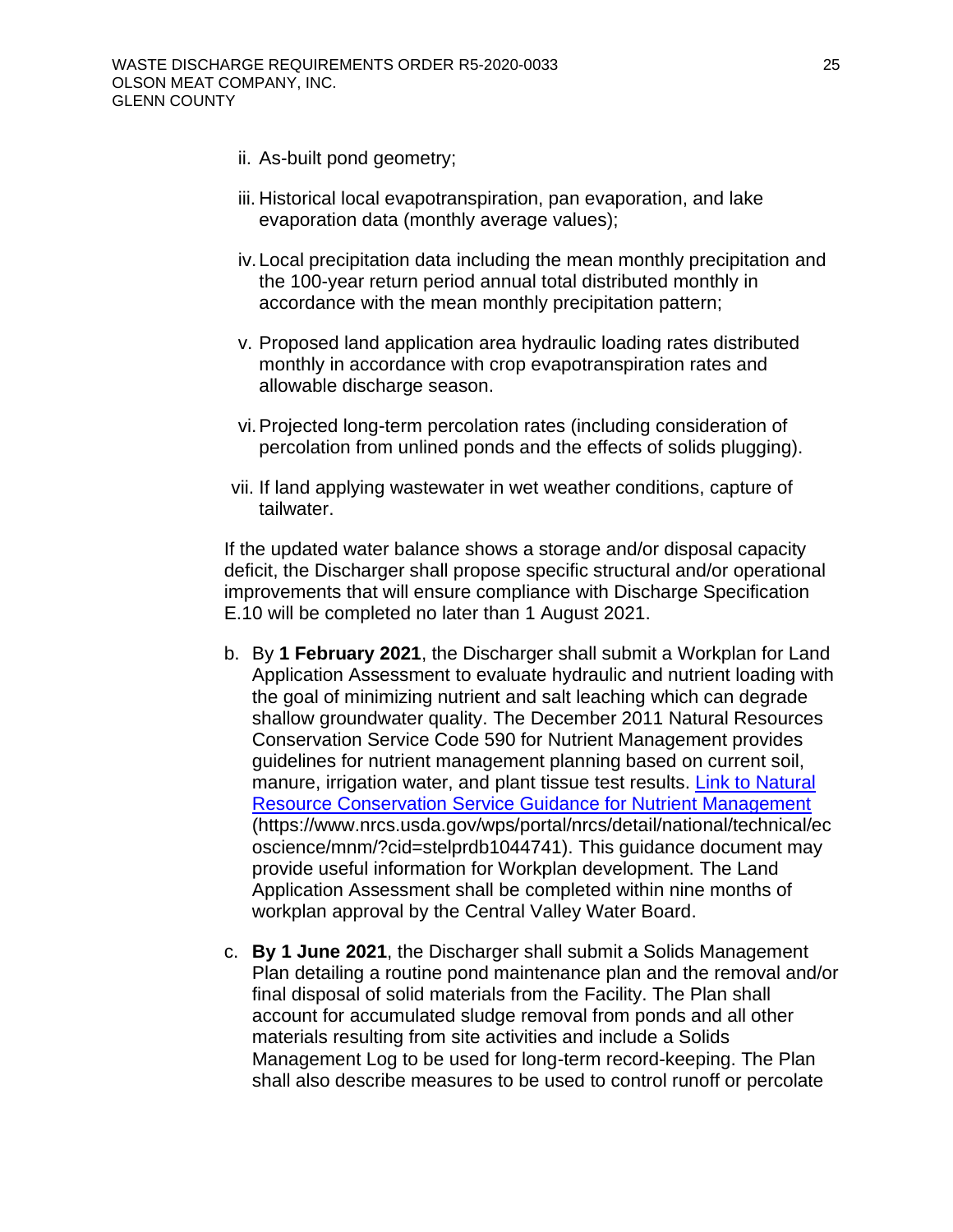ii. As-built pond geometry;

iii. Historical local evapotranspiration, pan evaporation, and lake evaporation data (monthly average values);

iv. Local precipitation data including the mean monthly precipitation and the 100-year return period annual total distributed monthly in accordance with the mean monthly precipitation pattern;

v. Proposed land application area hydraulic loading rates distributed monthly in accordance with crop evapotranspiration rates and allowable discharge season.

vi. Projected long-term percolation rates (including consideration of percolation from unlined ponds and the effects of solids plugging).

vii. If land applying wastewater in wet weather conditions, capture of tailwater.

If the updated water balance shows a storage and/or disposal capacity deficit, the Discharger shall propose specific structural and/or operational improvements that will ensure compliance with Discharge Specification E.10 will be completed no later than 1 August 2021.

b. By **1 February 2021**, the Discharger shall submit a Workplan for Land Application Assessment to evaluate hydraulic and nutrient loading with the goal of minimizing nutrient and salt leaching which can degrade shallow groundwater quality. The December 2011 Natural Resources Conservation Service Code 590 for Nutrient Management provides guidelines for nutrient management planning based on current soil, manure, irrigation water, and plant tissue test results. [Link to Natural Resource Conservation Service Guidance for Nutrient Management](https://www.nrcs.usda.gov/wps/portal/nrcs/detail/national/technical/ecoscience/mnm/?cid=stelprdb1044741) (https://www.nrcs.usda.gov/wps/portal/nrcs/detail/national/technical/ecoscience/mnm/?cid=stelprdb1044741). This guidance document may provide useful information for Workplan development. The Land Application Assessment shall be completed within nine months of workplan approval by the Central Valley Water Board.

c. **By 1 June 2021**, the Discharger shall submit a Solids Management Plan detailing a routine pond maintenance plan and the removal and/or final disposal of solid materials from the Facility. The Plan shall account for accumulated sludge removal from ponds and all other materials resulting from site activities and include a Solids Management Log to be used for long-term record-keeping. The Plan shall also describe measures to be used to control runoff or percolate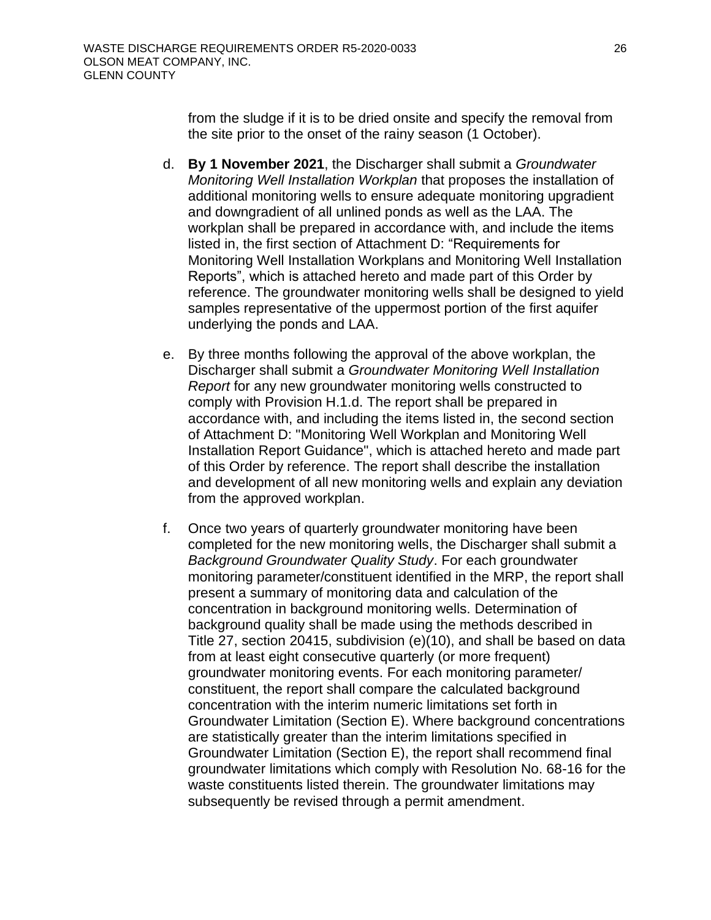from the sludge if it is to be dried onsite and specify the removal from the site prior to the onset of the rainy season (1 October).

d. **By 1 November 2021**, the Discharger shall submit a *Groundwater Monitoring Well Installation Workplan* that proposes the installation of additional monitoring wells to ensure adequate monitoring upgradient and downgradient of all unlined ponds as well as the LAA. The workplan shall be prepared in accordance with, and include the items listed in, the first section of Attachment D: "Requirements for Monitoring Well Installation Workplans and Monitoring Well Installation Reports", which is attached hereto and made part of this Order by reference. The groundwater monitoring wells shall be designed to yield samples representative of the uppermost portion of the first aquifer underlying the ponds and LAA.

e. By three months following the approval of the above workplan, the Discharger shall submit a *Groundwater Monitoring Well Installation Report* for any new groundwater monitoring wells constructed to comply with Provision H.1.d. The report shall be prepared in accordance with, and including the items listed in, the second section of Attachment D: "Monitoring Well Workplan and Monitoring Well Installation Report Guidance", which is attached hereto and made part of this Order by reference. The report shall describe the installation and development of all new monitoring wells and explain any deviation from the approved workplan.

f. Once two years of quarterly groundwater monitoring have been completed for the new monitoring wells, the Discharger shall submit a *Background Groundwater Quality Study*. For each groundwater monitoring parameter/constituent identified in the MRP, the report shall present a summary of monitoring data and calculation of the concentration in background monitoring wells. Determination of background quality shall be made using the methods described in Title 27, section 20415, subdivision (e)(10), and shall be based on data from at least eight consecutive quarterly (or more frequent) groundwater monitoring events. For each monitoring parameter/ constituent, the report shall compare the calculated background concentration with the interim numeric limitations set forth in Groundwater Limitation (Section E). Where background concentrations are statistically greater than the interim limitations specified in Groundwater Limitation (Section E), the report shall recommend final groundwater limitations which comply with Resolution No. 68-16 for the waste constituents listed therein. The groundwater limitations may subsequently be revised through a permit amendment.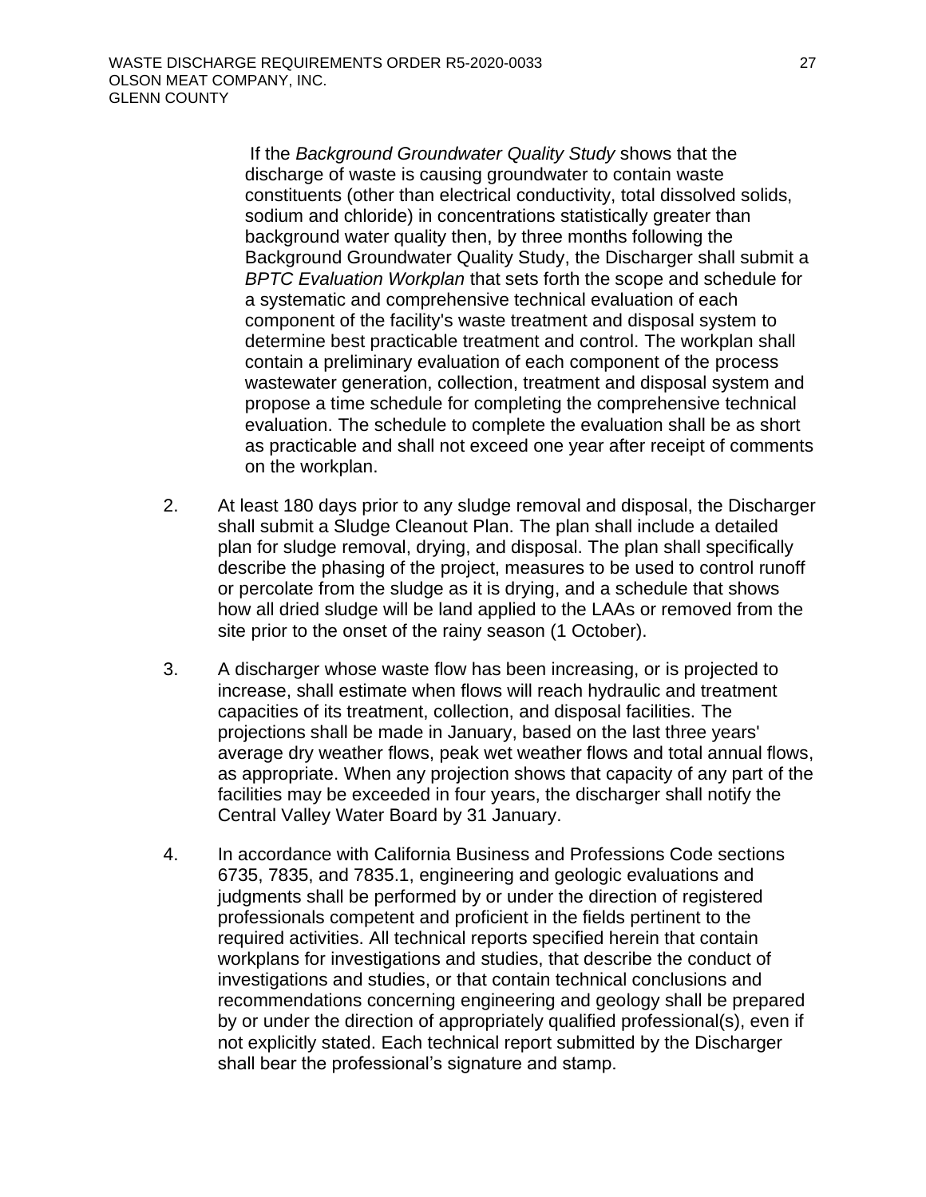If the *Background Groundwater Quality Study* shows that the discharge of waste is causing groundwater to contain waste constituents (other than electrical conductivity, total dissolved solids, sodium and chloride) in concentrations statistically greater than background water quality then, by three months following the Background Groundwater Quality Study, the Discharger shall submit a *BPTC Evaluation Workplan* that sets forth the scope and schedule for a systematic and comprehensive technical evaluation of each component of the facility's waste treatment and disposal system to determine best practicable treatment and control. The workplan shall contain a preliminary evaluation of each component of the process wastewater generation, collection, treatment and disposal system and propose a time schedule for completing the comprehensive technical evaluation. The schedule to complete the evaluation shall be as short as practicable and shall not exceed one year after receipt of comments on the workplan.

2. At least 180 days prior to any sludge removal and disposal, the Discharger shall submit a Sludge Cleanout Plan. The plan shall include a detailed plan for sludge removal, drying, and disposal. The plan shall specifically describe the phasing of the project, measures to be used to control runoff or percolate from the sludge as it is drying, and a schedule that shows how all dried sludge will be land applied to the LAAs or removed from the site prior to the onset of the rainy season (1 October).

3. A discharger whose waste flow has been increasing, or is projected to increase, shall estimate when flows will reach hydraulic and treatment capacities of its treatment, collection, and disposal facilities. The projections shall be made in January, based on the last three years' average dry weather flows, peak wet weather flows and total annual flows, as appropriate. When any projection shows that capacity of any part of the facilities may be exceeded in four years, the discharger shall notify the Central Valley Water Board by 31 January.

4. In accordance with California Business and Professions Code sections 6735, 7835, and 7835.1, engineering and geologic evaluations and judgments shall be performed by or under the direction of registered professionals competent and proficient in the fields pertinent to the required activities. All technical reports specified herein that contain workplans for investigations and studies, that describe the conduct of investigations and studies, or that contain technical conclusions and recommendations concerning engineering and geology shall be prepared by or under the direction of appropriately qualified professional(s), even if not explicitly stated. Each technical report submitted by the Discharger shall bear the professional's signature and stamp.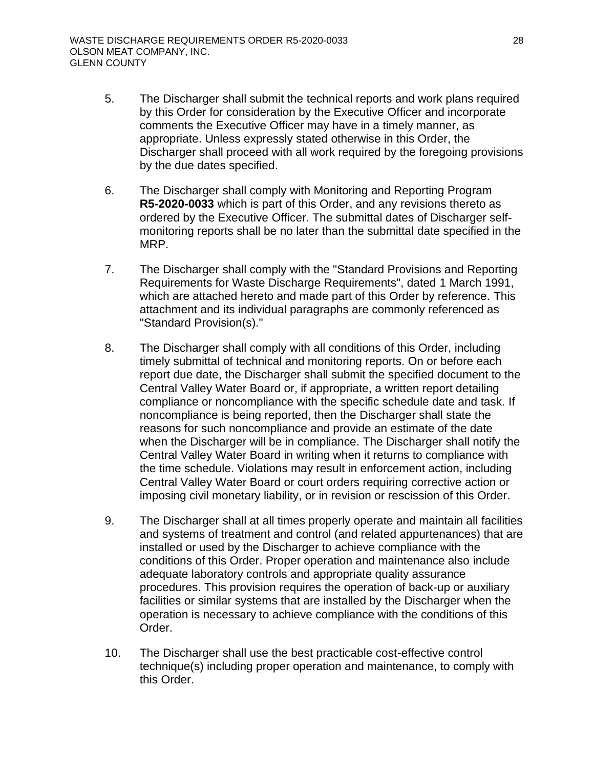5. The Discharger shall submit the technical reports and work plans required by this Order for consideration by the Executive Officer and incorporate comments the Executive Officer may have in a timely manner, as appropriate. Unless expressly stated otherwise in this Order, the Discharger shall proceed with all work required by the foregoing provisions by the due dates specified.

6. The Discharger shall comply with Monitoring and Reporting Program **R5-2020-0033** which is part of this Order, and any revisions thereto as ordered by the Executive Officer. The submittal dates of Discharger self-monitoring reports shall be no later than the submittal date specified in the MRP.

7. The Discharger shall comply with the "Standard Provisions and Reporting Requirements for Waste Discharge Requirements", dated 1 March 1991, which are attached hereto and made part of this Order by reference. This attachment and its individual paragraphs are commonly referenced as "Standard Provision(s)."

8. The Discharger shall comply with all conditions of this Order, including timely submittal of technical and monitoring reports. On or before each report due date, the Discharger shall submit the specified document to the Central Valley Water Board or, if appropriate, a written report detailing compliance or noncompliance with the specific schedule date and task. If noncompliance is being reported, then the Discharger shall state the reasons for such noncompliance and provide an estimate of the date when the Discharger will be in compliance. The Discharger shall notify the Central Valley Water Board in writing when it returns to compliance with the time schedule. Violations may result in enforcement action, including Central Valley Water Board or court orders requiring corrective action or imposing civil monetary liability, or in revision or rescission of this Order.

9. The Discharger shall at all times properly operate and maintain all facilities and systems of treatment and control (and related appurtenances) that are installed or used by the Discharger to achieve compliance with the conditions of this Order. Proper operation and maintenance also include adequate laboratory controls and appropriate quality assurance procedures. This provision requires the operation of back-up or auxiliary facilities or similar systems that are installed by the Discharger when the operation is necessary to achieve compliance with the conditions of this Order.

10. The Discharger shall use the best practicable cost-effective control technique(s) including proper operation and maintenance, to comply with this Order.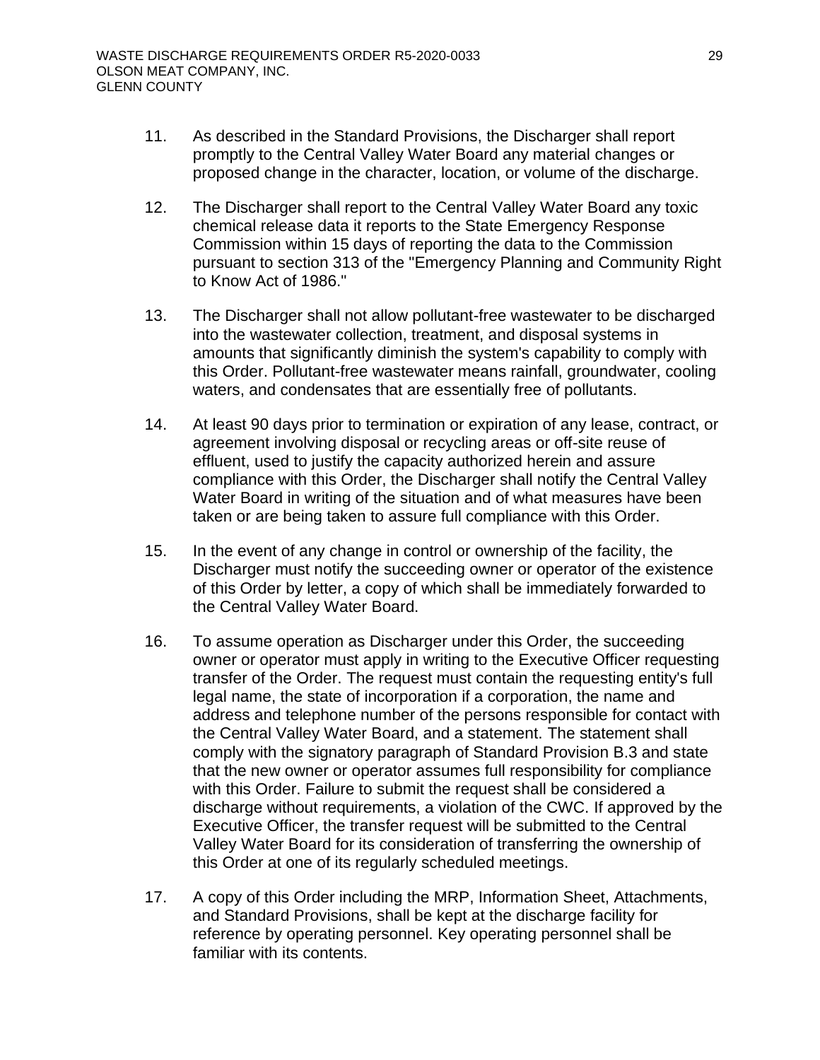11. As described in the Standard Provisions, the Discharger shall report promptly to the Central Valley Water Board any material changes or proposed change in the character, location, or volume of the discharge.

12. The Discharger shall report to the Central Valley Water Board any toxic chemical release data it reports to the State Emergency Response Commission within 15 days of reporting the data to the Commission pursuant to section 313 of the "Emergency Planning and Community Right to Know Act of 1986."

13. The Discharger shall not allow pollutant-free wastewater to be discharged into the wastewater collection, treatment, and disposal systems in amounts that significantly diminish the system's capability to comply with this Order. Pollutant-free wastewater means rainfall, groundwater, cooling waters, and condensates that are essentially free of pollutants.

14. At least 90 days prior to termination or expiration of any lease, contract, or agreement involving disposal or recycling areas or off-site reuse of effluent, used to justify the capacity authorized herein and assure compliance with this Order, the Discharger shall notify the Central Valley Water Board in writing of the situation and of what measures have been taken or are being taken to assure full compliance with this Order.

15. In the event of any change in control or ownership of the facility, the Discharger must notify the succeeding owner or operator of the existence of this Order by letter, a copy of which shall be immediately forwarded to the Central Valley Water Board.

16. To assume operation as Discharger under this Order, the succeeding owner or operator must apply in writing to the Executive Officer requesting transfer of the Order. The request must contain the requesting entity's full legal name, the state of incorporation if a corporation, the name and address and telephone number of the persons responsible for contact with the Central Valley Water Board, and a statement. The statement shall comply with the signatory paragraph of Standard Provision B.3 and state that the new owner or operator assumes full responsibility for compliance with this Order. Failure to submit the request shall be considered a discharge without requirements, a violation of the CWC. If approved by the Executive Officer, the transfer request will be submitted to the Central Valley Water Board for its consideration of transferring the ownership of this Order at one of its regularly scheduled meetings.

17. A copy of this Order including the MRP, Information Sheet, Attachments, and Standard Provisions, shall be kept at the discharge facility for reference by operating personnel. Key operating personnel shall be familiar with its contents.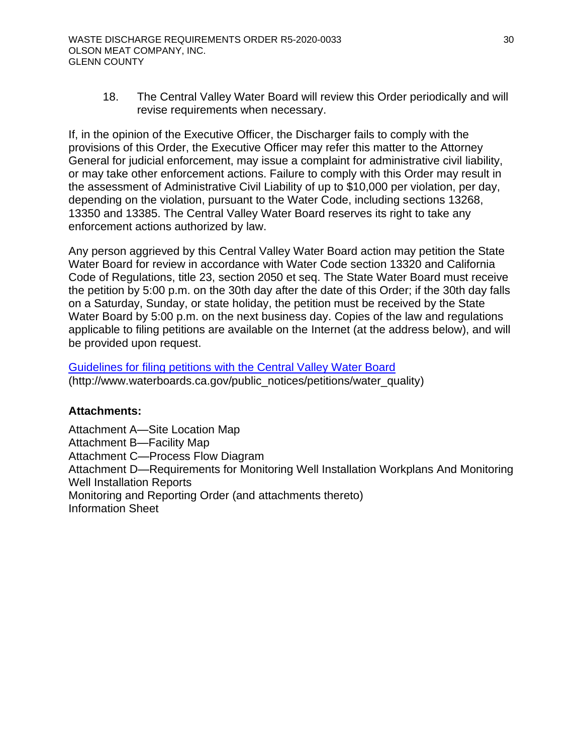18. The Central Valley Water Board will review this Order periodically and will revise requirements when necessary.

If, in the opinion of the Executive Officer, the Discharger fails to comply with the provisions of this Order, the Executive Officer may refer this matter to the Attorney General for judicial enforcement, may issue a complaint for administrative civil liability, or may take other enforcement actions. Failure to comply with this Order may result in the assessment of Administrative Civil Liability of up to $10,000 per violation, per day, depending on the violation, pursuant to the Water Code, including sections 13268, 13350 and 13385. The Central Valley Water Board reserves its right to take any enforcement actions authorized by law.

Any person aggrieved by this Central Valley Water Board action may petition the State Water Board for review in accordance with Water Code section 13320 and California Code of Regulations, title 23, section 2050 et seq. The State Water Board must receive the petition by 5:00 p.m. on the 30th day after the date of this Order; if the 30th day falls on a Saturday, Sunday, or state holiday, the petition must be received by the State Water Board by 5:00 p.m. on the next business day. Copies of the law and regulations applicable to filing petitions are available on the Internet (at the address below), and will be provided upon request.

Guidelines for filing petitions with the Central Valley Water Board (http://www.waterboards.ca.gov/public_notices/petitions/water_quality)

**Attachments:**

Attachment A—Site Location Map
Attachment B—Facility Map
Attachment C—Process Flow Diagram
Attachment D—Requirements for Monitoring Well Installation Workplans And Monitoring Well Installation Reports
Monitoring and Reporting Order (and attachments thereto)
Information Sheet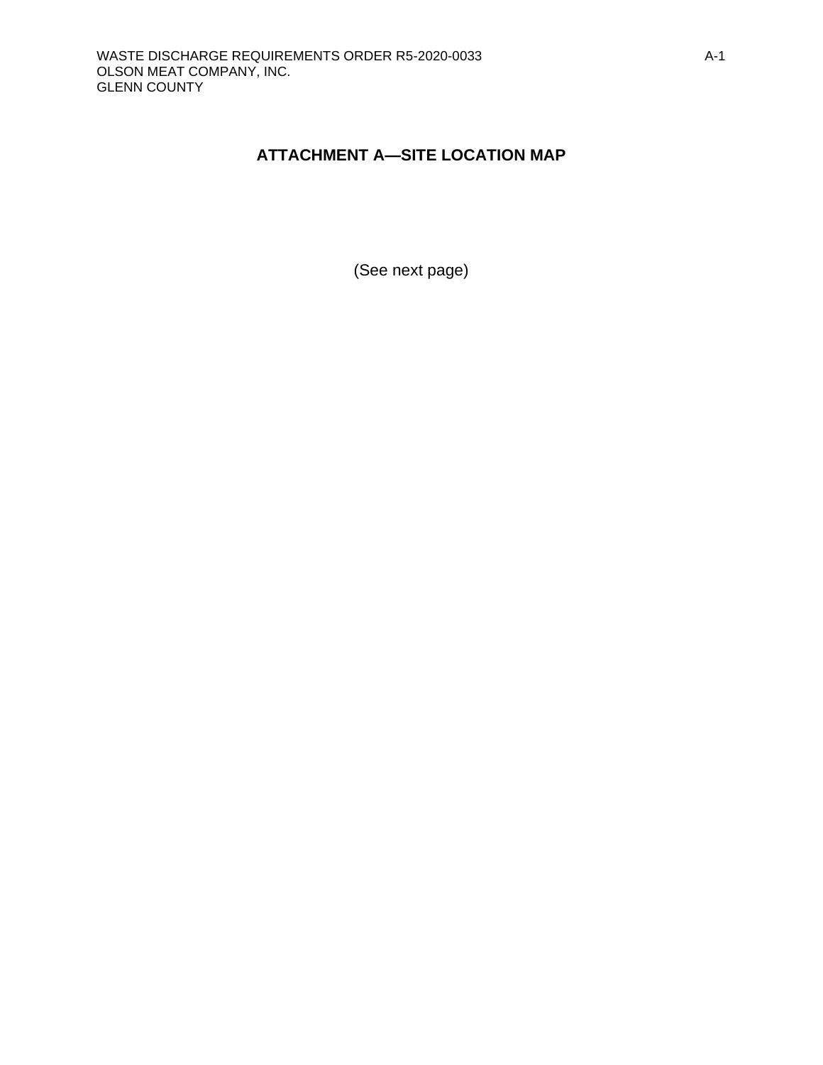# ATTACHMENT A—SITE LOCATION MAP

(See next page)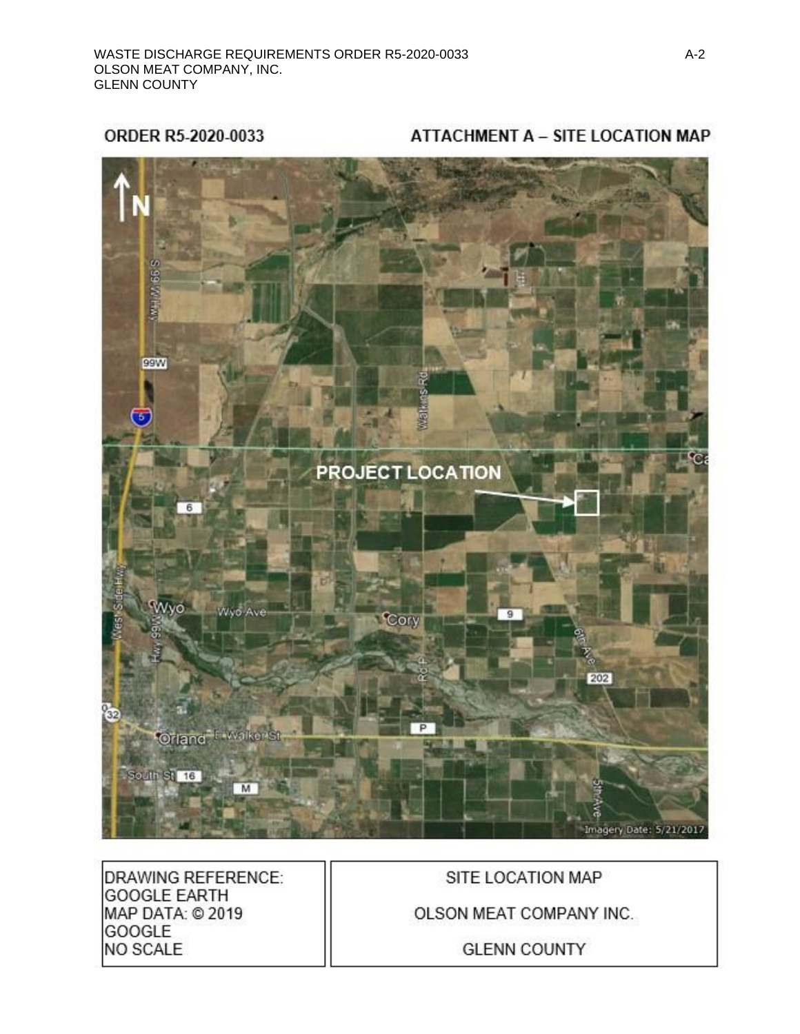ORDER R5-2020-0033

ATTACHMENT A – SITE LOCATION MAP

| DRAWING REFERENCE: GOOGLE EARTH MAP DATA: © 2019 GOOGLE NO SCALE | SITE LOCATION MAP OLSON MEAT COMPANY INC. GLENN COUNTY |
| --- | --- |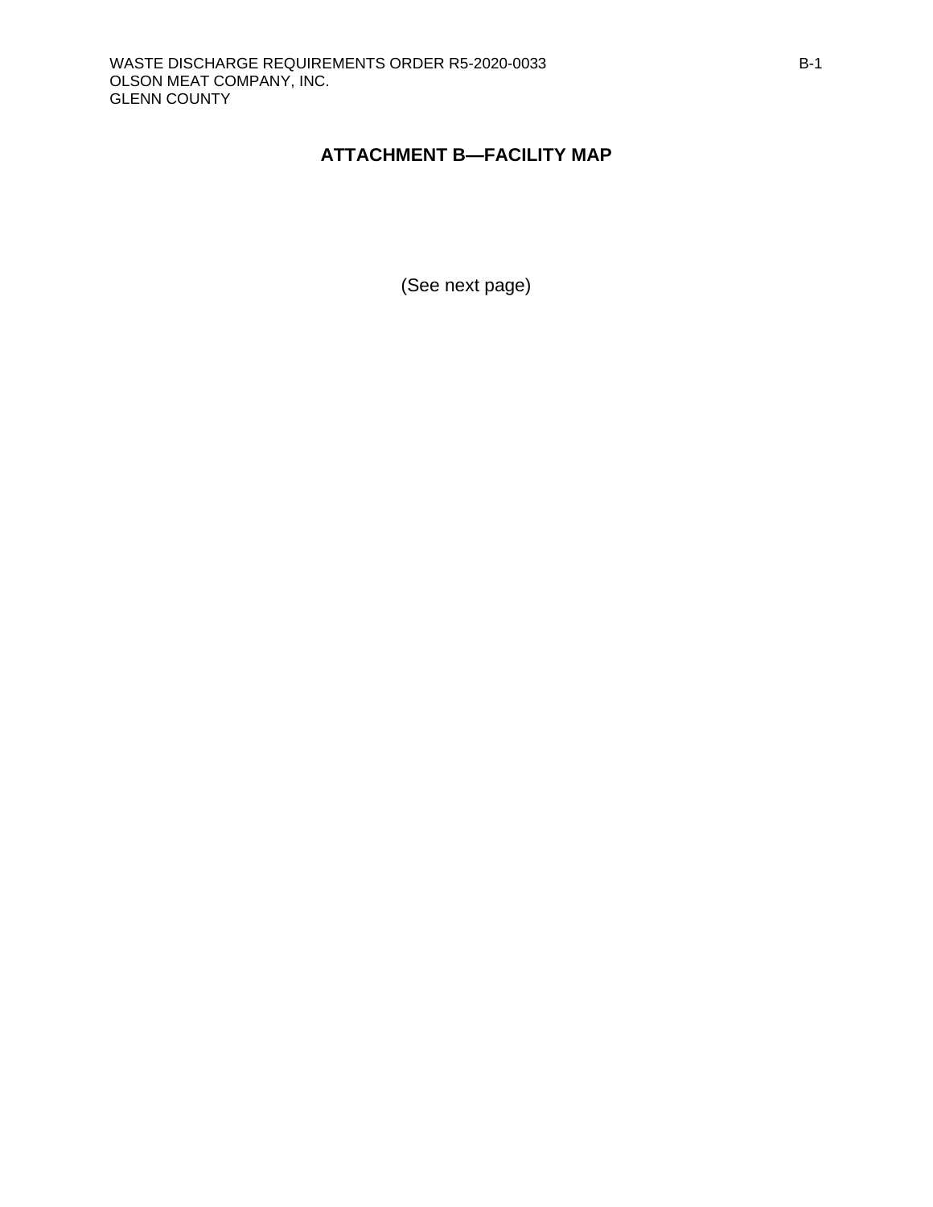# ATTACHMENT B—FACILITY MAP

(See next page)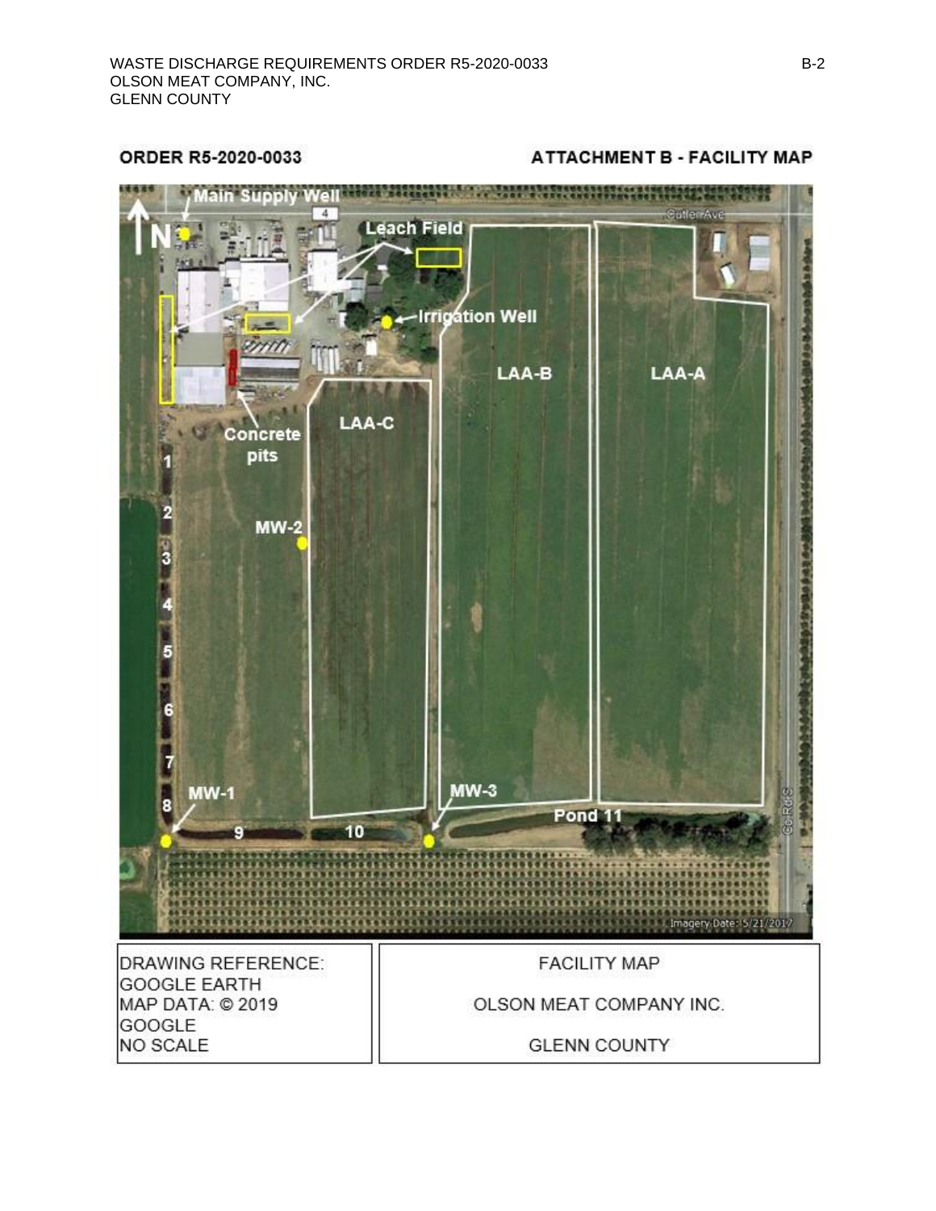ORDER R5-2020-0033

ATTACHMENT B - FACILITY MAP

| DRAWING REFERENCE: GOOGLE EARTH MAP DATA: © 2019 GOOGLE NO SCALE | FACILITY MAP OLSON MEAT COMPANY INC. GLENN COUNTY |
|---|---|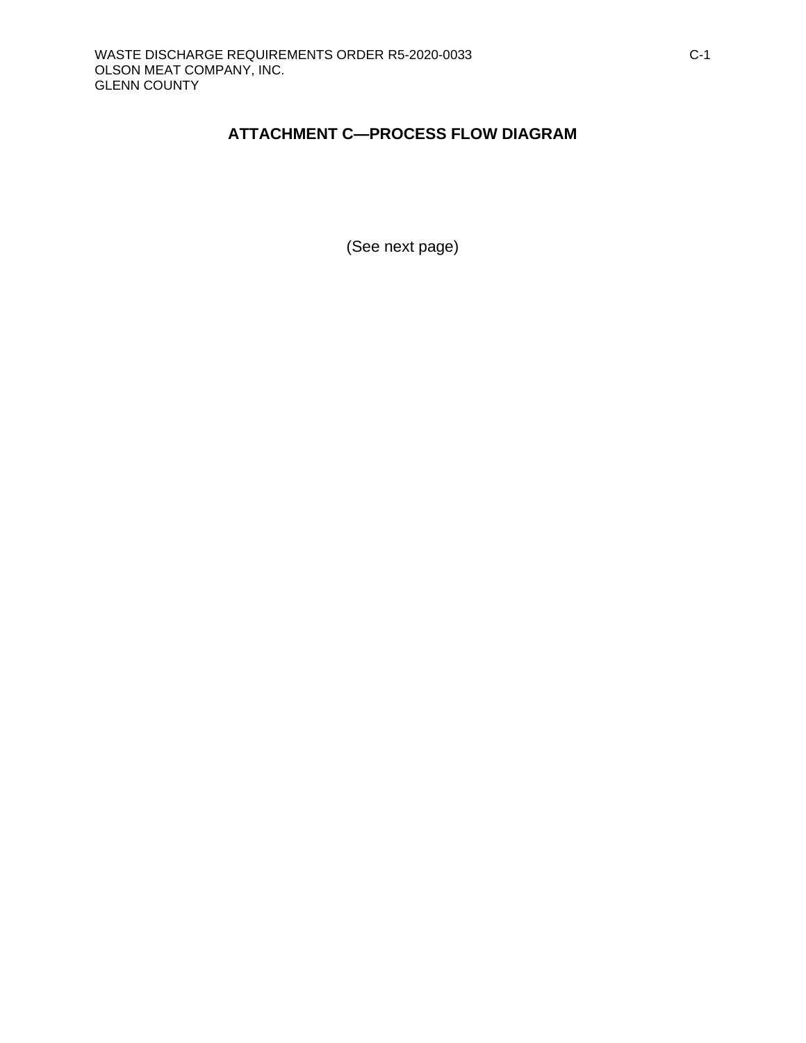# ATTACHMENT C—PROCESS FLOW DIAGRAM

(See next page)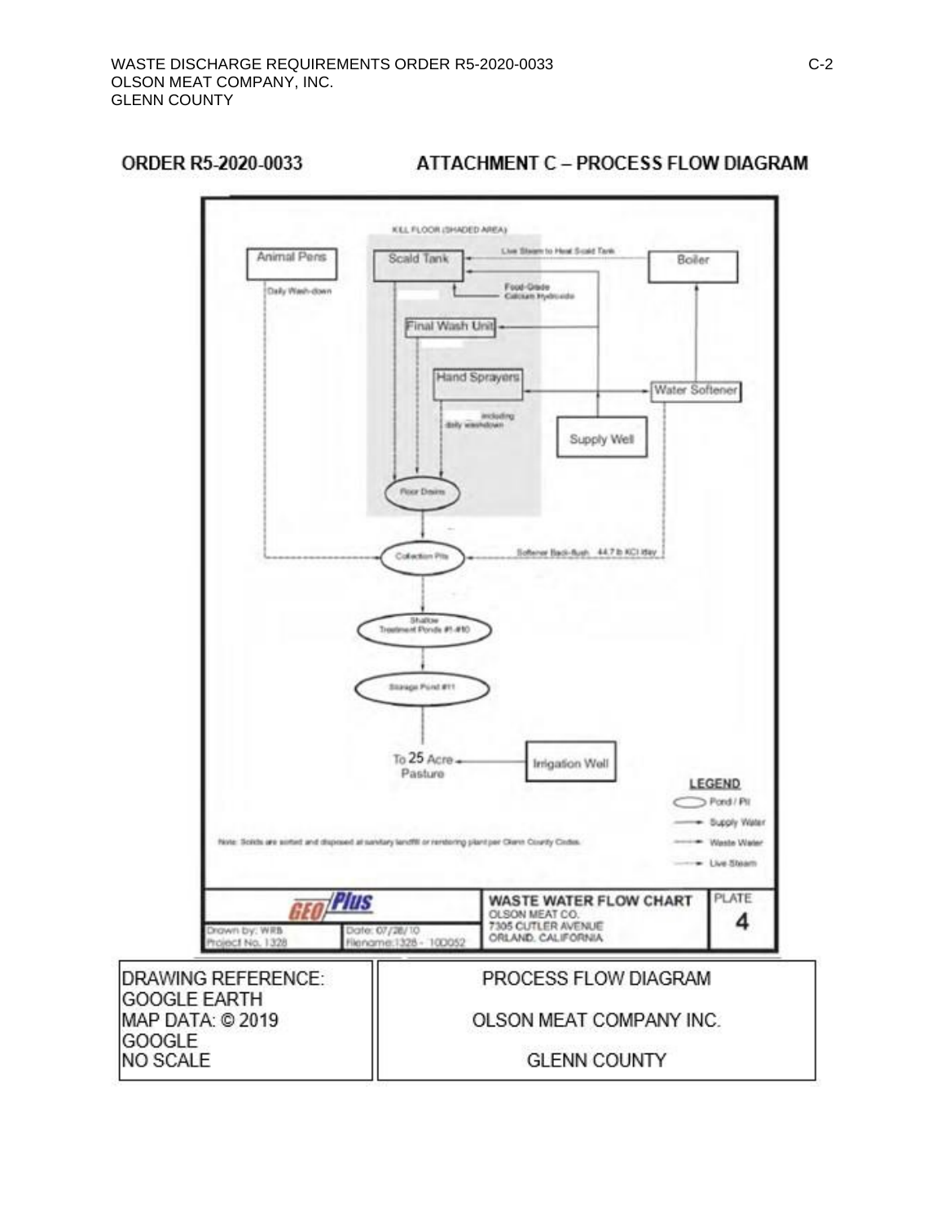ORDER R5-2020-0033

# ATTACHMENT C – PROCESS FLOW DIAGRAM

KILL FLOOR (SHADED AREA)

Animal Pens

Daily Wash-down

Scald Tank

Live Steam to Heat Scald Tank

Boiler

Food-Grade Calcium Hydroxide

Final Wash Unit

Hand Sprayers

Water Softener

including daily washdown

Supply Well

Floor Drains

Collection Pits

Softener Back-flush 44.7 lb KCl /day

Shallow Treatment Ponds #1-#10

Storage Pond #11

To 25 Acre Pasture

Irrigation Well

**LEGEND**

- Pond / Pit
- Supply Water
- Waste Water
- Live Steam

Note: Solids are sorted and disposed at sanitary landfill or rendering plant per Glenn County Codes.

| GEO/Plus | | WASTE WATER FLOW CHART<br>OLSON MEAT CO.<br>7305 CUTLER AVENUE<br>ORLAND, CALIFORNIA | PLATE<br>4 |
|---|---|---|---|
| Drawn by: WRB<br>Project No. 1328 | Date: 07/28/10<br>Filename: 1328 - 100052 | | |

| DRAWING REFERENCE:<br>GOOGLE EARTH<br>MAP DATA: © 2019<br>GOOGLE<br>NO SCALE | PROCESS FLOW DIAGRAM<br><br>OLSON MEAT COMPANY INC.<br><br>GLENN COUNTY |
|---|---|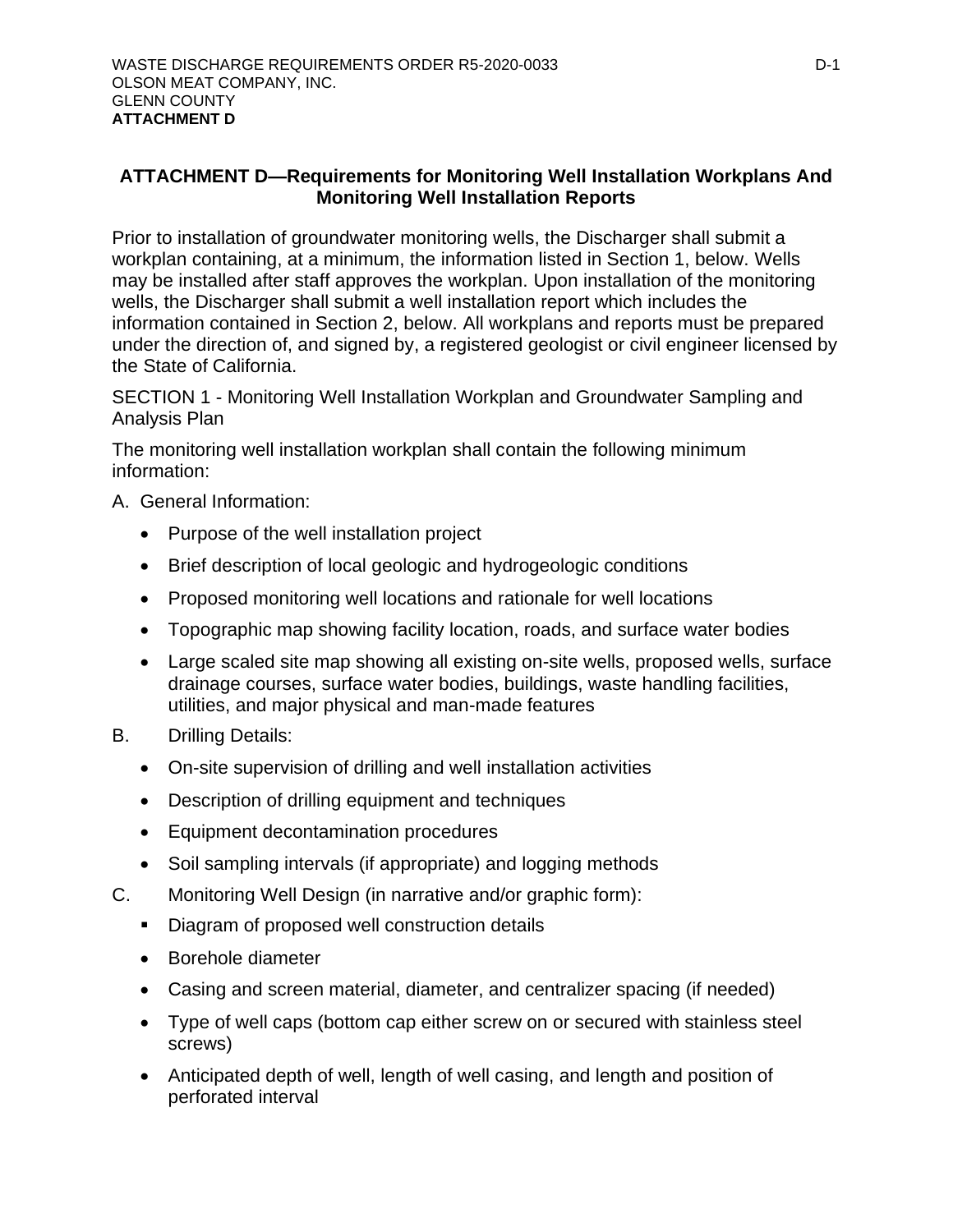## ATTACHMENT D—Requirements for Monitoring Well Installation Workplans And Monitoring Well Installation Reports

Prior to installation of groundwater monitoring wells, the Discharger shall submit a workplan containing, at a minimum, the information listed in Section 1, below. Wells may be installed after staff approves the workplan. Upon installation of the monitoring wells, the Discharger shall submit a well installation report which includes the information contained in Section 2, below. All workplans and reports must be prepared under the direction of, and signed by, a registered geologist or civil engineer licensed by the State of California.

SECTION 1 - Monitoring Well Installation Workplan and Groundwater Sampling and Analysis Plan

The monitoring well installation workplan shall contain the following minimum information:

A. General Information:

- Purpose of the well installation project
- Brief description of local geologic and hydrogeologic conditions
- Proposed monitoring well locations and rationale for well locations
- Topographic map showing facility location, roads, and surface water bodies
- Large scaled site map showing all existing on-site wells, proposed wells, surface drainage courses, surface water bodies, buildings, waste handling facilities, utilities, and major physical and man-made features

B. Drilling Details:

- On-site supervision of drilling and well installation activities
- Description of drilling equipment and techniques
- Equipment decontamination procedures
- Soil sampling intervals (if appropriate) and logging methods

C. Monitoring Well Design (in narrative and/or graphic form):

- Diagram of proposed well construction details
- Borehole diameter
- Casing and screen material, diameter, and centralizer spacing (if needed)
- Type of well caps (bottom cap either screw on or secured with stainless steel screws)
- Anticipated depth of well, length of well casing, and length and position of perforated interval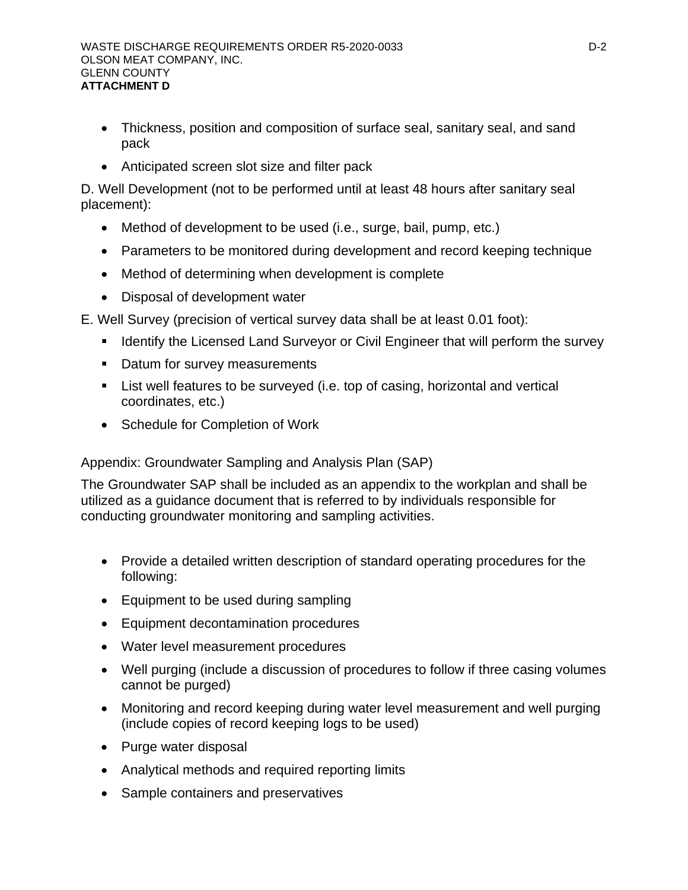- Thickness, position and composition of surface seal, sanitary seal, and sand pack
- Anticipated screen slot size and filter pack

D. Well Development (not to be performed until at least 48 hours after sanitary seal placement):

- Method of development to be used (i.e., surge, bail, pump, etc.)
- Parameters to be monitored during development and record keeping technique
- Method of determining when development is complete
- Disposal of development water

E. Well Survey (precision of vertical survey data shall be at least 0.01 foot):

- Identify the Licensed Land Surveyor or Civil Engineer that will perform the survey
- Datum for survey measurements
- List well features to be surveyed (i.e. top of casing, horizontal and vertical coordinates, etc.)
- Schedule for Completion of Work

Appendix: Groundwater Sampling and Analysis Plan (SAP)

The Groundwater SAP shall be included as an appendix to the workplan and shall be utilized as a guidance document that is referred to by individuals responsible for conducting groundwater monitoring and sampling activities.

- Provide a detailed written description of standard operating procedures for the following:
- Equipment to be used during sampling
- Equipment decontamination procedures
- Water level measurement procedures
- Well purging (include a discussion of procedures to follow if three casing volumes cannot be purged)
- Monitoring and record keeping during water level measurement and well purging (include copies of record keeping logs to be used)
- Purge water disposal
- Analytical methods and required reporting limits
- Sample containers and preservatives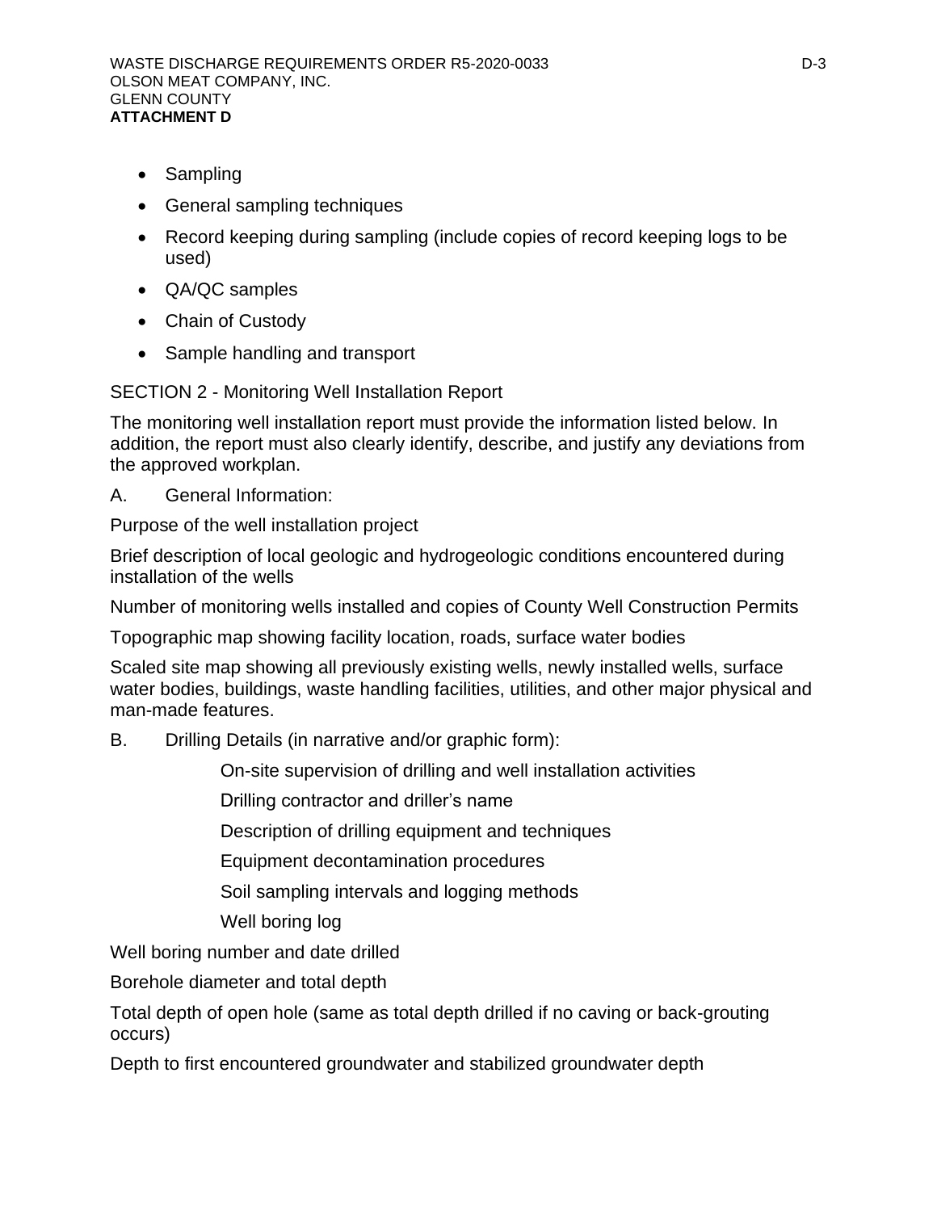- Sampling
- General sampling techniques
- Record keeping during sampling (include copies of record keeping logs to be used)
- QA/QC samples
- Chain of Custody
- Sample handling and transport

SECTION 2 - Monitoring Well Installation Report

The monitoring well installation report must provide the information listed below. In addition, the report must also clearly identify, describe, and justify any deviations from the approved workplan.

A. General Information:

Purpose of the well installation project

Brief description of local geologic and hydrogeologic conditions encountered during installation of the wells

Number of monitoring wells installed and copies of County Well Construction Permits

Topographic map showing facility location, roads, surface water bodies

Scaled site map showing all previously existing wells, newly installed wells, surface water bodies, buildings, waste handling facilities, utilities, and other major physical and man-made features.

B. Drilling Details (in narrative and/or graphic form):

On-site supervision of drilling and well installation activities

Drilling contractor and driller's name

Description of drilling equipment and techniques

Equipment decontamination procedures

Soil sampling intervals and logging methods

Well boring log

Well boring number and date drilled

Borehole diameter and total depth

Total depth of open hole (same as total depth drilled if no caving or back-grouting occurs)

Depth to first encountered groundwater and stabilized groundwater depth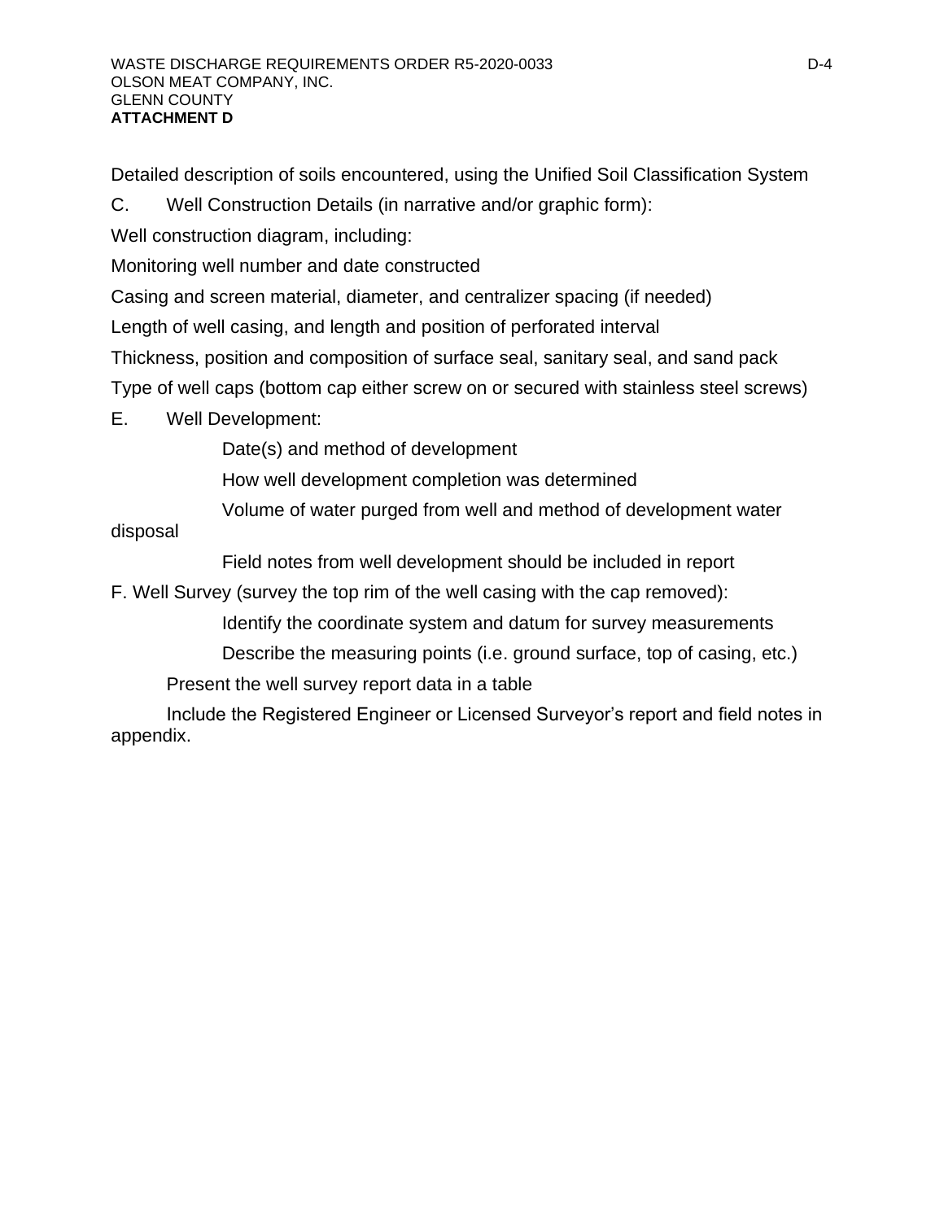Detailed description of soils encountered, using the Unified Soil Classification System

C. Well Construction Details (in narrative and/or graphic form):

Well construction diagram, including:

Monitoring well number and date constructed

Casing and screen material, diameter, and centralizer spacing (if needed)

Length of well casing, and length and position of perforated interval

Thickness, position and composition of surface seal, sanitary seal, and sand pack

Type of well caps (bottom cap either screw on or secured with stainless steel screws)

E. Well Development:

Date(s) and method of development

How well development completion was determined

Volume of water purged from well and method of development water disposal

Field notes from well development should be included in report

F. Well Survey (survey the top rim of the well casing with the cap removed):

Identify the coordinate system and datum for survey measurements

Describe the measuring points (i.e. ground surface, top of casing, etc.)

Present the well survey report data in a table

Include the Registered Engineer or Licensed Surveyor's report and field notes in appendix.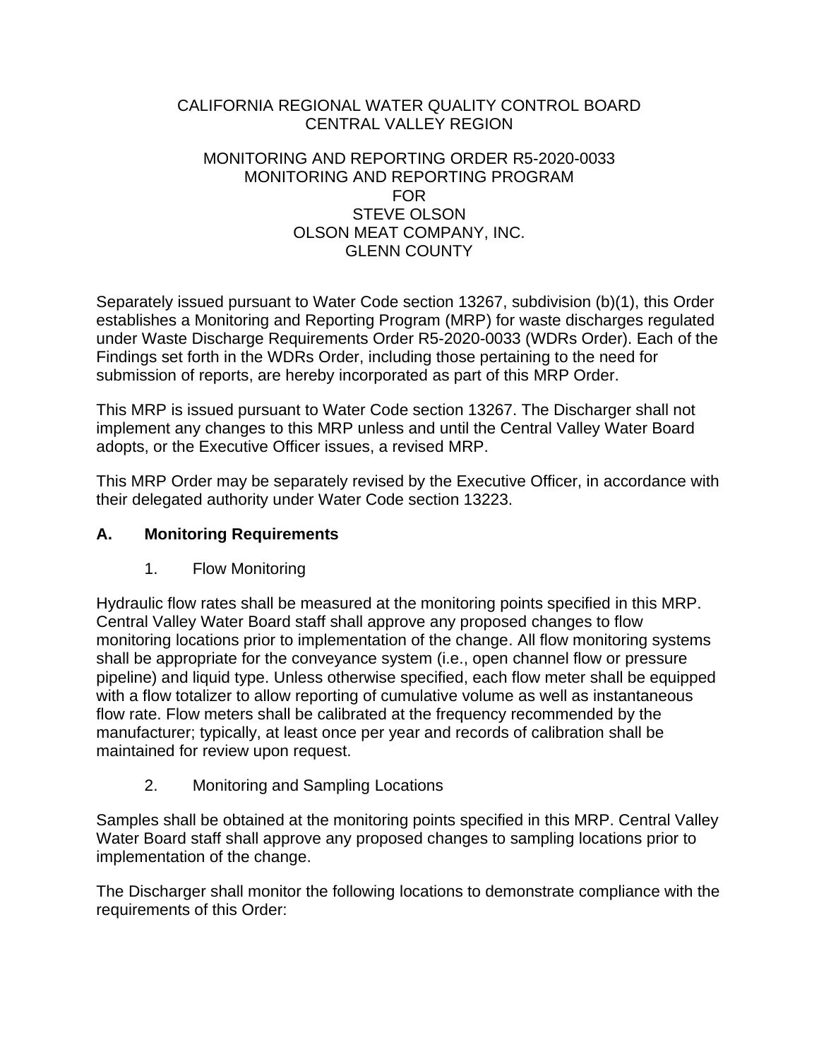CALIFORNIA REGIONAL WATER QUALITY CONTROL BOARD
CENTRAL VALLEY REGION

MONITORING AND REPORTING ORDER R5-2020-0033
MONITORING AND REPORTING PROGRAM
FOR
STEVE OLSON
OLSON MEAT COMPANY, INC.
GLENN COUNTY

Separately issued pursuant to Water Code section 13267, subdivision (b)(1), this Order establishes a Monitoring and Reporting Program (MRP) for waste discharges regulated under Waste Discharge Requirements Order R5-2020-0033 (WDRs Order). Each of the Findings set forth in the WDRs Order, including those pertaining to the need for submission of reports, are hereby incorporated as part of this MRP Order.

This MRP is issued pursuant to Water Code section 13267. The Discharger shall not implement any changes to this MRP unless and until the Central Valley Water Board adopts, or the Executive Officer issues, a revised MRP.

This MRP Order may be separately revised by the Executive Officer, in accordance with their delegated authority under Water Code section 13223.

## A. Monitoring Requirements

### 1. Flow Monitoring

Hydraulic flow rates shall be measured at the monitoring points specified in this MRP. Central Valley Water Board staff shall approve any proposed changes to flow monitoring locations prior to implementation of the change. All flow monitoring systems shall be appropriate for the conveyance system (i.e., open channel flow or pressure pipeline) and liquid type. Unless otherwise specified, each flow meter shall be equipped with a flow totalizer to allow reporting of cumulative volume as well as instantaneous flow rate. Flow meters shall be calibrated at the frequency recommended by the manufacturer; typically, at least once per year and records of calibration shall be maintained for review upon request.

### 2. Monitoring and Sampling Locations

Samples shall be obtained at the monitoring points specified in this MRP. Central Valley Water Board staff shall approve any proposed changes to sampling locations prior to implementation of the change.

The Discharger shall monitor the following locations to demonstrate compliance with the requirements of this Order: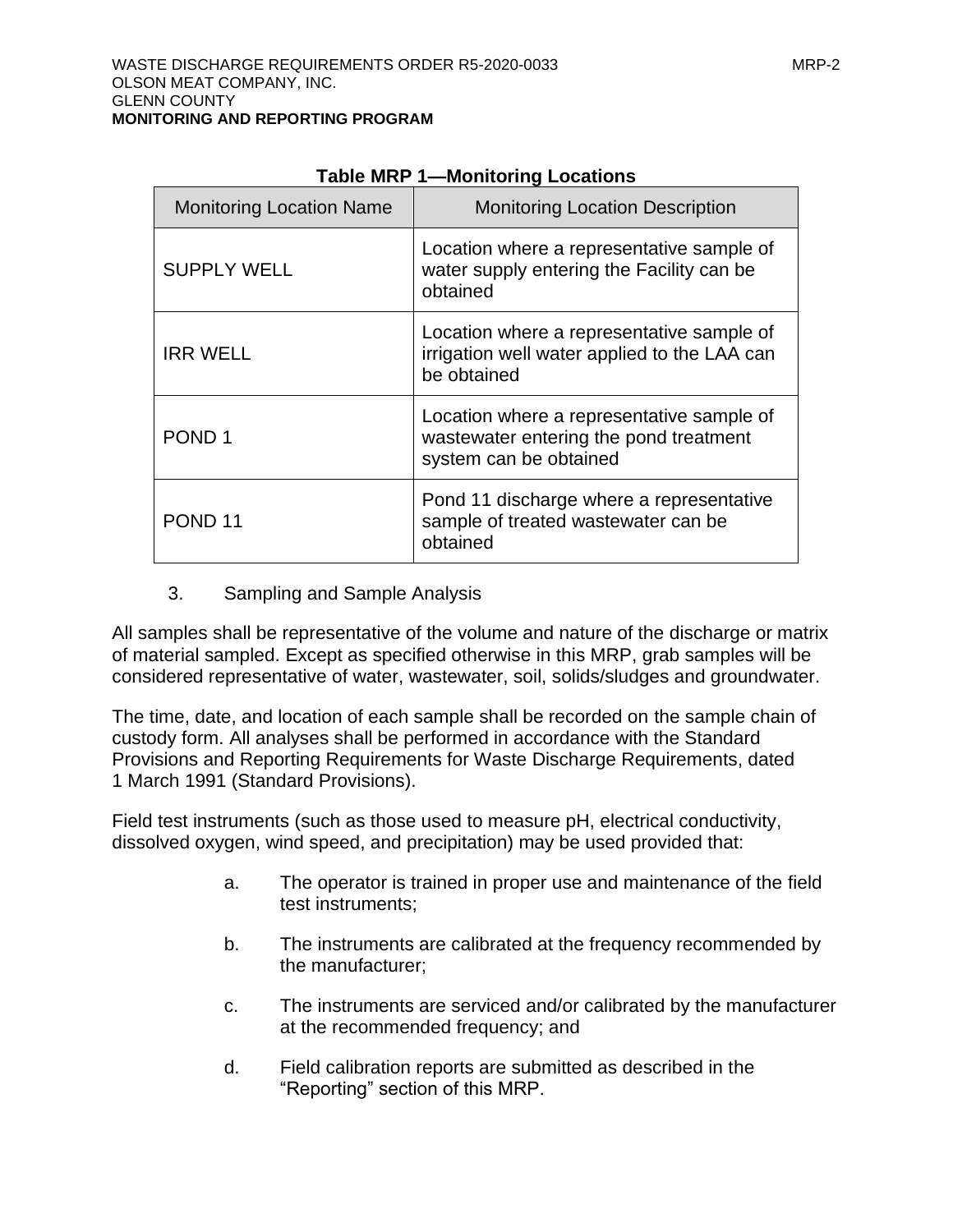**Table MRP 1—Monitoring Locations**

| Monitoring Location Name | Monitoring Location Description |
|---|---|
| SUPPLY WELL | Location where a representative sample of water supply entering the Facility can be obtained |
| IRR WELL | Location where a representative sample of irrigation well water applied to the LAA can be obtained |
| POND 1 | Location where a representative sample of wastewater entering the pond treatment system can be obtained |
| POND 11 | Pond 11 discharge where a representative sample of treated wastewater can be obtained |

3. Sampling and Sample Analysis

All samples shall be representative of the volume and nature of the discharge or matrix of material sampled. Except as specified otherwise in this MRP, grab samples will be considered representative of water, wastewater, soil, solids/sludges and groundwater.

The time, date, and location of each sample shall be recorded on the sample chain of custody form. All analyses shall be performed in accordance with the Standard Provisions and Reporting Requirements for Waste Discharge Requirements, dated 1 March 1991 (Standard Provisions).

Field test instruments (such as those used to measure pH, electrical conductivity, dissolved oxygen, wind speed, and precipitation) may be used provided that:

a. The operator is trained in proper use and maintenance of the field test instruments;

b. The instruments are calibrated at the frequency recommended by the manufacturer;

c. The instruments are serviced and/or calibrated by the manufacturer at the recommended frequency; and

d. Field calibration reports are submitted as described in the "Reporting" section of this MRP.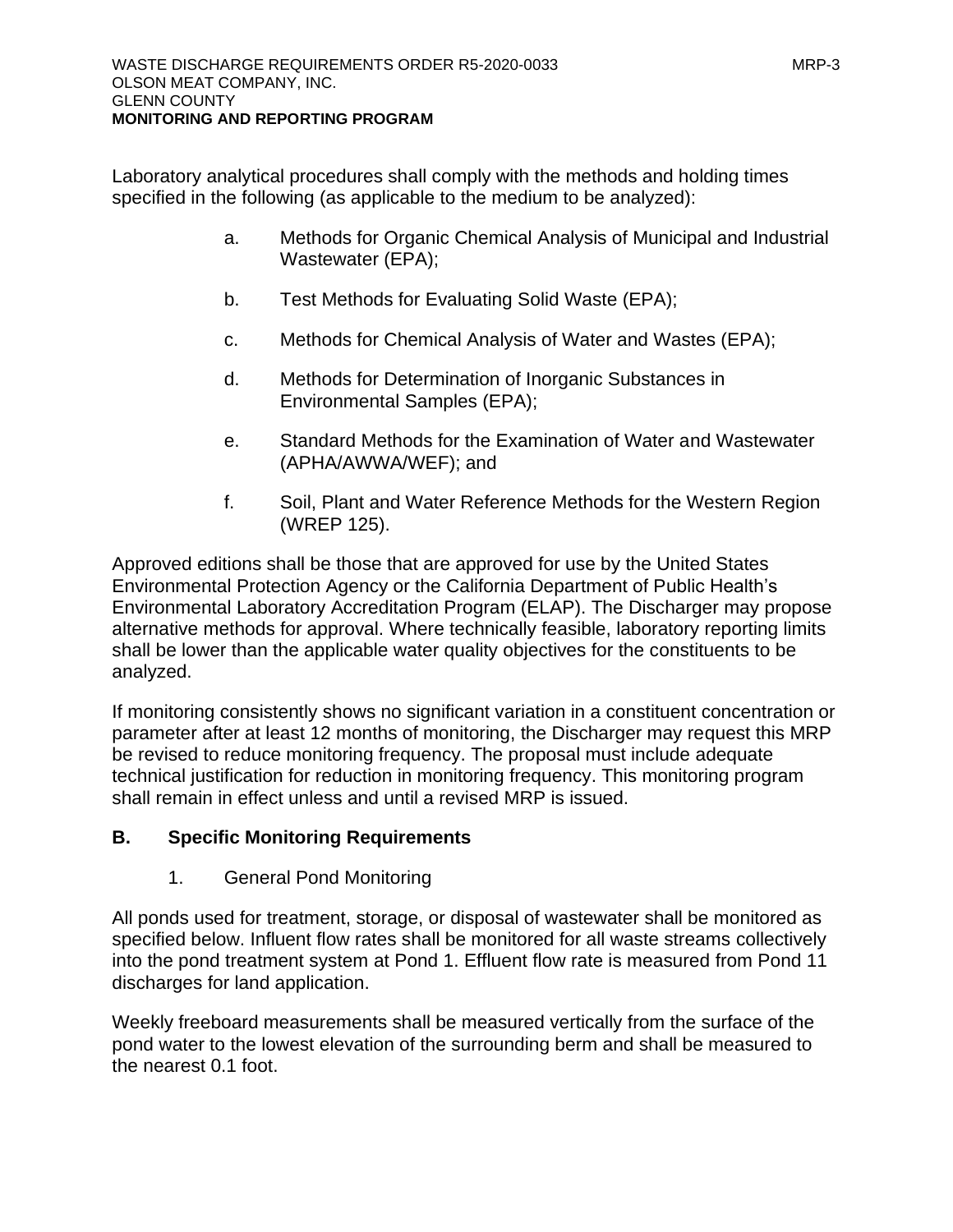Laboratory analytical procedures shall comply with the methods and holding times specified in the following (as applicable to the medium to be analyzed):

a. Methods for Organic Chemical Analysis of Municipal and Industrial Wastewater (EPA);

b. Test Methods for Evaluating Solid Waste (EPA);

c. Methods for Chemical Analysis of Water and Wastes (EPA);

d. Methods for Determination of Inorganic Substances in Environmental Samples (EPA);

e. Standard Methods for the Examination of Water and Wastewater (APHA/AWWA/WEF); and

f. Soil, Plant and Water Reference Methods for the Western Region (WREP 125).

Approved editions shall be those that are approved for use by the United States Environmental Protection Agency or the California Department of Public Health's Environmental Laboratory Accreditation Program (ELAP). The Discharger may propose alternative methods for approval. Where technically feasible, laboratory reporting limits shall be lower than the applicable water quality objectives for the constituents to be analyzed.

If monitoring consistently shows no significant variation in a constituent concentration or parameter after at least 12 months of monitoring, the Discharger may request this MRP be revised to reduce monitoring frequency. The proposal must include adequate technical justification for reduction in monitoring frequency. This monitoring program shall remain in effect unless and until a revised MRP is issued.

## B. Specific Monitoring Requirements

1. General Pond Monitoring

All ponds used for treatment, storage, or disposal of wastewater shall be monitored as specified below. Influent flow rates shall be monitored for all waste streams collectively into the pond treatment system at Pond 1. Effluent flow rate is measured from Pond 11 discharges for land application.

Weekly freeboard measurements shall be measured vertically from the surface of the pond water to the lowest elevation of the surrounding berm and shall be measured to the nearest 0.1 foot.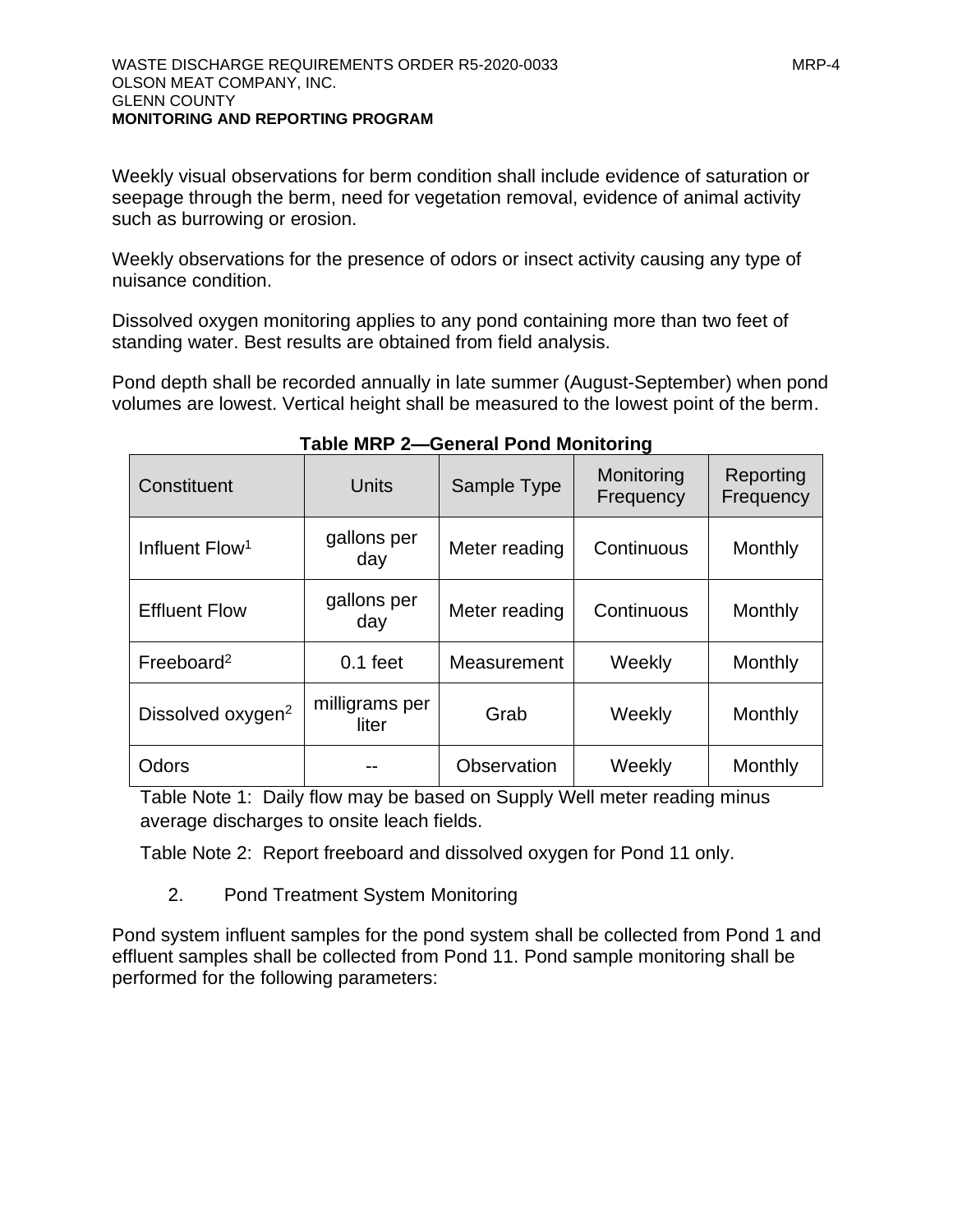Weekly visual observations for berm condition shall include evidence of saturation or seepage through the berm, need for vegetation removal, evidence of animal activity such as burrowing or erosion.

Weekly observations for the presence of odors or insect activity causing any type of nuisance condition.

Dissolved oxygen monitoring applies to any pond containing more than two feet of standing water. Best results are obtained from field analysis.

Pond depth shall be recorded annually in late summer (August-September) when pond volumes are lowest. Vertical height shall be measured to the lowest point of the berm.

**Table MRP 2—General Pond Monitoring**

| Constituent | Units | Sample Type | Monitoring Frequency | Reporting Frequency |
|---|---|---|---|---|
| Influent Flow[1] | gallons per day | Meter reading | Continuous | Monthly |
| Effluent Flow | gallons per day | Meter reading | Continuous | Monthly |
| Freeboard[2] | 0.1 feet | Measurement | Weekly | Monthly |
| Dissolved oxygen[2] | milligrams per liter | Grab | Weekly | Monthly |
| Odors | -- | Observation | Weekly | Monthly |

Table Note 1: Daily flow may be based on Supply Well meter reading minus average discharges to onsite leach fields.

Table Note 2: Report freeboard and dissolved oxygen for Pond 11 only.

2. Pond Treatment System Monitoring

Pond system influent samples for the pond system shall be collected from Pond 1 and effluent samples shall be collected from Pond 11. Pond sample monitoring shall be performed for the following parameters: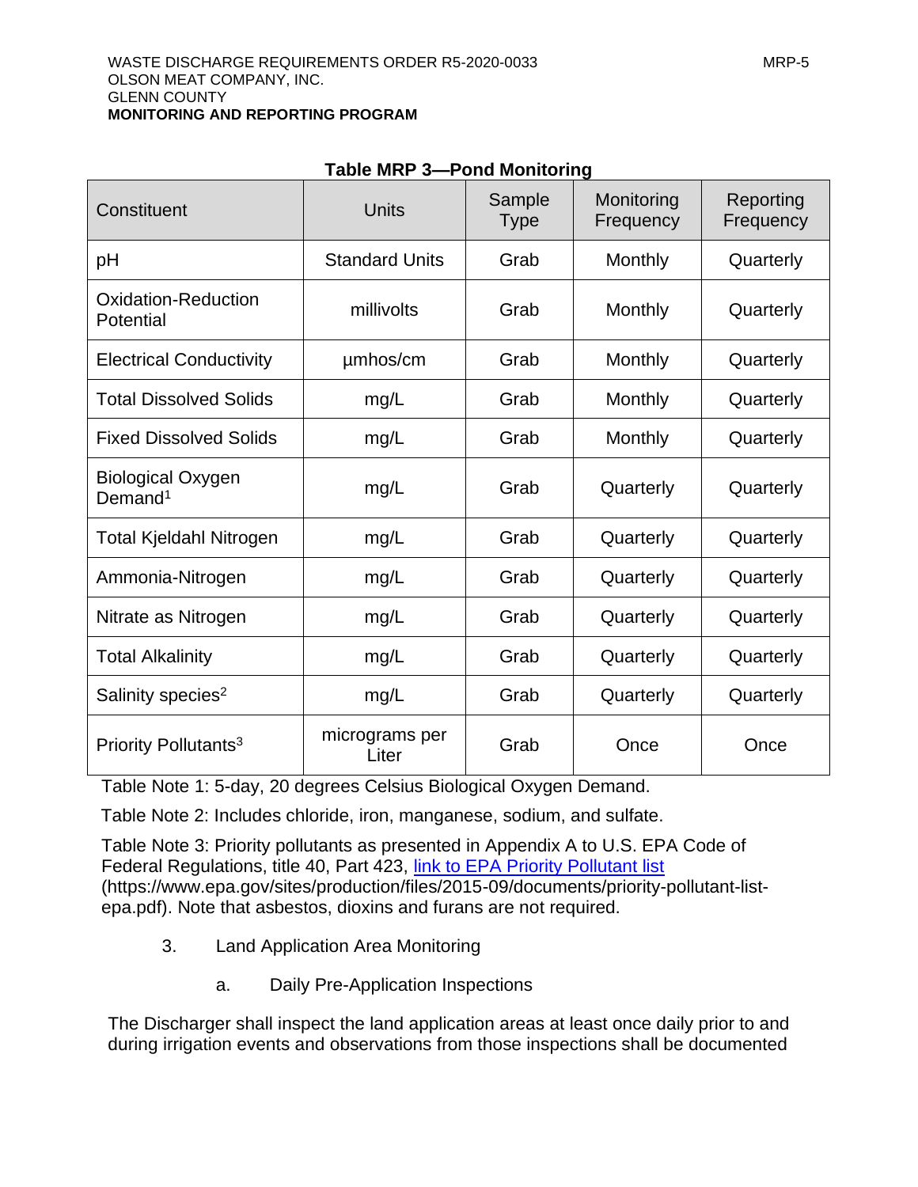**Table MRP 3—Pond Monitoring**

| Constituent | Units | Sample Type | Monitoring Frequency | Reporting Frequency |
|---|---|---|---|---|
| pH | Standard Units | Grab | Monthly | Quarterly |
| Oxidation-Reduction Potential | millivolts | Grab | Monthly | Quarterly |
| Electrical Conductivity | µmhos/cm | Grab | Monthly | Quarterly |
| Total Dissolved Solids | mg/L | Grab | Monthly | Quarterly |
| Fixed Dissolved Solids | mg/L | Grab | Monthly | Quarterly |
| Biological Oxygen Demand[1] | mg/L | Grab | Quarterly | Quarterly |
| Total Kjeldahl Nitrogen | mg/L | Grab | Quarterly | Quarterly |
| Ammonia-Nitrogen | mg/L | Grab | Quarterly | Quarterly |
| Nitrate as Nitrogen | mg/L | Grab | Quarterly | Quarterly |
| Total Alkalinity | mg/L | Grab | Quarterly | Quarterly |
| Salinity species[2] | mg/L | Grab | Quarterly | Quarterly |
| Priority Pollutants[3] | micrograms per Liter | Grab | Once | Once |

Table Note 1: 5-day, 20 degrees Celsius Biological Oxygen Demand.

Table Note 2: Includes chloride, iron, manganese, sodium, and sulfate.

Table Note 3: Priority pollutants as presented in Appendix A to U.S. EPA Code of Federal Regulations, title 40, Part 423, [link to EPA Priority Pollutant list](https://www.epa.gov/sites/production/files/2015-09/documents/priority-pollutant-list-epa.pdf) (https://www.epa.gov/sites/production/files/2015-09/documents/priority-pollutant-list-epa.pdf). Note that asbestos, dioxins and furans are not required.

3. Land Application Area Monitoring

   a. Daily Pre-Application Inspections

The Discharger shall inspect the land application areas at least once daily prior to and during irrigation events and observations from those inspections shall be documented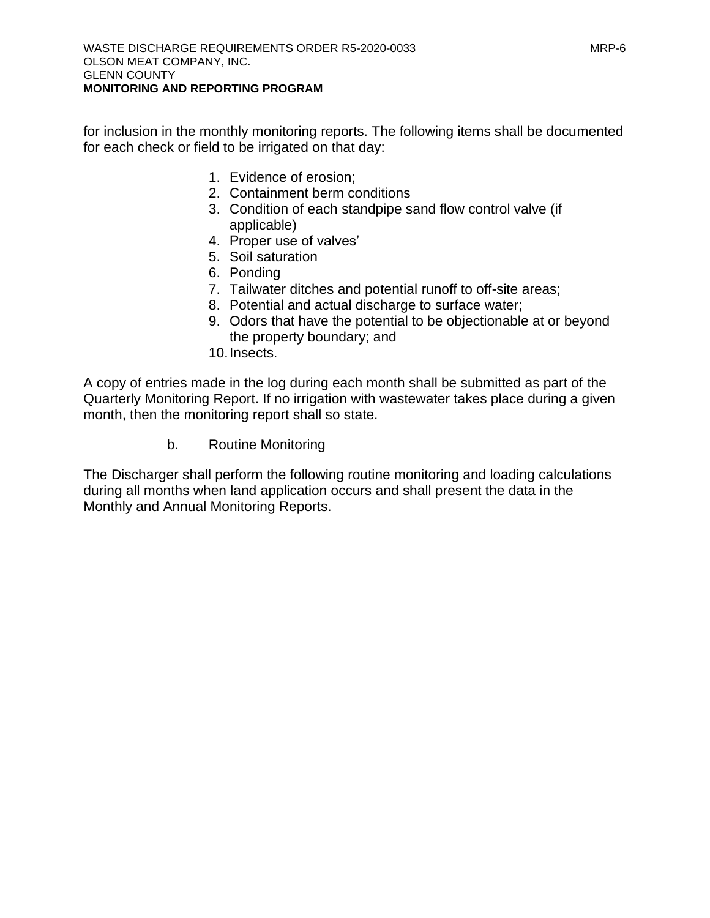for inclusion in the monthly monitoring reports. The following items shall be documented for each check or field to be irrigated on that day:

1. Evidence of erosion;
2. Containment berm conditions
3. Condition of each standpipe sand flow control valve (if applicable)
4. Proper use of valves'
5. Soil saturation
6. Ponding
7. Tailwater ditches and potential runoff to off-site areas;
8. Potential and actual discharge to surface water;
9. Odors that have the potential to be objectionable at or beyond the property boundary; and
10. Insects.

A copy of entries made in the log during each month shall be submitted as part of the Quarterly Monitoring Report. If no irrigation with wastewater takes place during a given month, then the monitoring report shall so state.

b. Routine Monitoring

The Discharger shall perform the following routine monitoring and loading calculations during all months when land application occurs and shall present the data in the Monthly and Annual Monitoring Reports.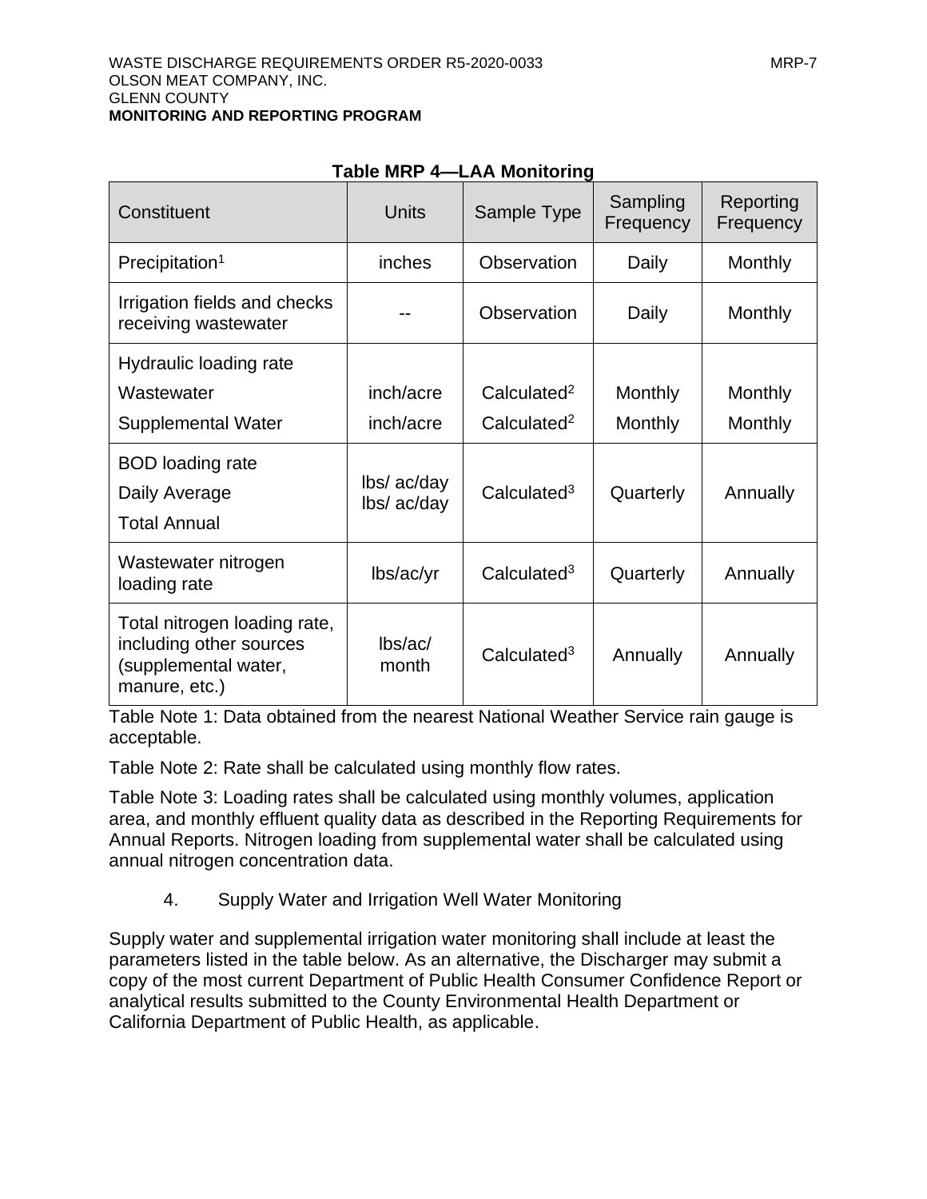**Table MRP 4—LAA Monitoring**

| Constituent | Units | Sample Type | Sampling Frequency | Reporting Frequency |
|---|---|---|---|---|
| Precipitation[1] | inches | Observation | Daily | Monthly |
| Irrigation fields and checks receiving wastewater | -- | Observation | Daily | Monthly |
| Hydraulic loading rate | | | | |
| Wastewater | inch/acre | Calculated[2] | Monthly | Monthly |
| Supplemental Water | inch/acre | Calculated[2] | Monthly | Monthly |
| BOD loading rate<br>Daily Average<br>Total Annual | lbs/ ac/day<br>lbs/ ac/day | Calculated[3] | Quarterly | Annually |
| Wastewater nitrogen loading rate | lbs/ac/yr | Calculated[3] | Quarterly | Annually |
| Total nitrogen loading rate, including other sources (supplemental water, manure, etc.) | lbs/ac/ month | Calculated[3] | Annually | Annually |

Table Note 1: Data obtained from the nearest National Weather Service rain gauge is acceptable.

Table Note 2: Rate shall be calculated using monthly flow rates.

Table Note 3: Loading rates shall be calculated using monthly volumes, application area, and monthly effluent quality data as described in the Reporting Requirements for Annual Reports. Nitrogen loading from supplemental water shall be calculated using annual nitrogen concentration data.

4. Supply Water and Irrigation Well Water Monitoring

Supply water and supplemental irrigation water monitoring shall include at least the parameters listed in the table below. As an alternative, the Discharger may submit a copy of the most current Department of Public Health Consumer Confidence Report or analytical results submitted to the County Environmental Health Department or California Department of Public Health, as applicable.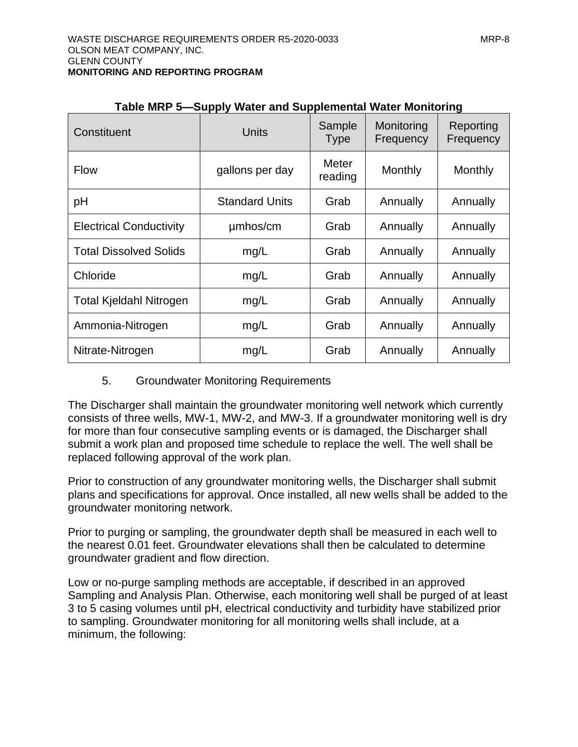**Table MRP 5—Supply Water and Supplemental Water Monitoring**

| Constituent | Units | Sample Type | Monitoring Frequency | Reporting Frequency |
|---|---|---|---|---|
| Flow | gallons per day | Meter reading | Monthly | Monthly |
| pH | Standard Units | Grab | Annually | Annually |
| Electrical Conductivity | µmhos/cm | Grab | Annually | Annually |
| Total Dissolved Solids | mg/L | Grab | Annually | Annually |
| Chloride | mg/L | Grab | Annually | Annually |
| Total Kjeldahl Nitrogen | mg/L | Grab | Annually | Annually |
| Ammonia-Nitrogen | mg/L | Grab | Annually | Annually |
| Nitrate-Nitrogen | mg/L | Grab | Annually | Annually |

5. Groundwater Monitoring Requirements

The Discharger shall maintain the groundwater monitoring well network which currently consists of three wells, MW-1, MW-2, and MW-3. If a groundwater monitoring well is dry for more than four consecutive sampling events or is damaged, the Discharger shall submit a work plan and proposed time schedule to replace the well. The well shall be replaced following approval of the work plan.

Prior to construction of any groundwater monitoring wells, the Discharger shall submit plans and specifications for approval. Once installed, all new wells shall be added to the groundwater monitoring network.

Prior to purging or sampling, the groundwater depth shall be measured in each well to the nearest 0.01 feet. Groundwater elevations shall then be calculated to determine groundwater gradient and flow direction.

Low or no-purge sampling methods are acceptable, if described in an approved Sampling and Analysis Plan. Otherwise, each monitoring well shall be purged of at least 3 to 5 casing volumes until pH, electrical conductivity and turbidity have stabilized prior to sampling. Groundwater monitoring for all monitoring wells shall include, at a minimum, the following: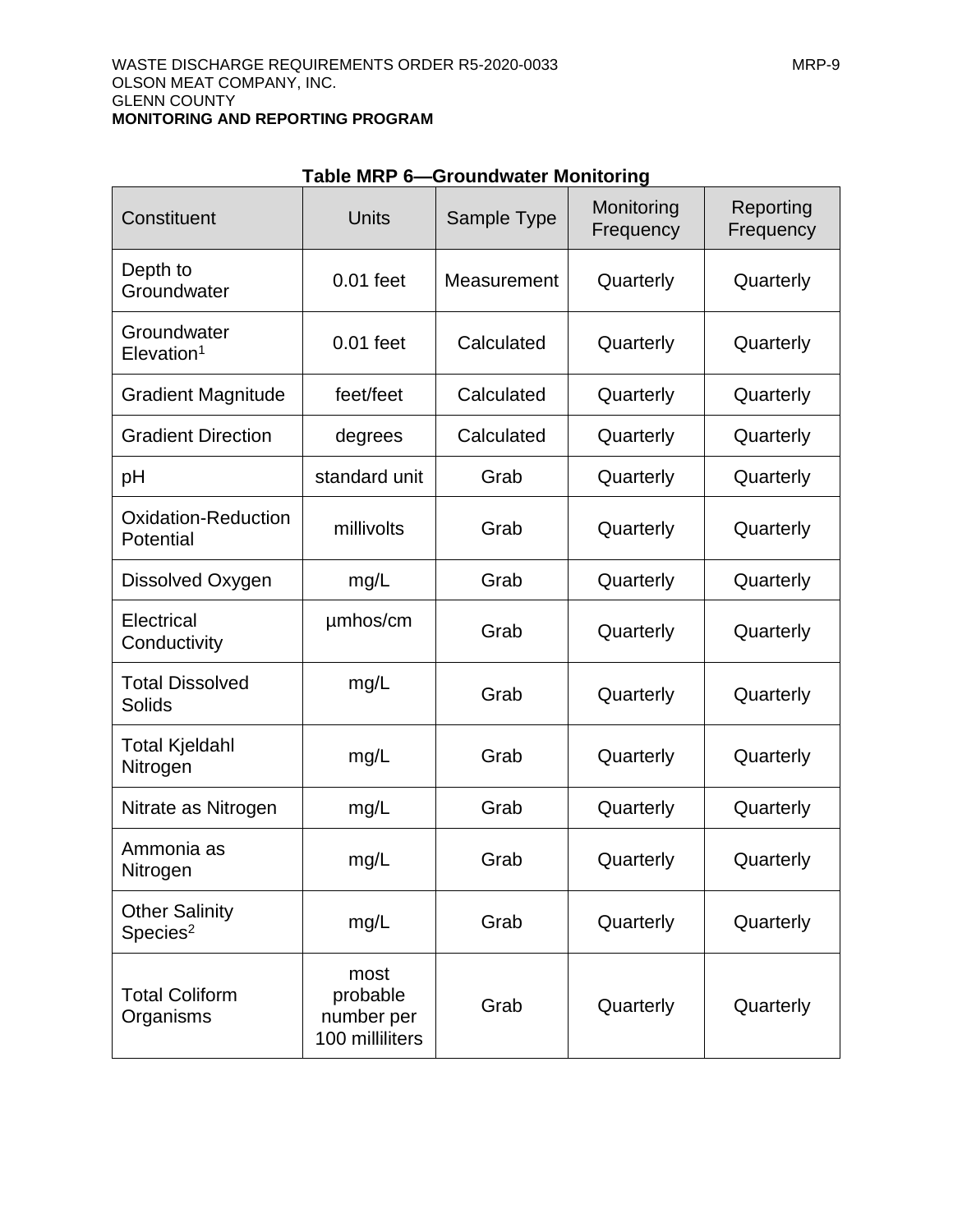**Table MRP 6—Groundwater Monitoring**

| Constituent | Units | Sample Type | Monitoring Frequency | Reporting Frequency |
|---|---|---|---|---|
| Depth to Groundwater | 0.01 feet | Measurement | Quarterly | Quarterly |
| Groundwater Elevation[1] | 0.01 feet | Calculated | Quarterly | Quarterly |
| Gradient Magnitude | feet/feet | Calculated | Quarterly | Quarterly |
| Gradient Direction | degrees | Calculated | Quarterly | Quarterly |
| pH | standard unit | Grab | Quarterly | Quarterly |
| Oxidation-Reduction Potential | millivolts | Grab | Quarterly | Quarterly |
| Dissolved Oxygen | mg/L | Grab | Quarterly | Quarterly |
| Electrical Conductivity | µmhos/cm | Grab | Quarterly | Quarterly |
| Total Dissolved Solids | mg/L | Grab | Quarterly | Quarterly |
| Total Kjeldahl Nitrogen | mg/L | Grab | Quarterly | Quarterly |
| Nitrate as Nitrogen | mg/L | Grab | Quarterly | Quarterly |
| Ammonia as Nitrogen | mg/L | Grab | Quarterly | Quarterly |
| Other Salinity Species[2] | mg/L | Grab | Quarterly | Quarterly |
| Total Coliform Organisms | most probable number per 100 milliliters | Grab | Quarterly | Quarterly |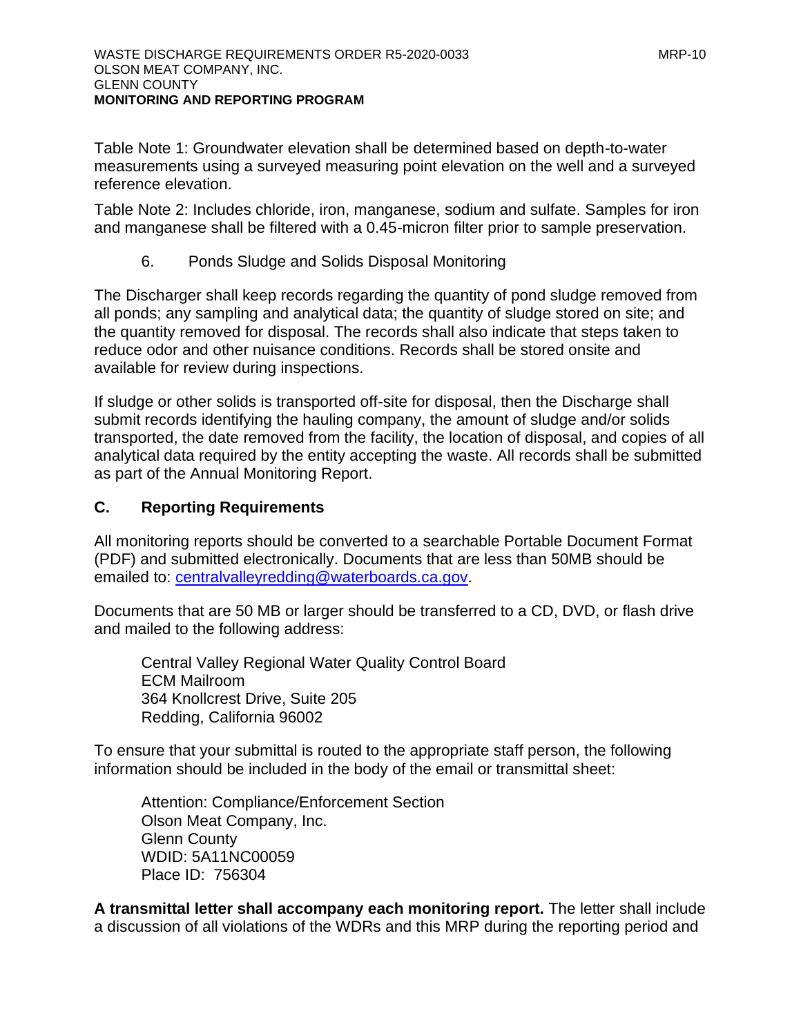Table Note 1: Groundwater elevation shall be determined based on depth-to-water measurements using a surveyed measuring point elevation on the well and a surveyed reference elevation.

Table Note 2: Includes chloride, iron, manganese, sodium and sulfate. Samples for iron and manganese shall be filtered with a 0.45-micron filter prior to sample preservation.

6. Ponds Sludge and Solids Disposal Monitoring

The Discharger shall keep records regarding the quantity of pond sludge removed from all ponds; any sampling and analytical data; the quantity of sludge stored on site; and the quantity removed for disposal. The records shall also indicate that steps taken to reduce odor and other nuisance conditions. Records shall be stored onsite and available for review during inspections.

If sludge or other solids is transported off-site for disposal, then the Discharge shall submit records identifying the hauling company, the amount of sludge and/or solids transported, the date removed from the facility, the location of disposal, and copies of all analytical data required by the entity accepting the waste. All records shall be submitted as part of the Annual Monitoring Report.

## C. Reporting Requirements

All monitoring reports should be converted to a searchable Portable Document Format (PDF) and submitted electronically. Documents that are less than 50MB should be emailed to: centralvalleyredding@waterboards.ca.gov.

Documents that are 50 MB or larger should be transferred to a CD, DVD, or flash drive and mailed to the following address:

Central Valley Regional Water Quality Control Board
ECM Mailroom
364 Knollcrest Drive, Suite 205
Redding, California 96002

To ensure that your submittal is routed to the appropriate staff person, the following information should be included in the body of the email or transmittal sheet:

Attention: Compliance/Enforcement Section
Olson Meat Company, Inc.
Glenn County
WDID: 5A11NC00059
Place ID: 756304

**A transmittal letter shall accompany each monitoring report.** The letter shall include a discussion of all violations of the WDRs and this MRP during the reporting period and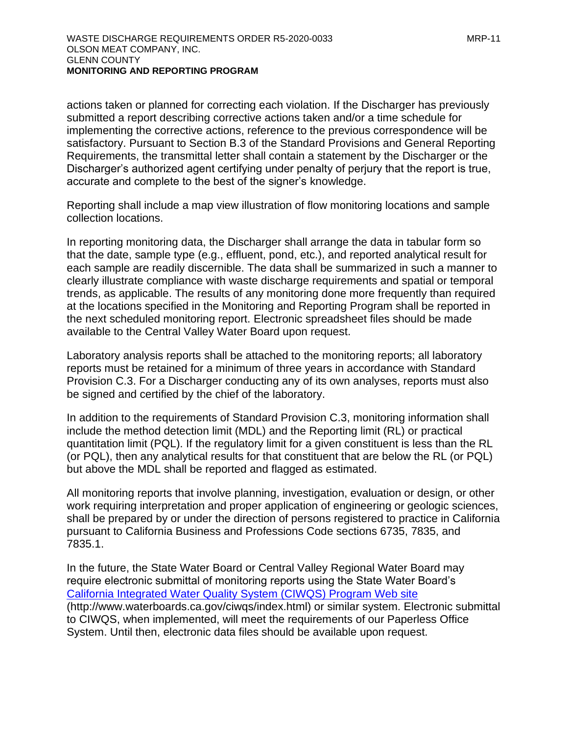actions taken or planned for correcting each violation. If the Discharger has previously submitted a report describing corrective actions taken and/or a time schedule for implementing the corrective actions, reference to the previous correspondence will be satisfactory. Pursuant to Section B.3 of the Standard Provisions and General Reporting Requirements, the transmittal letter shall contain a statement by the Discharger or the Discharger's authorized agent certifying under penalty of perjury that the report is true, accurate and complete to the best of the signer's knowledge.

Reporting shall include a map view illustration of flow monitoring locations and sample collection locations.

In reporting monitoring data, the Discharger shall arrange the data in tabular form so that the date, sample type (e.g., effluent, pond, etc.), and reported analytical result for each sample are readily discernible. The data shall be summarized in such a manner to clearly illustrate compliance with waste discharge requirements and spatial or temporal trends, as applicable. The results of any monitoring done more frequently than required at the locations specified in the Monitoring and Reporting Program shall be reported in the next scheduled monitoring report. Electronic spreadsheet files should be made available to the Central Valley Water Board upon request.

Laboratory analysis reports shall be attached to the monitoring reports; all laboratory reports must be retained for a minimum of three years in accordance with Standard Provision C.3. For a Discharger conducting any of its own analyses, reports must also be signed and certified by the chief of the laboratory.

In addition to the requirements of Standard Provision C.3, monitoring information shall include the method detection limit (MDL) and the Reporting limit (RL) or practical quantitation limit (PQL). If the regulatory limit for a given constituent is less than the RL (or PQL), then any analytical results for that constituent that are below the RL (or PQL) but above the MDL shall be reported and flagged as estimated.

All monitoring reports that involve planning, investigation, evaluation or design, or other work requiring interpretation and proper application of engineering or geologic sciences, shall be prepared by or under the direction of persons registered to practice in California pursuant to California Business and Professions Code sections 6735, 7835, and 7835.1.

In the future, the State Water Board or Central Valley Regional Water Board may require electronic submittal of monitoring reports using the State Water Board's [California Integrated Water Quality System (CIWQS) Program Web site](http://www.waterboards.ca.gov/ciwqs/index.html) (http://www.waterboards.ca.gov/ciwqs/index.html) or similar system. Electronic submittal to CIWQS, when implemented, will meet the requirements of our Paperless Office System. Until then, electronic data files should be available upon request.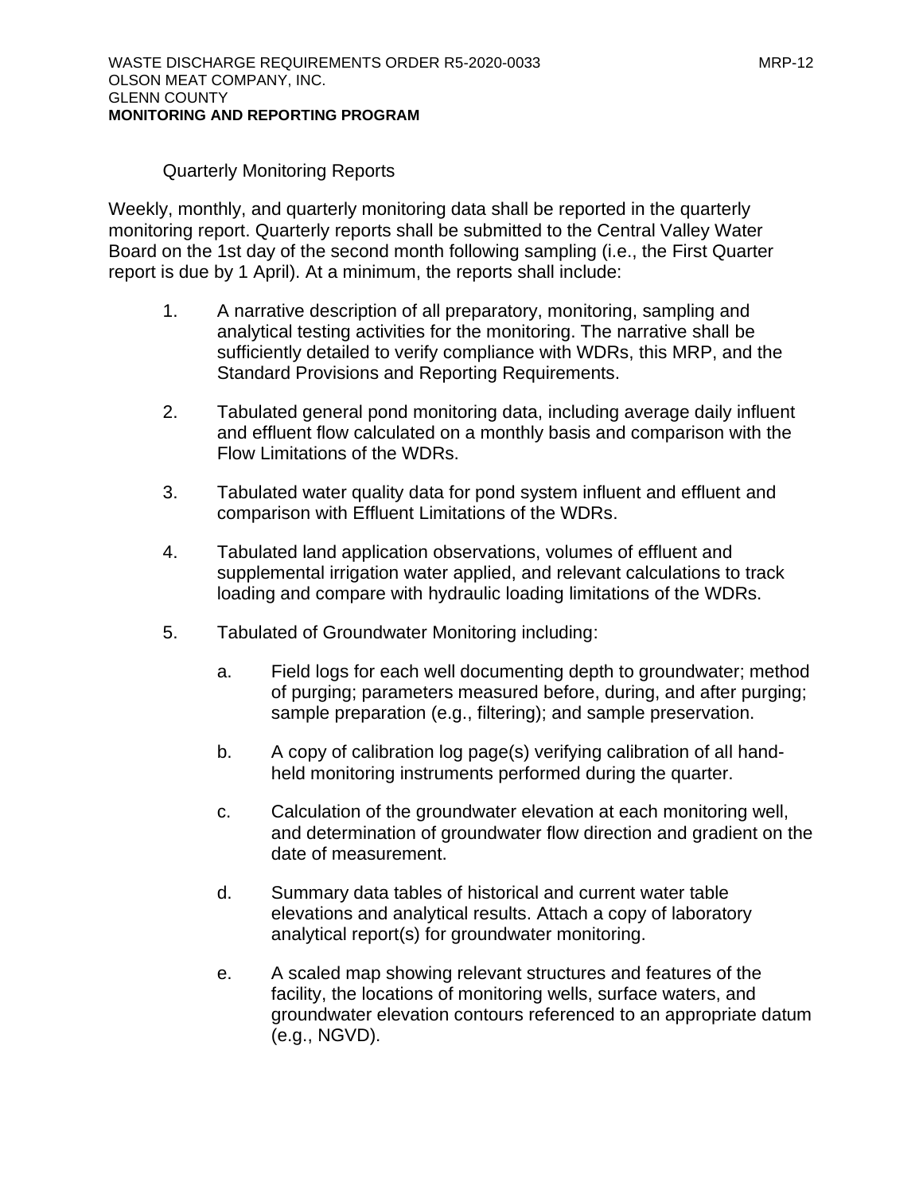Quarterly Monitoring Reports

Weekly, monthly, and quarterly monitoring data shall be reported in the quarterly monitoring report. Quarterly reports shall be submitted to the Central Valley Water Board on the 1st day of the second month following sampling (i.e., the First Quarter report is due by 1 April). At a minimum, the reports shall include:

1. A narrative description of all preparatory, monitoring, sampling and analytical testing activities for the monitoring. The narrative shall be sufficiently detailed to verify compliance with WDRs, this MRP, and the Standard Provisions and Reporting Requirements.

2. Tabulated general pond monitoring data, including average daily influent and effluent flow calculated on a monthly basis and comparison with the Flow Limitations of the WDRs.

3. Tabulated water quality data for pond system influent and effluent and comparison with Effluent Limitations of the WDRs.

4. Tabulated land application observations, volumes of effluent and supplemental irrigation water applied, and relevant calculations to track loading and compare with hydraulic loading limitations of the WDRs.

5. Tabulated of Groundwater Monitoring including:

   a. Field logs for each well documenting depth to groundwater; method of purging; parameters measured before, during, and after purging; sample preparation (e.g., filtering); and sample preservation.

   b. A copy of calibration log page(s) verifying calibration of all hand-held monitoring instruments performed during the quarter.

   c. Calculation of the groundwater elevation at each monitoring well, and determination of groundwater flow direction and gradient on the date of measurement.

   d. Summary data tables of historical and current water table elevations and analytical results. Attach a copy of laboratory analytical report(s) for groundwater monitoring.

   e. A scaled map showing relevant structures and features of the facility, the locations of monitoring wells, surface waters, and groundwater elevation contours referenced to an appropriate datum (e.g., NGVD).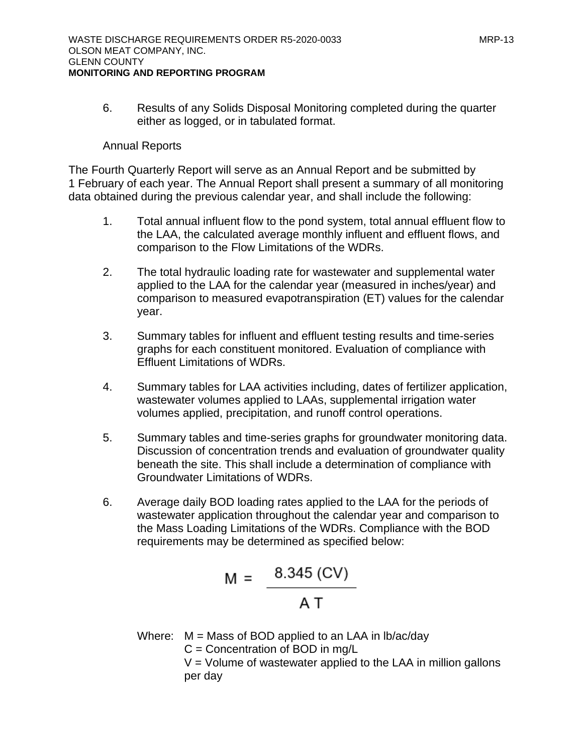6. Results of any Solids Disposal Monitoring completed during the quarter either as logged, or in tabulated format.

Annual Reports

The Fourth Quarterly Report will serve as an Annual Report and be submitted by 1 February of each year. The Annual Report shall present a summary of all monitoring data obtained during the previous calendar year, and shall include the following:

1. Total annual influent flow to the pond system, total annual effluent flow to the LAA, the calculated average monthly influent and effluent flows, and comparison to the Flow Limitations of the WDRs.

2. The total hydraulic loading rate for wastewater and supplemental water applied to the LAA for the calendar year (measured in inches/year) and comparison to measured evapotranspiration (ET) values for the calendar year.

3. Summary tables for influent and effluent testing results and time-series graphs for each constituent monitored. Evaluation of compliance with Effluent Limitations of WDRs.

4. Summary tables for LAA activities including, dates of fertilizer application, wastewater volumes applied to LAAs, supplemental irrigation water volumes applied, precipitation, and runoff control operations.

5. Summary tables and time-series graphs for groundwater monitoring data. Discussion of concentration trends and evaluation of groundwater quality beneath the site. This shall include a determination of compliance with Groundwater Limitations of WDRs.

6. Average daily BOD loading rates applied to the LAA for the periods of wastewater application throughout the calendar year and comparison to the Mass Loading Limitations of the WDRs. Compliance with the BOD requirements may be determined as specified below:

$$M = \frac{8.345\,(CV)}{A\,T}$$

Where: M = Mass of BOD applied to an LAA in lb/ac/day
C = Concentration of BOD in mg/L
V = Volume of wastewater applied to the LAA in million gallons per day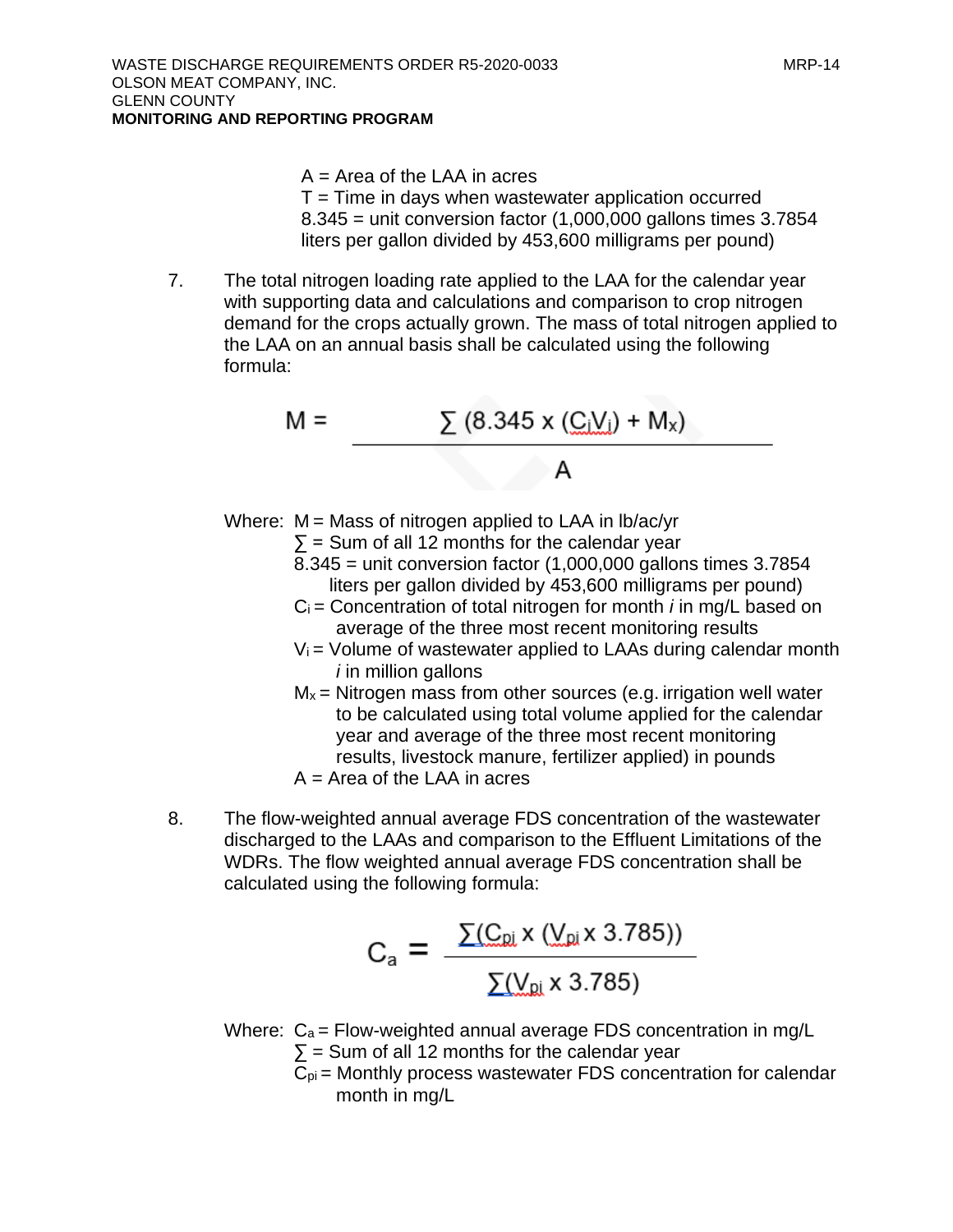A = Area of the LAA in acres
T = Time in days when wastewater application occurred
8.345 = unit conversion factor (1,000,000 gallons times 3.7854 liters per gallon divided by 453,600 milligrams per pound)

7. The total nitrogen loading rate applied to the LAA for the calendar year with supporting data and calculations and comparison to crop nitrogen demand for the crops actually grown. The mass of total nitrogen applied to the LAA on an annual basis shall be calculated using the following formula:

$$M = \frac{\sum (8.345 \times (C_i V_i) + M_x)}{A}$$

Where: M = Mass of nitrogen applied to LAA in lb/ac/yr
∑ = Sum of all 12 months for the calendar year
8.345 = unit conversion factor (1,000,000 gallons times 3.7854 liters per gallon divided by 453,600 milligrams per pound)
$C_i$ = Concentration of total nitrogen for month *i* in mg/L based on average of the three most recent monitoring results
$V_i$ = Volume of wastewater applied to LAAs during calendar month *i* in million gallons
$M_x$ = Nitrogen mass from other sources (e.g. irrigation well water to be calculated using total volume applied for the calendar year and average of the three most recent monitoring results, livestock manure, fertilizer applied) in pounds
A = Area of the LAA in acres

8. The flow-weighted annual average FDS concentration of the wastewater discharged to the LAAs and comparison to the Effluent Limitations of the WDRs. The flow weighted annual average FDS concentration shall be calculated using the following formula:

$$C_a = \frac{\sum (C_{pi} \times (V_{pi} \times 3.785))}{\sum (V_{pi} \times 3.785)}$$

Where: $C_a$ = Flow-weighted annual average FDS concentration in mg/L
∑ = Sum of all 12 months for the calendar year
$C_{pi}$ = Monthly process wastewater FDS concentration for calendar month in mg/L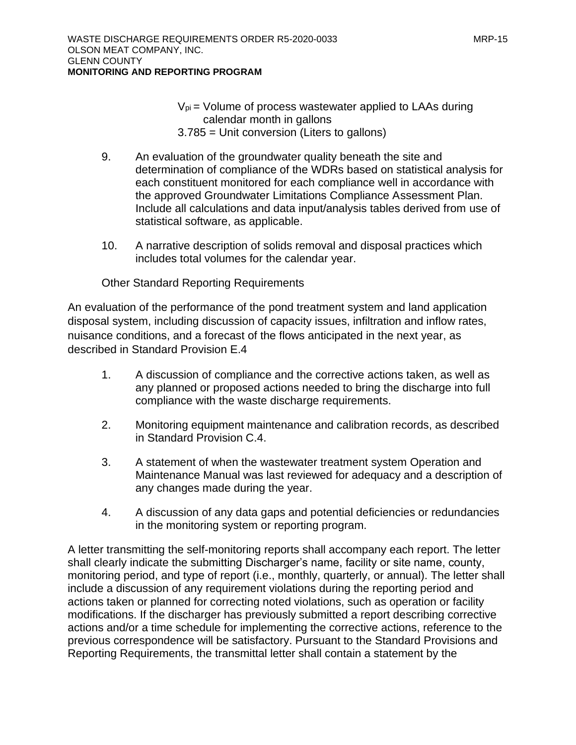$V_{pi}$ = Volume of process wastewater applied to LAAs during calendar month in gallons

3.785 = Unit conversion (Liters to gallons)

9. An evaluation of the groundwater quality beneath the site and determination of compliance of the WDRs based on statistical analysis for each constituent monitored for each compliance well in accordance with the approved Groundwater Limitations Compliance Assessment Plan. Include all calculations and data input/analysis tables derived from use of statistical software, as applicable.

10. A narrative description of solids removal and disposal practices which includes total volumes for the calendar year.

Other Standard Reporting Requirements

An evaluation of the performance of the pond treatment system and land application disposal system, including discussion of capacity issues, infiltration and inflow rates, nuisance conditions, and a forecast of the flows anticipated in the next year, as described in Standard Provision E.4

1. A discussion of compliance and the corrective actions taken, as well as any planned or proposed actions needed to bring the discharge into full compliance with the waste discharge requirements.

2. Monitoring equipment maintenance and calibration records, as described in Standard Provision C.4.

3. A statement of when the wastewater treatment system Operation and Maintenance Manual was last reviewed for adequacy and a description of any changes made during the year.

4. A discussion of any data gaps and potential deficiencies or redundancies in the monitoring system or reporting program.

A letter transmitting the self-monitoring reports shall accompany each report. The letter shall clearly indicate the submitting Discharger's name, facility or site name, county, monitoring period, and type of report (i.e., monthly, quarterly, or annual). The letter shall include a discussion of any requirement violations during the reporting period and actions taken or planned for correcting noted violations, such as operation or facility modifications. If the discharger has previously submitted a report describing corrective actions and/or a time schedule for implementing the corrective actions, reference to the previous correspondence will be satisfactory. Pursuant to the Standard Provisions and Reporting Requirements, the transmittal letter shall contain a statement by the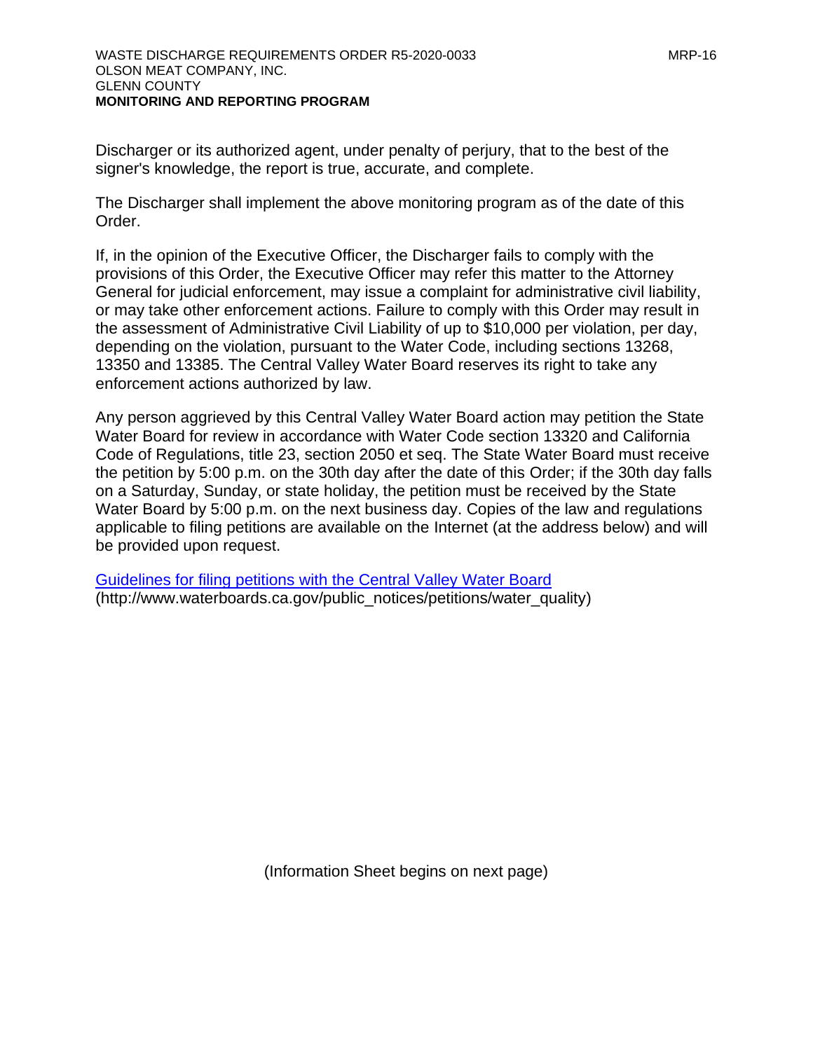Discharger or its authorized agent, under penalty of perjury, that to the best of the signer's knowledge, the report is true, accurate, and complete.

The Discharger shall implement the above monitoring program as of the date of this Order.

If, in the opinion of the Executive Officer, the Discharger fails to comply with the provisions of this Order, the Executive Officer may refer this matter to the Attorney General for judicial enforcement, may issue a complaint for administrative civil liability, or may take other enforcement actions. Failure to comply with this Order may result in the assessment of Administrative Civil Liability of up to $10,000 per violation, per day, depending on the violation, pursuant to the Water Code, including sections 13268, 13350 and 13385. The Central Valley Water Board reserves its right to take any enforcement actions authorized by law.

Any person aggrieved by this Central Valley Water Board action may petition the State Water Board for review in accordance with Water Code section 13320 and California Code of Regulations, title 23, section 2050 et seq. The State Water Board must receive the petition by 5:00 p.m. on the 30th day after the date of this Order; if the 30th day falls on a Saturday, Sunday, or state holiday, the petition must be received by the State Water Board by 5:00 p.m. on the next business day. Copies of the law and regulations applicable to filing petitions are available on the Internet (at the address below) and will be provided upon request.

[Guidelines for filing petitions with the Central Valley Water Board](http://www.waterboards.ca.gov/public_notices/petitions/water_quality)
(http://www.waterboards.ca.gov/public_notices/petitions/water_quality)

(Information Sheet begins on next page)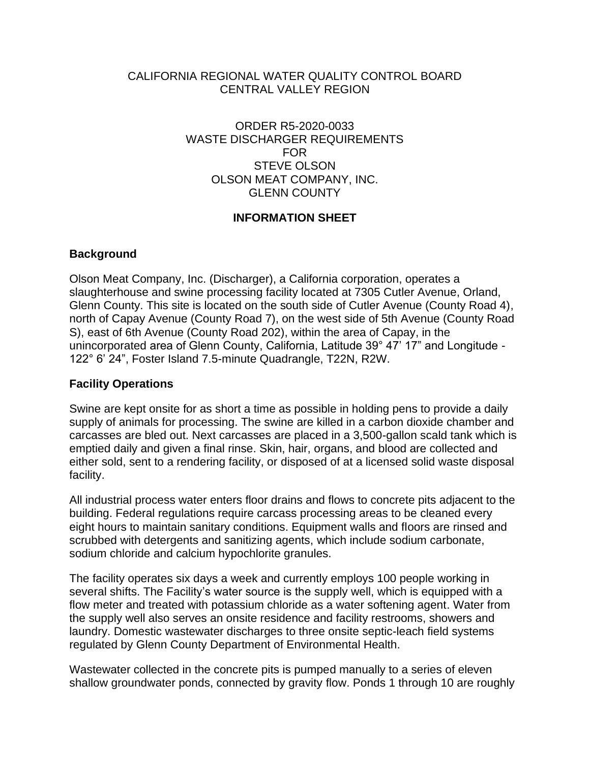CALIFORNIA REGIONAL WATER QUALITY CONTROL BOARD
CENTRAL VALLEY REGION

ORDER R5-2020-0033
WASTE DISCHARGER REQUIREMENTS
FOR
STEVE OLSON
OLSON MEAT COMPANY, INC.
GLENN COUNTY

## INFORMATION SHEET

### Background

Olson Meat Company, Inc. (Discharger), a California corporation, operates a slaughterhouse and swine processing facility located at 7305 Cutler Avenue, Orland, Glenn County. This site is located on the south side of Cutler Avenue (County Road 4), north of Capay Avenue (County Road 7), on the west side of 5th Avenue (County Road S), east of 6th Avenue (County Road 202), within the area of Capay, in the unincorporated area of Glenn County, California, Latitude 39° 47' 17" and Longitude -122° 6' 24", Foster Island 7.5-minute Quadrangle, T22N, R2W.

### Facility Operations

Swine are kept onsite for as short a time as possible in holding pens to provide a daily supply of animals for processing. The swine are killed in a carbon dioxide chamber and carcasses are bled out. Next carcasses are placed in a 3,500-gallon scald tank which is emptied daily and given a final rinse. Skin, hair, organs, and blood are collected and either sold, sent to a rendering facility, or disposed of at a licensed solid waste disposal facility.

All industrial process water enters floor drains and flows to concrete pits adjacent to the building. Federal regulations require carcass processing areas to be cleaned every eight hours to maintain sanitary conditions. Equipment walls and floors are rinsed and scrubbed with detergents and sanitizing agents, which include sodium carbonate, sodium chloride and calcium hypochlorite granules.

The facility operates six days a week and currently employs 100 people working in several shifts. The Facility's water source is the supply well, which is equipped with a flow meter and treated with potassium chloride as a water softening agent. Water from the supply well also serves an onsite residence and facility restrooms, showers and laundry. Domestic wastewater discharges to three onsite septic-leach field systems regulated by Glenn County Department of Environmental Health.

Wastewater collected in the concrete pits is pumped manually to a series of eleven shallow groundwater ponds, connected by gravity flow. Ponds 1 through 10 are roughly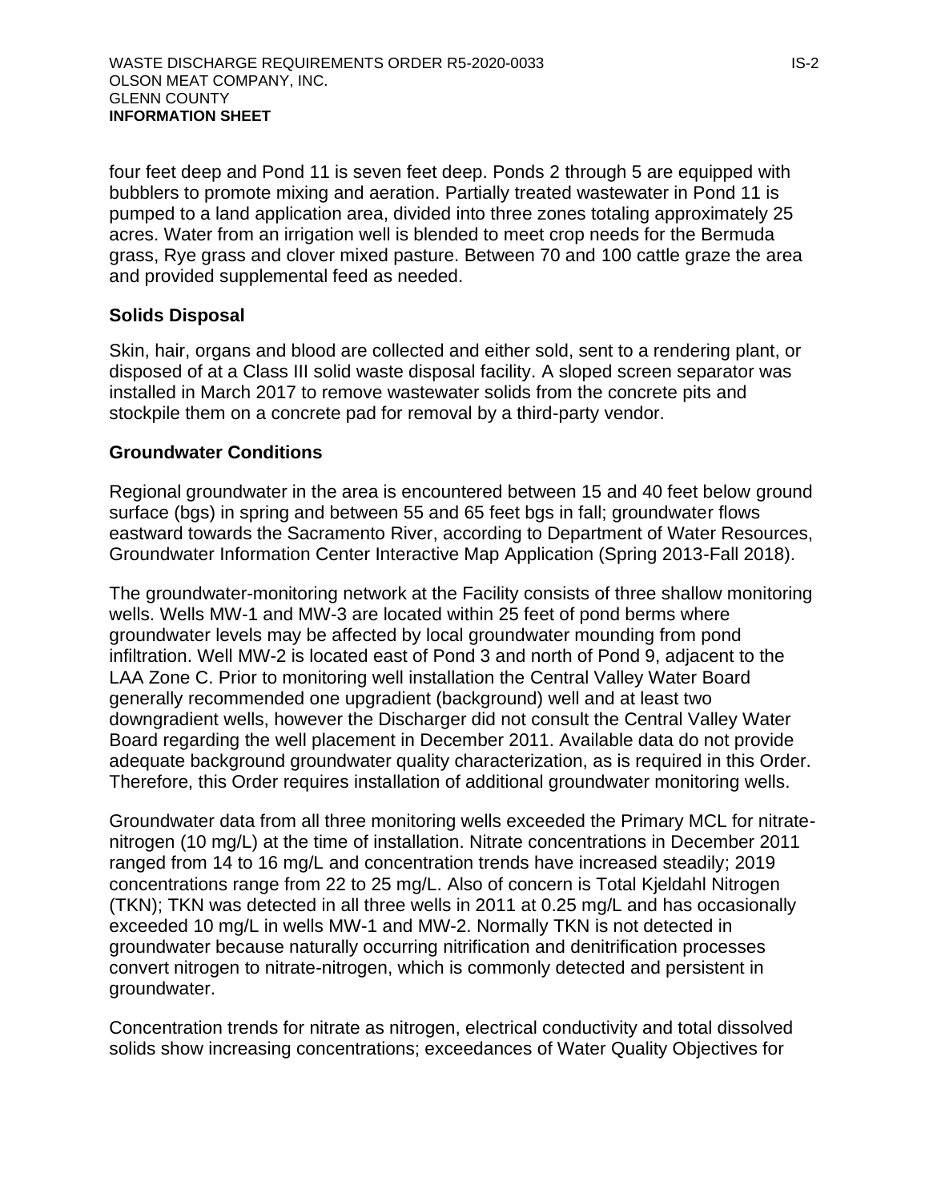four feet deep and Pond 11 is seven feet deep. Ponds 2 through 5 are equipped with bubblers to promote mixing and aeration. Partially treated wastewater in Pond 11 is pumped to a land application area, divided into three zones totaling approximately 25 acres. Water from an irrigation well is blended to meet crop needs for the Bermuda grass, Rye grass and clover mixed pasture. Between 70 and 100 cattle graze the area and provided supplemental feed as needed.

## Solids Disposal

Skin, hair, organs and blood are collected and either sold, sent to a rendering plant, or disposed of at a Class III solid waste disposal facility. A sloped screen separator was installed in March 2017 to remove wastewater solids from the concrete pits and stockpile them on a concrete pad for removal by a third-party vendor.

## Groundwater Conditions

Regional groundwater in the area is encountered between 15 and 40 feet below ground surface (bgs) in spring and between 55 and 65 feet bgs in fall; groundwater flows eastward towards the Sacramento River, according to Department of Water Resources, Groundwater Information Center Interactive Map Application (Spring 2013-Fall 2018).

The groundwater-monitoring network at the Facility consists of three shallow monitoring wells. Wells MW-1 and MW-3 are located within 25 feet of pond berms where groundwater levels may be affected by local groundwater mounding from pond infiltration. Well MW-2 is located east of Pond 3 and north of Pond 9, adjacent to the LAA Zone C. Prior to monitoring well installation the Central Valley Water Board generally recommended one upgradient (background) well and at least two downgradient wells, however the Discharger did not consult the Central Valley Water Board regarding the well placement in December 2011. Available data do not provide adequate background groundwater quality characterization, as is required in this Order. Therefore, this Order requires installation of additional groundwater monitoring wells.

Groundwater data from all three monitoring wells exceeded the Primary MCL for nitrate-nitrogen (10 mg/L) at the time of installation. Nitrate concentrations in December 2011 ranged from 14 to 16 mg/L and concentration trends have increased steadily; 2019 concentrations range from 22 to 25 mg/L. Also of concern is Total Kjeldahl Nitrogen (TKN); TKN was detected in all three wells in 2011 at 0.25 mg/L and has occasionally exceeded 10 mg/L in wells MW-1 and MW-2. Normally TKN is not detected in groundwater because naturally occurring nitrification and denitrification processes convert nitrogen to nitrate-nitrogen, which is commonly detected and persistent in groundwater.

Concentration trends for nitrate as nitrogen, electrical conductivity and total dissolved solids show increasing concentrations; exceedances of Water Quality Objectives for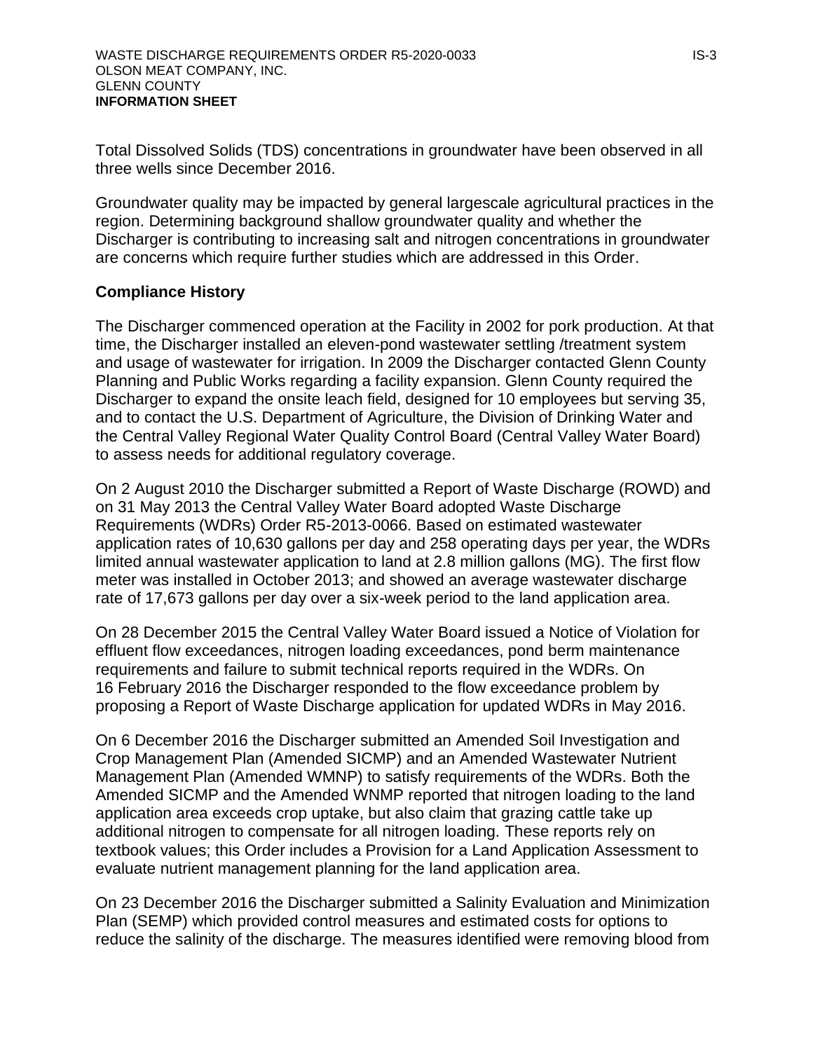Total Dissolved Solids (TDS) concentrations in groundwater have been observed in all three wells since December 2016.

Groundwater quality may be impacted by general largescale agricultural practices in the region. Determining background shallow groundwater quality and whether the Discharger is contributing to increasing salt and nitrogen concentrations in groundwater are concerns which require further studies which are addressed in this Order.

**Compliance History**

The Discharger commenced operation at the Facility in 2002 for pork production. At that time, the Discharger installed an eleven-pond wastewater settling /treatment system and usage of wastewater for irrigation. In 2009 the Discharger contacted Glenn County Planning and Public Works regarding a facility expansion. Glenn County required the Discharger to expand the onsite leach field, designed for 10 employees but serving 35, and to contact the U.S. Department of Agriculture, the Division of Drinking Water and the Central Valley Regional Water Quality Control Board (Central Valley Water Board) to assess needs for additional regulatory coverage.

On 2 August 2010 the Discharger submitted a Report of Waste Discharge (ROWD) and on 31 May 2013 the Central Valley Water Board adopted Waste Discharge Requirements (WDRs) Order R5-2013-0066. Based on estimated wastewater application rates of 10,630 gallons per day and 258 operating days per year, the WDRs limited annual wastewater application to land at 2.8 million gallons (MG). The first flow meter was installed in October 2013; and showed an average wastewater discharge rate of 17,673 gallons per day over a six-week period to the land application area.

On 28 December 2015 the Central Valley Water Board issued a Notice of Violation for effluent flow exceedances, nitrogen loading exceedances, pond berm maintenance requirements and failure to submit technical reports required in the WDRs. On 16 February 2016 the Discharger responded to the flow exceedance problem by proposing a Report of Waste Discharge application for updated WDRs in May 2016.

On 6 December 2016 the Discharger submitted an Amended Soil Investigation and Crop Management Plan (Amended SICMP) and an Amended Wastewater Nutrient Management Plan (Amended WMNP) to satisfy requirements of the WDRs. Both the Amended SICMP and the Amended WNMP reported that nitrogen loading to the land application area exceeds crop uptake, but also claim that grazing cattle take up additional nitrogen to compensate for all nitrogen loading. These reports rely on textbook values; this Order includes a Provision for a Land Application Assessment to evaluate nutrient management planning for the land application area.

On 23 December 2016 the Discharger submitted a Salinity Evaluation and Minimization Plan (SEMP) which provided control measures and estimated costs for options to reduce the salinity of the discharge. The measures identified were removing blood from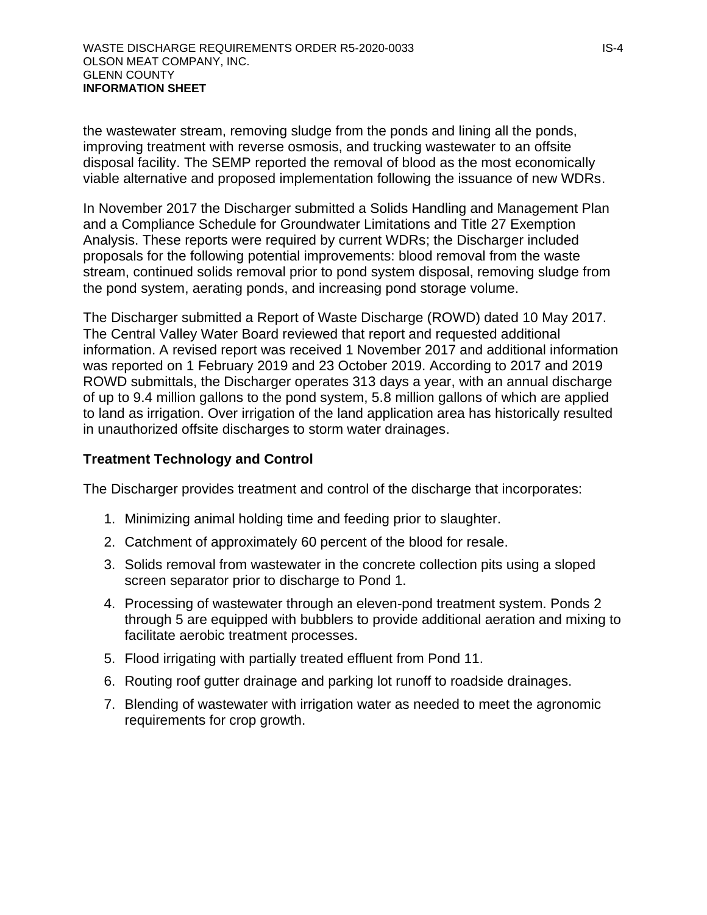the wastewater stream, removing sludge from the ponds and lining all the ponds, improving treatment with reverse osmosis, and trucking wastewater to an offsite disposal facility. The SEMP reported the removal of blood as the most economically viable alternative and proposed implementation following the issuance of new WDRs.

In November 2017 the Discharger submitted a Solids Handling and Management Plan and a Compliance Schedule for Groundwater Limitations and Title 27 Exemption Analysis. These reports were required by current WDRs; the Discharger included proposals for the following potential improvements: blood removal from the waste stream, continued solids removal prior to pond system disposal, removing sludge from the pond system, aerating ponds, and increasing pond storage volume.

The Discharger submitted a Report of Waste Discharge (ROWD) dated 10 May 2017. The Central Valley Water Board reviewed that report and requested additional information. A revised report was received 1 November 2017 and additional information was reported on 1 February 2019 and 23 October 2019. According to 2017 and 2019 ROWD submittals, the Discharger operates 313 days a year, with an annual discharge of up to 9.4 million gallons to the pond system, 5.8 million gallons of which are applied to land as irrigation. Over irrigation of the land application area has historically resulted in unauthorized offsite discharges to storm water drainages.

**Treatment Technology and Control**

The Discharger provides treatment and control of the discharge that incorporates:

1. Minimizing animal holding time and feeding prior to slaughter.
2. Catchment of approximately 60 percent of the blood for resale.
3. Solids removal from wastewater in the concrete collection pits using a sloped screen separator prior to discharge to Pond 1.
4. Processing of wastewater through an eleven-pond treatment system. Ponds 2 through 5 are equipped with bubblers to provide additional aeration and mixing to facilitate aerobic treatment processes.
5. Flood irrigating with partially treated effluent from Pond 11.
6. Routing roof gutter drainage and parking lot runoff to roadside drainages.
7. Blending of wastewater with irrigation water as needed to meet the agronomic requirements for crop growth.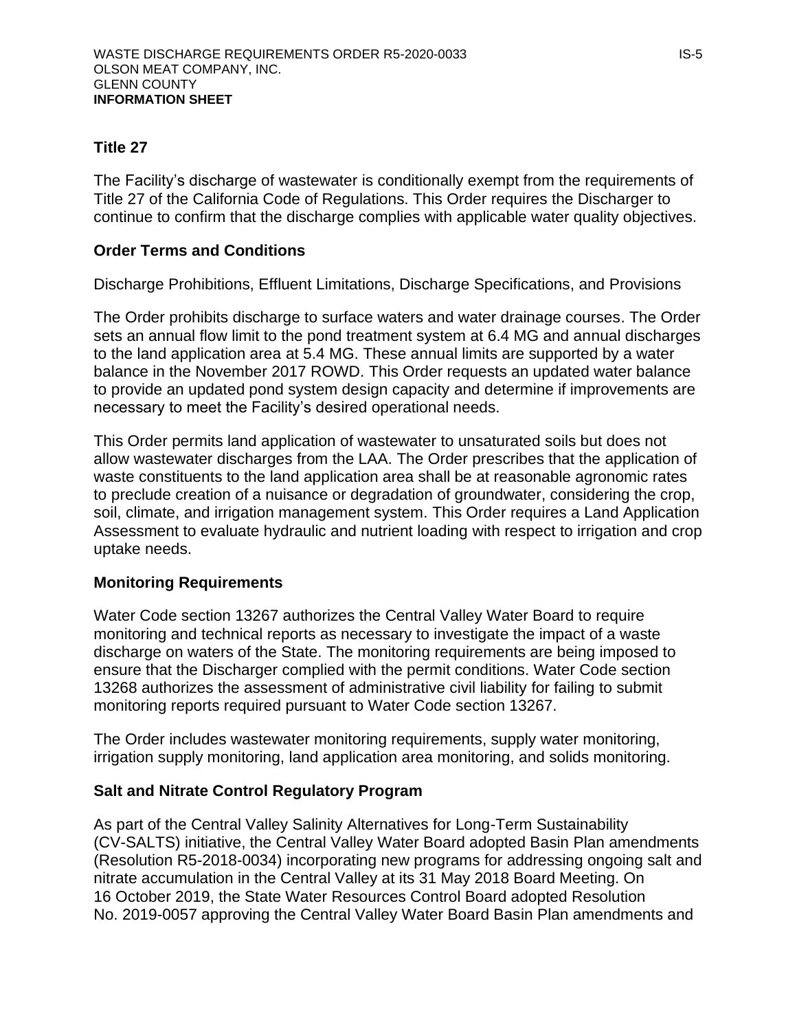## Title 27

The Facility's discharge of wastewater is conditionally exempt from the requirements of Title 27 of the California Code of Regulations. This Order requires the Discharger to continue to confirm that the discharge complies with applicable water quality objectives.

## Order Terms and Conditions

Discharge Prohibitions, Effluent Limitations, Discharge Specifications, and Provisions

The Order prohibits discharge to surface waters and water drainage courses. The Order sets an annual flow limit to the pond treatment system at 6.4 MG and annual discharges to the land application area at 5.4 MG. These annual limits are supported by a water balance in the November 2017 ROWD. This Order requests an updated water balance to provide an updated pond system design capacity and determine if improvements are necessary to meet the Facility's desired operational needs.

This Order permits land application of wastewater to unsaturated soils but does not allow wastewater discharges from the LAA. The Order prescribes that the application of waste constituents to the land application area shall be at reasonable agronomic rates to preclude creation of a nuisance or degradation of groundwater, considering the crop, soil, climate, and irrigation management system. This Order requires a Land Application Assessment to evaluate hydraulic and nutrient loading with respect to irrigation and crop uptake needs.

## Monitoring Requirements

Water Code section 13267 authorizes the Central Valley Water Board to require monitoring and technical reports as necessary to investigate the impact of a waste discharge on waters of the State. The monitoring requirements are being imposed to ensure that the Discharger complied with the permit conditions. Water Code section 13268 authorizes the assessment of administrative civil liability for failing to submit monitoring reports required pursuant to Water Code section 13267.

The Order includes wastewater monitoring requirements, supply water monitoring, irrigation supply monitoring, land application area monitoring, and solids monitoring.

## Salt and Nitrate Control Regulatory Program

As part of the Central Valley Salinity Alternatives for Long-Term Sustainability (CV-SALTS) initiative, the Central Valley Water Board adopted Basin Plan amendments (Resolution R5-2018-0034) incorporating new programs for addressing ongoing salt and nitrate accumulation in the Central Valley at its 31 May 2018 Board Meeting. On 16 October 2019, the State Water Resources Control Board adopted Resolution No. 2019-0057 approving the Central Valley Water Board Basin Plan amendments and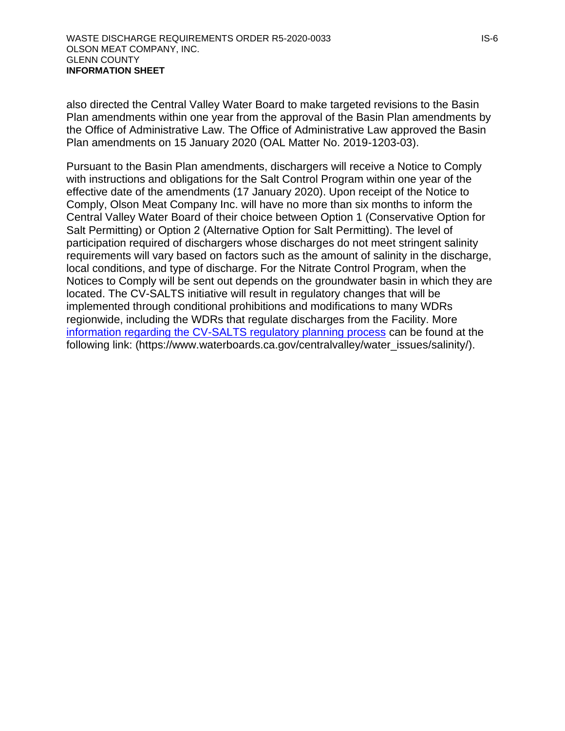also directed the Central Valley Water Board to make targeted revisions to the Basin Plan amendments within one year from the approval of the Basin Plan amendments by the Office of Administrative Law. The Office of Administrative Law approved the Basin Plan amendments on 15 January 2020 (OAL Matter No. 2019-1203-03).

Pursuant to the Basin Plan amendments, dischargers will receive a Notice to Comply with instructions and obligations for the Salt Control Program within one year of the effective date of the amendments (17 January 2020). Upon receipt of the Notice to Comply, Olson Meat Company Inc. will have no more than six months to inform the Central Valley Water Board of their choice between Option 1 (Conservative Option for Salt Permitting) or Option 2 (Alternative Option for Salt Permitting). The level of participation required of dischargers whose discharges do not meet stringent salinity requirements will vary based on factors such as the amount of salinity in the discharge, local conditions, and type of discharge. For the Nitrate Control Program, when the Notices to Comply will be sent out depends on the groundwater basin in which they are located. The CV-SALTS initiative will result in regulatory changes that will be implemented through conditional prohibitions and modifications to many WDRs regionwide, including the WDRs that regulate discharges from the Facility. More [information regarding the CV-SALTS regulatory planning process](https://www.waterboards.ca.gov/centralvalley/water_issues/salinity/) can be found at the following link: (https://www.waterboards.ca.gov/centralvalley/water_issues/salinity/).